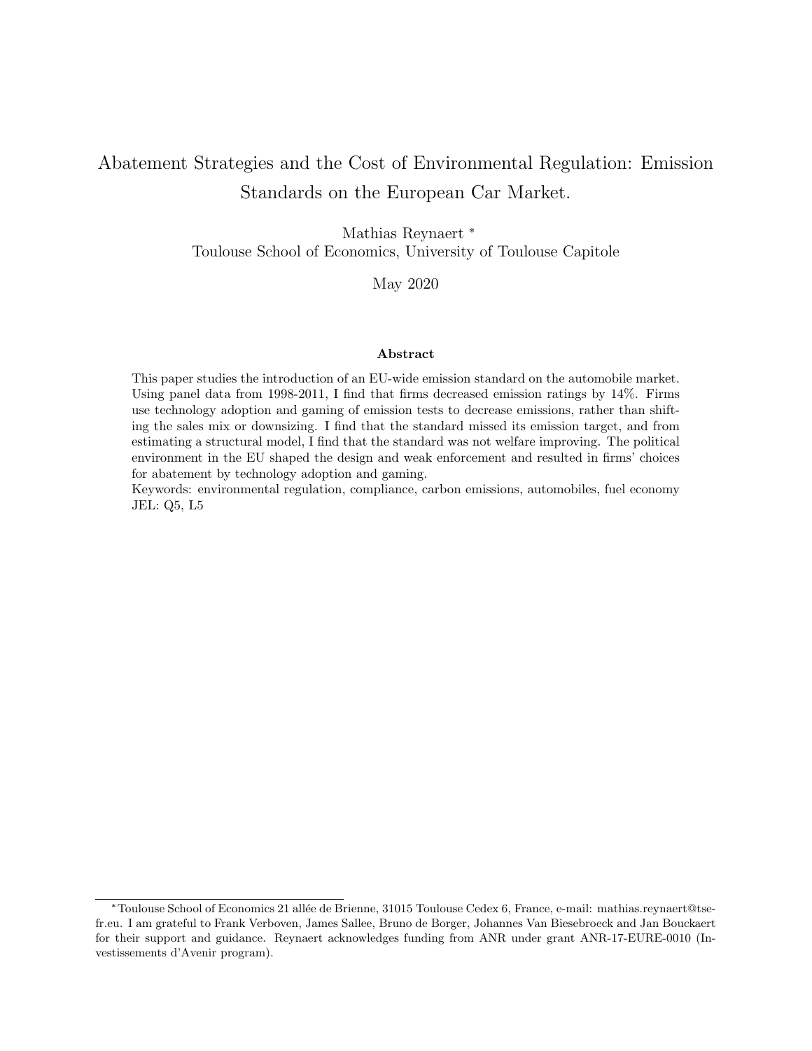# Abatement Strategies and the Cost of Environmental Regulation: Emission Standards on the European Car Market.

Mathias Reynaert *

Toulouse School of Economics, University of Toulouse Capitole

May 2020

### Abstract

This paper studies the introduction of an EU-wide emission standard on the automobile market. Using panel data from 1998-2011, I find that firms decreased emission ratings by 14%. Firms use technology adoption and gaming of emission tests to decrease emissions, rather than shifting the sales mix or downsizing. I find that the standard missed its emission target, and from estimating a structural model, I find that the standard was not welfare improving. The political environment in the EU shaped the design and weak enforcement and resulted in firms' choices for abatement by technology adoption and gaming.

Keywords: environmental regulation, compliance, carbon emissions, automobiles, fuel economy

JEL: Q5, L5

---

* Toulouse School of Economics 21 allée de Brienne, 31015 Toulouse Cedex 6, France, e-mail: mathias.reynaert@tse-fr.eu. I am grateful to Frank Verboven, James Sallee, Bruno de Borger, Johannes Van Biesebroeck and Jan Bouckaert for their support and guidance. Reynaert acknowledges funding from ANR under grant ANR-17-EURE-0010 (Investissements d'Avenir program).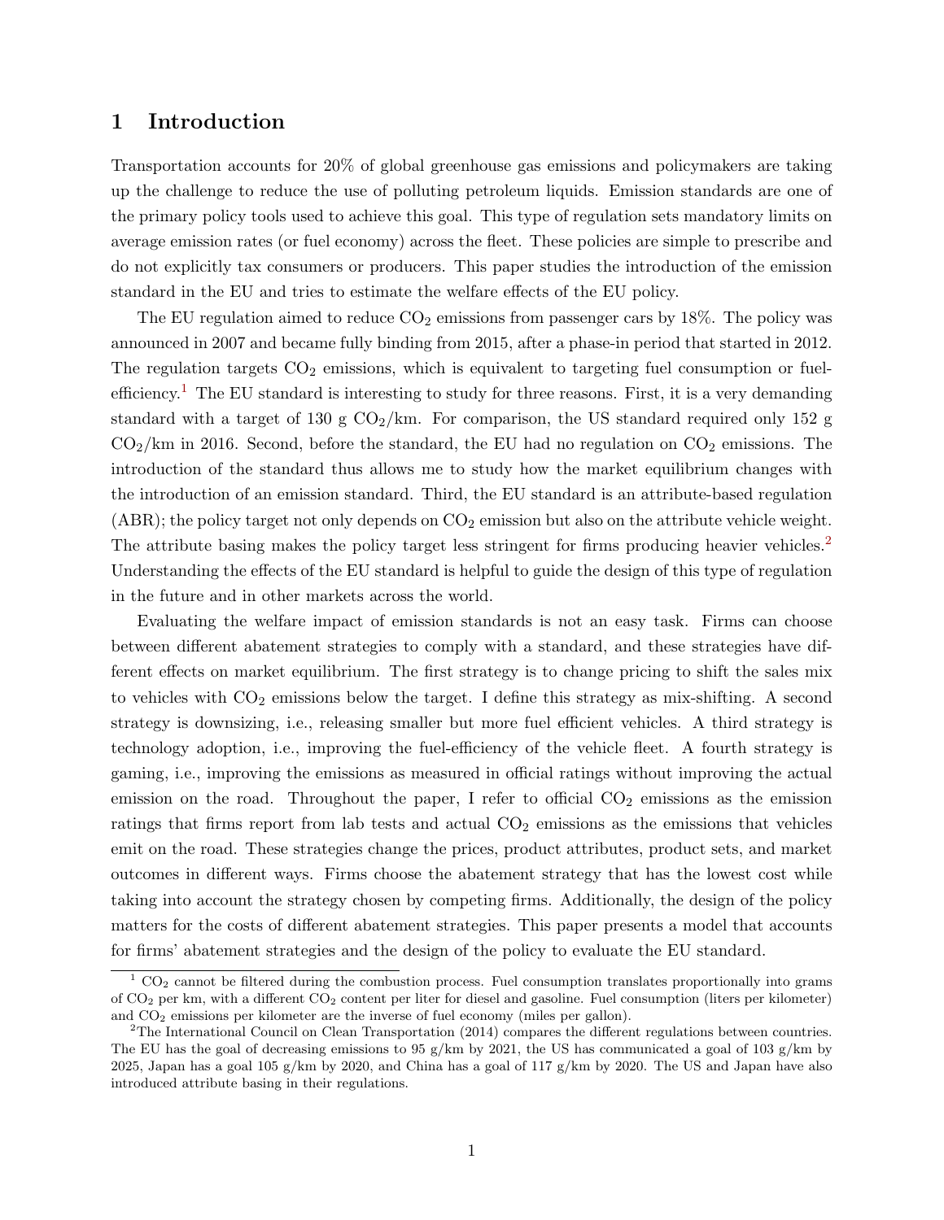## 1 Introduction

Transportation accounts for 20% of global greenhouse gas emissions and policymakers are taking up the challenge to reduce the use of polluting petroleum liquids. Emission standards are one of the primary policy tools used to achieve this goal. This type of regulation sets mandatory limits on average emission rates (or fuel economy) across the fleet. These policies are simple to prescribe and do not explicitly tax consumers or producers. This paper studies the introduction of the emission standard in the EU and tries to estimate the welfare effects of the EU policy.

The EU regulation aimed to reduce $CO_2$ emissions from passenger cars by 18%. The policy was announced in 2007 and became fully binding from 2015, after a phase-in period that started in 2012. The regulation targets $CO_2$ emissions, which is equivalent to targeting fuel consumption or fuel-efficiency.[1] The EU standard is interesting to study for three reasons. First, it is a very demanding standard with a target of 130 g $CO_2$/km. For comparison, the US standard required only 152 g $CO_2$/km in 2016. Second, before the standard, the EU had no regulation on $CO_2$ emissions. The introduction of the standard thus allows me to study how the market equilibrium changes with the introduction of an emission standard. Third, the EU standard is an attribute-based regulation (ABR); the policy target not only depends on $CO_2$ emission but also on the attribute vehicle weight. The attribute basing makes the policy target less stringent for firms producing heavier vehicles.[2] Understanding the effects of the EU standard is helpful to guide the design of this type of regulation in the future and in other markets across the world.

Evaluating the welfare impact of emission standards is not an easy task. Firms can choose between different abatement strategies to comply with a standard, and these strategies have different effects on market equilibrium. The first strategy is to change pricing to shift the sales mix to vehicles with $CO_2$ emissions below the target. I define this strategy as mix-shifting. A second strategy is downsizing, i.e., releasing smaller but more fuel efficient vehicles. A third strategy is technology adoption, i.e., improving the fuel-efficiency of the vehicle fleet. A fourth strategy is gaming, i.e., improving the emissions as measured in official ratings without improving the actual emission on the road. Throughout the paper, I refer to official $CO_2$ emissions as the emission ratings that firms report from lab tests and actual $CO_2$ emissions as the emissions that vehicles emit on the road. These strategies change the prices, product attributes, product sets, and market outcomes in different ways. Firms choose the abatement strategy that has the lowest cost while taking into account the strategy chosen by competing firms. Additionally, the design of the policy matters for the costs of different abatement strategies. This paper presents a model that accounts for firms' abatement strategies and the design of the policy to evaluate the EU standard.

[1] $CO_2$ cannot be filtered during the combustion process. Fuel consumption translates proportionally into grams of $CO_2$ per km, with a different $CO_2$ content per liter for diesel and gasoline. Fuel consumption (liters per kilometer) and $CO_2$ emissions per kilometer are the inverse of fuel economy (miles per gallon).

[2] The International Council on Clean Transportation (2014) compares the different regulations between countries. The EU has the goal of decreasing emissions to 95 g/km by 2021, the US has communicated a goal of 103 g/km by 2025, Japan has a goal 105 g/km by 2020, and China has a goal of 117 g/km by 2020. The US and Japan have also introduced attribute basing in their regulations.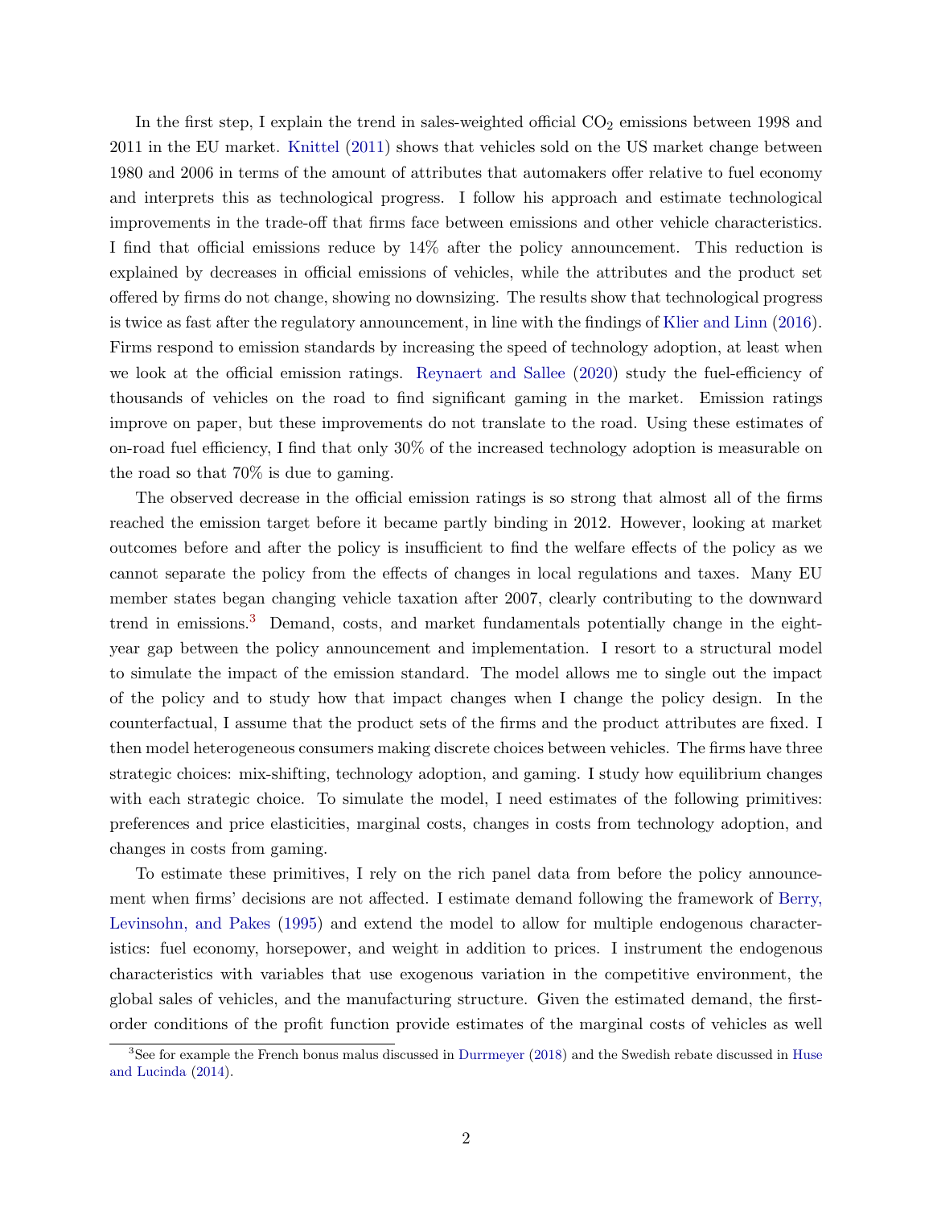In the first step, I explain the trend in sales-weighted official $CO_2$ emissions between 1998 and 2011 in the EU market. Knittel (2011) shows that vehicles sold on the US market change between 1980 and 2006 in terms of the amount of attributes that automakers offer relative to fuel economy and interprets this as technological progress. I follow his approach and estimate technological improvements in the trade-off that firms face between emissions and other vehicle characteristics. I find that official emissions reduce by 14% after the policy announcement. This reduction is explained by decreases in official emissions of vehicles, while the attributes and the product set offered by firms do not change, showing no downsizing. The results show that technological progress is twice as fast after the regulatory announcement, in line with the findings of Klier and Linn (2016). Firms respond to emission standards by increasing the speed of technology adoption, at least when we look at the official emission ratings. Reynaert and Sallee (2020) study the fuel-efficiency of thousands of vehicles on the road to find significant gaming in the market. Emission ratings improve on paper, but these improvements do not translate to the road. Using these estimates of on-road fuel efficiency, I find that only 30% of the increased technology adoption is measurable on the road so that 70% is due to gaming.

The observed decrease in the official emission ratings is so strong that almost all of the firms reached the emission target before it became partly binding in 2012. However, looking at market outcomes before and after the policy is insufficient to find the welfare effects of the policy as we cannot separate the policy from the effects of changes in local regulations and taxes. Many EU member states began changing vehicle taxation after 2007, clearly contributing to the downward trend in emissions.[3] Demand, costs, and market fundamentals potentially change in the eight-year gap between the policy announcement and implementation. I resort to a structural model to simulate the impact of the emission standard. The model allows me to single out the impact of the policy and to study how that impact changes when I change the policy design. In the counterfactual, I assume that the product sets of the firms and the product attributes are fixed. I then model heterogeneous consumers making discrete choices between vehicles. The firms have three strategic choices: mix-shifting, technology adoption, and gaming. I study how equilibrium changes with each strategic choice. To simulate the model, I need estimates of the following primitives: preferences and price elasticities, marginal costs, changes in costs from technology adoption, and changes in costs from gaming.

To estimate these primitives, I rely on the rich panel data from before the policy announcement when firms' decisions are not affected. I estimate demand following the framework of Berry, Levinsohn, and Pakes (1995) and extend the model to allow for multiple endogenous characteristics: fuel economy, horsepower, and weight in addition to prices. I instrument the endogenous characteristics with variables that use exogenous variation in the competitive environment, the global sales of vehicles, and the manufacturing structure. Given the estimated demand, the first-order conditions of the profit function provide estimates of the marginal costs of vehicles as well

[3] See for example the French bonus malus discussed in Durrmeyer (2018) and the Swedish rebate discussed in Huse and Lucinda (2014).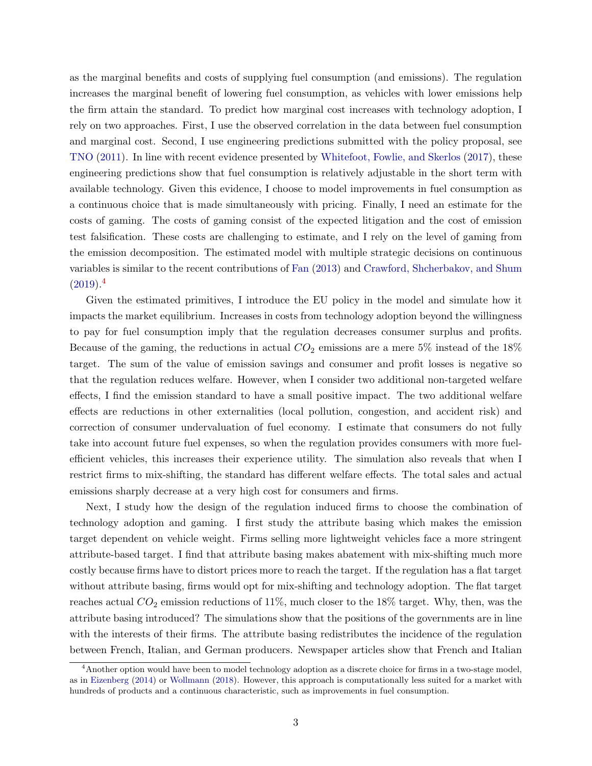as the marginal benefits and costs of supplying fuel consumption (and emissions). The regulation increases the marginal benefit of lowering fuel consumption, as vehicles with lower emissions help the firm attain the standard. To predict how marginal cost increases with technology adoption, I rely on two approaches. First, I use the observed correlation in the data between fuel consumption and marginal cost. Second, I use engineering predictions submitted with the policy proposal, see TNO (2011). In line with recent evidence presented by Whitefoot, Fowlie, and Skerlos (2017), these engineering predictions show that fuel consumption is relatively adjustable in the short term with available technology. Given this evidence, I choose to model improvements in fuel consumption as a continuous choice that is made simultaneously with pricing. Finally, I need an estimate for the costs of gaming. The costs of gaming consist of the expected litigation and the cost of emission test falsification. These costs are challenging to estimate, and I rely on the level of gaming from the emission decomposition. The estimated model with multiple strategic decisions on continuous variables is similar to the recent contributions of Fan (2013) and Crawford, Shcherbakov, and Shum (2019).[4]

Given the estimated primitives, I introduce the EU policy in the model and simulate how it impacts the market equilibrium. Increases in costs from technology adoption beyond the willingness to pay for fuel consumption imply that the regulation decreases consumer surplus and profits. Because of the gaming, the reductions in actual $CO_2$ emissions are a mere 5% instead of the 18% target. The sum of the value of emission savings and consumer and profit losses is negative so that the regulation reduces welfare. However, when I consider two additional non-targeted welfare effects, I find the emission standard to have a small positive impact. The two additional welfare effects are reductions in other externalities (local pollution, congestion, and accident risk) and correction of consumer undervaluation of fuel economy. I estimate that consumers do not fully take into account future fuel expenses, so when the regulation provides consumers with more fuel-efficient vehicles, this increases their experience utility. The simulation also reveals that when I restrict firms to mix-shifting, the standard has different welfare effects. The total sales and actual emissions sharply decrease at a very high cost for consumers and firms.

Next, I study how the design of the regulation induced firms to choose the combination of technology adoption and gaming. I first study the attribute basing which makes the emission target dependent on vehicle weight. Firms selling more lightweight vehicles face a more stringent attribute-based target. I find that attribute basing makes abatement with mix-shifting much more costly because firms have to distort prices more to reach the target. If the regulation has a flat target without attribute basing, firms would opt for mix-shifting and technology adoption. The flat target reaches actual $CO_2$ emission reductions of 11%, much closer to the 18% target. Why, then, was the attribute basing introduced? The simulations show that the positions of the governments are in line with the interests of their firms. The attribute basing redistributes the incidence of the regulation between French, Italian, and German producers. Newspaper articles show that French and Italian

[4] Another option would have been to model technology adoption as a discrete choice for firms in a two-stage model, as in Eizenberg (2014) or Wollmann (2018). However, this approach is computationally less suited for a market with hundreds of products and a continuous characteristic, such as improvements in fuel consumption.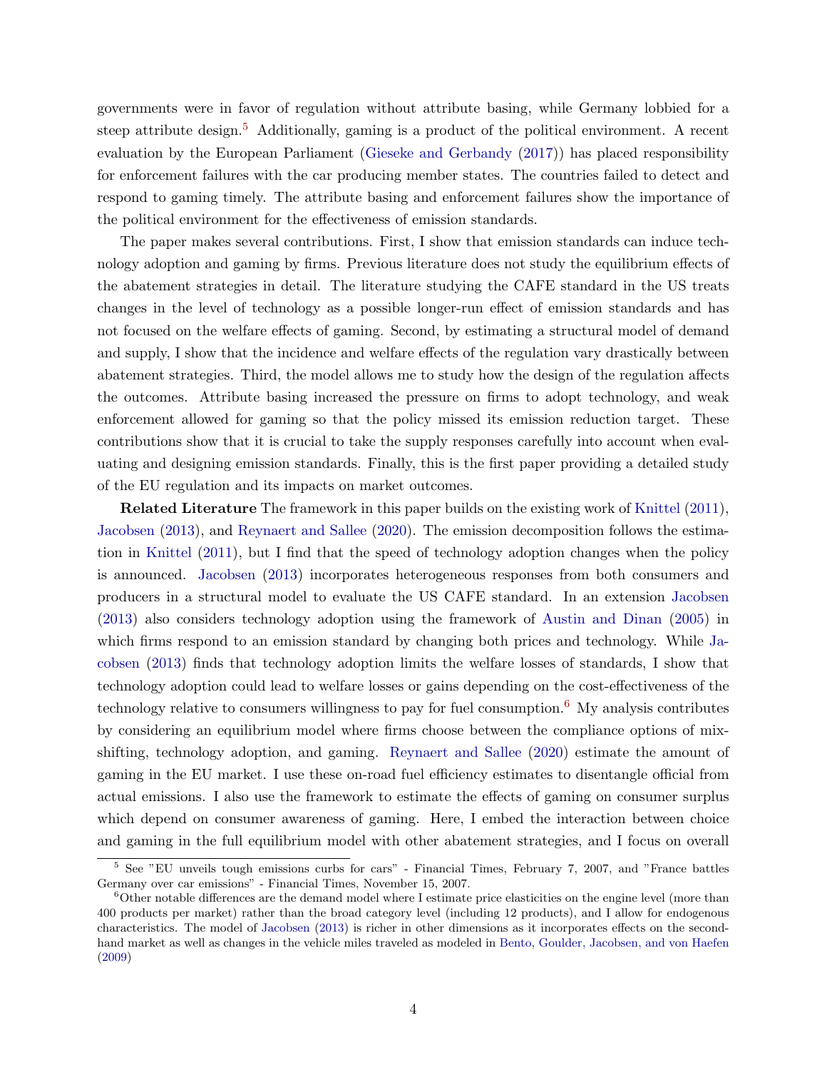governments were in favor of regulation without attribute basing, while Germany lobbied for a steep attribute design.[5] Additionally, gaming is a product of the political environment. A recent evaluation by the European Parliament (Gieseke and Gerbandy (2017)) has placed responsibility for enforcement failures with the car producing member states. The countries failed to detect and respond to gaming timely. The attribute basing and enforcement failures show the importance of the political environment for the effectiveness of emission standards.

The paper makes several contributions. First, I show that emission standards can induce technology adoption and gaming by firms. Previous literature does not study the equilibrium effects of the abatement strategies in detail. The literature studying the CAFE standard in the US treats changes in the level of technology as a possible longer-run effect of emission standards and has not focused on the welfare effects of gaming. Second, by estimating a structural model of demand and supply, I show that the incidence and welfare effects of the regulation vary drastically between abatement strategies. Third, the model allows me to study how the design of the regulation affects the outcomes. Attribute basing increased the pressure on firms to adopt technology, and weak enforcement allowed for gaming so that the policy missed its emission reduction target. These contributions show that it is crucial to take the supply responses carefully into account when evaluating and designing emission standards. Finally, this is the first paper providing a detailed study of the EU regulation and its impacts on market outcomes.

**Related Literature** The framework in this paper builds on the existing work of Knittel (2011), Jacobsen (2013), and Reynaert and Sallee (2020). The emission decomposition follows the estimation in Knittel (2011), but I find that the speed of technology adoption changes when the policy is announced. Jacobsen (2013) incorporates heterogeneous responses from both consumers and producers in a structural model to evaluate the US CAFE standard. In an extension Jacobsen (2013) also considers technology adoption using the framework of Austin and Dinan (2005) in which firms respond to an emission standard by changing both prices and technology. While Jacobsen (2013) finds that technology adoption limits the welfare losses of standards, I show that technology adoption could lead to welfare losses or gains depending on the cost-effectiveness of the technology relative to consumers willingness to pay for fuel consumption.[6] My analysis contributes by considering an equilibrium model where firms choose between the compliance options of mix-shifting, technology adoption, and gaming. Reynaert and Sallee (2020) estimate the amount of gaming in the EU market. I use these on-road fuel efficiency estimates to disentangle official from actual emissions. I also use the framework to estimate the effects of gaming on consumer surplus which depend on consumer awareness of gaming. Here, I embed the interaction between choice and gaming in the full equilibrium model with other abatement strategies, and I focus on overall

[5] See "EU unveils tough emissions curbs for cars" - Financial Times, February 7, 2007, and "France battles Germany over car emissions" - Financial Times, November 15, 2007.

[6] Other notable differences are the demand model where I estimate price elasticities on the engine level (more than 400 products per market) rather than the broad category level (including 12 products), and I allow for endogenous characteristics. The model of Jacobsen (2013) is richer in other dimensions as it incorporates effects on the second-hand market as well as changes in the vehicle miles traveled as modeled in Bento, Goulder, Jacobsen, and von Haefen (2009)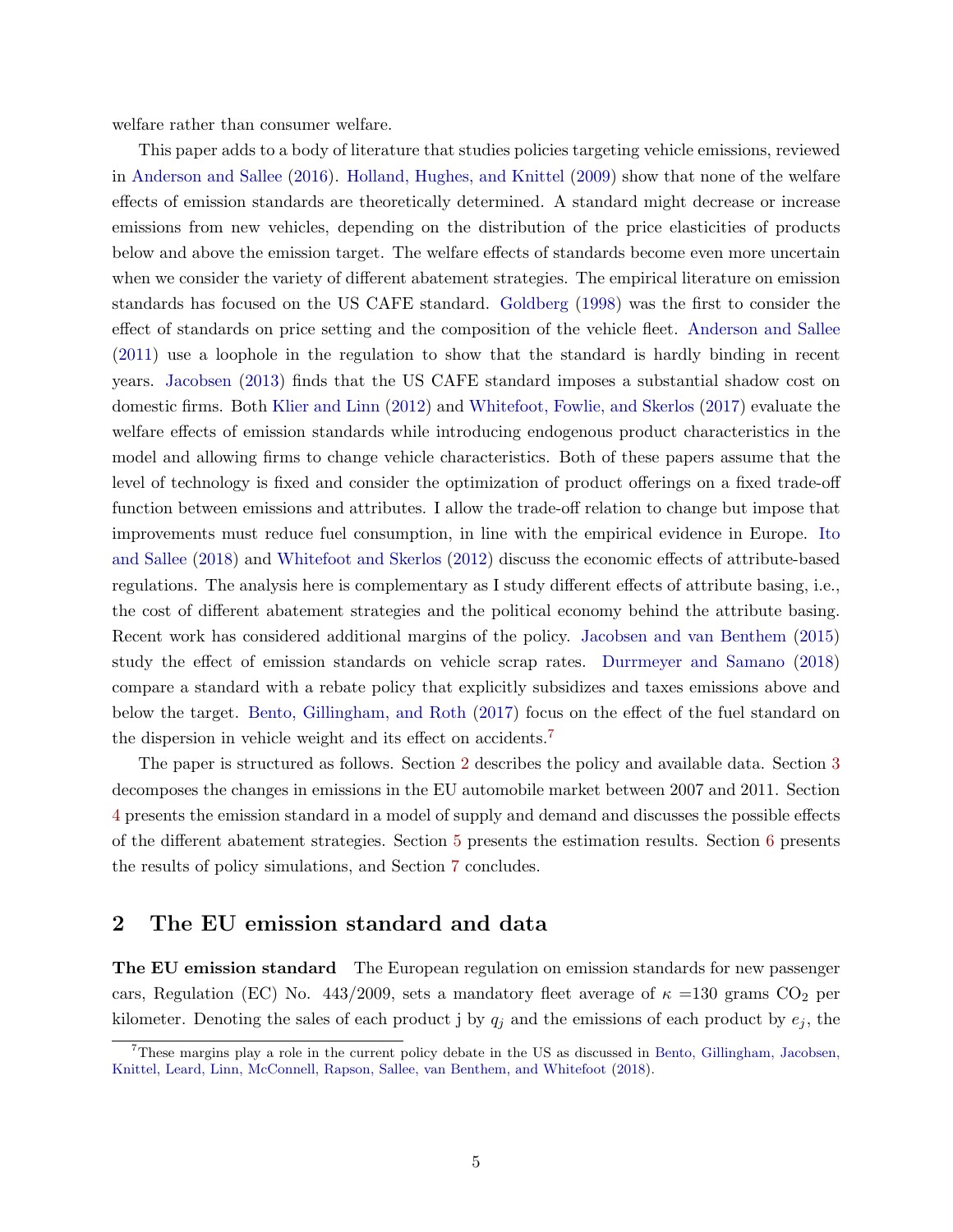welfare rather than consumer welfare.

This paper adds to a body of literature that studies policies targeting vehicle emissions, reviewed in Anderson and Sallee (2016). Holland, Hughes, and Knittel (2009) show that none of the welfare effects of emission standards are theoretically determined. A standard might decrease or increase emissions from new vehicles, depending on the distribution of the price elasticities of products below and above the emission target. The welfare effects of standards become even more uncertain when we consider the variety of different abatement strategies. The empirical literature on emission standards has focused on the US CAFE standard. Goldberg (1998) was the first to consider the effect of standards on price setting and the composition of the vehicle fleet. Anderson and Sallee (2011) use a loophole in the regulation to show that the standard is hardly binding in recent years. Jacobsen (2013) finds that the US CAFE standard imposes a substantial shadow cost on domestic firms. Both Klier and Linn (2012) and Whitefoot, Fowlie, and Skerlos (2017) evaluate the welfare effects of emission standards while introducing endogenous product characteristics in the model and allowing firms to change vehicle characteristics. Both of these papers assume that the level of technology is fixed and consider the optimization of product offerings on a fixed trade-off function between emissions and attributes. I allow the trade-off relation to change but impose that improvements must reduce fuel consumption, in line with the empirical evidence in Europe. Ito and Sallee (2018) and Whitefoot and Skerlos (2012) discuss the economic effects of attribute-based regulations. The analysis here is complementary as I study different effects of attribute basing, i.e., the cost of different abatement strategies and the political economy behind the attribute basing. Recent work has considered additional margins of the policy. Jacobsen and van Benthem (2015) study the effect of emission standards on vehicle scrap rates. Durrmeyer and Samano (2018) compare a standard with a rebate policy that explicitly subsidizes and taxes emissions above and below the target. Bento, Gillingham, and Roth (2017) focus on the effect of the fuel standard on the dispersion in vehicle weight and its effect on accidents.[7]

The paper is structured as follows. Section 2 describes the policy and available data. Section 3 decomposes the changes in emissions in the EU automobile market between 2007 and 2011. Section 4 presents the emission standard in a model of supply and demand and discusses the possible effects of the different abatement strategies. Section 5 presents the estimation results. Section 6 presents the results of policy simulations, and Section 7 concludes.

## 2 The EU emission standard and data

**The EU emission standard** The European regulation on emission standards for new passenger cars, Regulation (EC) No. 443/2009, sets a mandatory fleet average of $\kappa$ =130 grams $CO_2$ per kilometer. Denoting the sales of each product j by $q_j$ and the emissions of each product by $e_j$, the

[7]These margins play a role in the current policy debate in the US as discussed in Bento, Gillingham, Jacobsen, Knittel, Leard, Linn, McConnell, Rapson, Sallee, van Benthem, and Whitefoot (2018).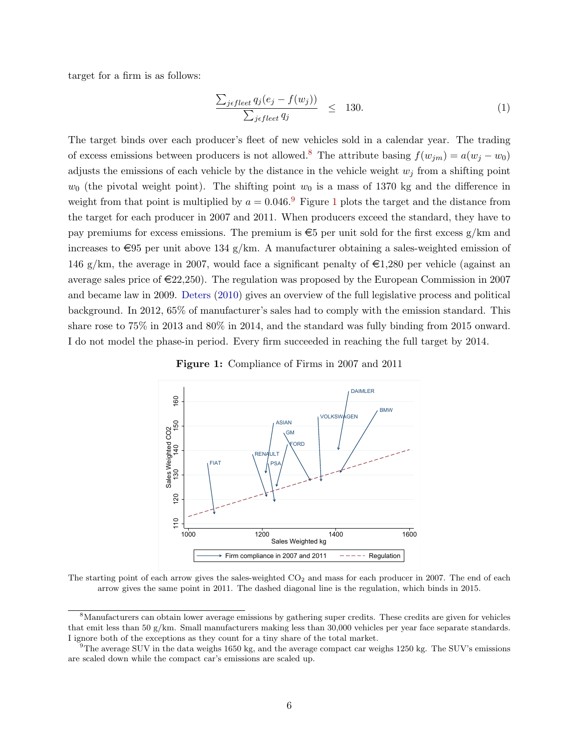target for a firm is as follows:

$$\frac{\sum_{j \epsilon fleet} q_j (e_j - f(w_j))}{\sum_{j \epsilon fleet} q_j} \leq 130. \tag{1}$$

The target binds over each producer's fleet of new vehicles sold in a calendar year. The trading of excess emissions between producers is not allowed.[8] The attribute basing $f(w_{jm}) = a(w_j - w_0)$ adjusts the emissions of each vehicle by the distance in the vehicle weight $w_j$ from a shifting point $w_0$ (the pivotal weight point). The shifting point $w_0$ is a mass of 1370 kg and the difference in weight from that point is multiplied by $a = 0.046$.[9] Figure 1 plots the target and the distance from the target for each producer in 2007 and 2011. When producers exceed the standard, they have to pay premiums for excess emissions. The premium is €5 per unit sold for the first excess g/km and increases to €95 per unit above 134 g/km. A manufacturer obtaining a sales-weighted emission of 146 g/km, the average in 2007, would face a significant penalty of €1,280 per vehicle (against an average sales price of €22,250). The regulation was proposed by the European Commission in 2007 and became law in 2009. Deters (2010) gives an overview of the full legislative process and political background. In 2012, 65% of manufacturer's sales had to comply with the emission standard. This share rose to 75% in 2013 and 80% in 2014, and the standard was fully binding from 2015 onward. I do not model the phase-in period. Every firm succeeded in reaching the full target by 2014.

**Figure 1:** Compliance of Firms in 2007 and 2011

The starting point of each arrow gives the sales-weighted $CO_2$ and mass for each producer in 2007. The end of each arrow gives the same point in 2011. The dashed diagonal line is the regulation, which binds in 2015.

[8] Manufacturers can obtain lower average emissions by gathering super credits. These credits are given for vehicles that emit less than 50 g/km. Small manufacturers making less than 30,000 vehicles per year face separate standards. I ignore both of the exceptions as they count for a tiny share of the total market.

[9] The average SUV in the data weighs 1650 kg, and the average compact car weighs 1250 kg. The SUV's emissions are scaled down while the compact car's emissions are scaled up.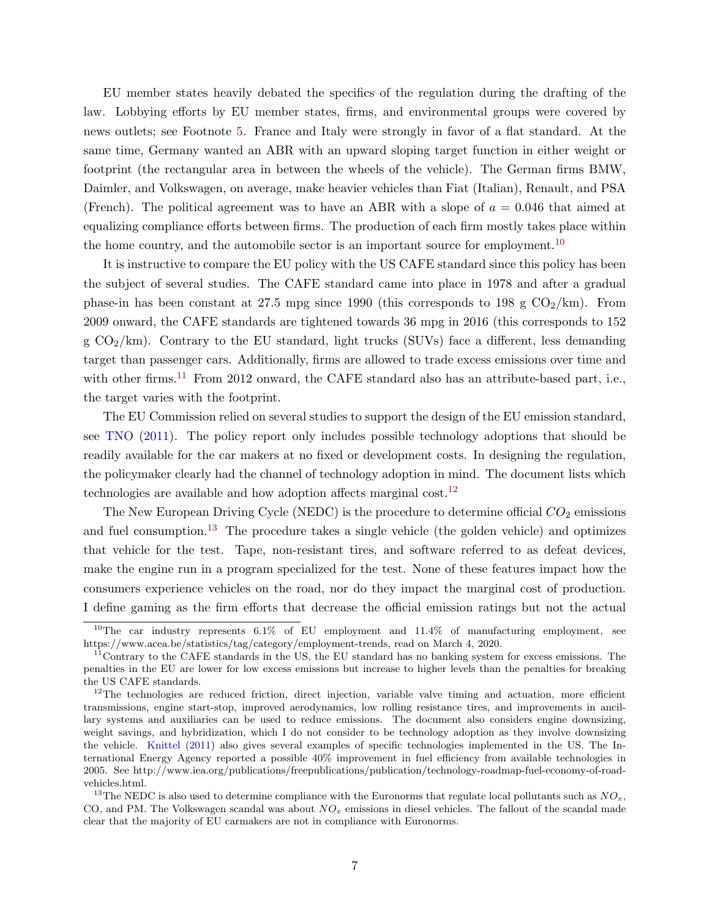EU member states heavily debated the specifics of the regulation during the drafting of the law. Lobbying efforts by EU member states, firms, and environmental groups were covered by news outlets; see Footnote 5. France and Italy were strongly in favor of a flat standard. At the same time, Germany wanted an ABR with an upward sloping target function in either weight or footprint (the rectangular area in between the wheels of the vehicle). The German firms BMW, Daimler, and Volkswagen, on average, make heavier vehicles than Fiat (Italian), Renault, and PSA (French). The political agreement was to have an ABR with a slope of $a = 0.046$ that aimed at equalizing compliance efforts between firms. The production of each firm mostly takes place within the home country, and the automobile sector is an important source for employment.[10]

It is instructive to compare the EU policy with the US CAFE standard since this policy has been the subject of several studies. The CAFE standard came into place in 1978 and after a gradual phase-in has been constant at 27.5 mpg since 1990 (this corresponds to 198 g $CO_2$/km). From 2009 onward, the CAFE standards are tightened towards 36 mpg in 2016 (this corresponds to 152 g $CO_2$/km). Contrary to the EU standard, light trucks (SUVs) face a different, less demanding target than passenger cars. Additionally, firms are allowed to trade excess emissions over time and with other firms.[11] From 2012 onward, the CAFE standard also has an attribute-based part, i.e., the target varies with the footprint.

The EU Commission relied on several studies to support the design of the EU emission standard, see TNO (2011). The policy report only includes possible technology adoptions that should be readily available for the car makers at no fixed or development costs. In designing the regulation, the policymaker clearly had the channel of technology adoption in mind. The document lists which technologies are available and how adoption affects marginal cost.[12]

The New European Driving Cycle (NEDC) is the procedure to determine official $CO_2$ emissions and fuel consumption.[13] The procedure takes a single vehicle (the golden vehicle) and optimizes that vehicle for the test. Tape, non-resistant tires, and software referred to as defeat devices, make the engine run in a program specialized for the test. None of these features impact how the consumers experience vehicles on the road, nor do they impact the marginal cost of production. I define gaming as the firm efforts that decrease the official emission ratings but not the actual

[10] The car industry represents 6.1% of EU employment and 11.4% of manufacturing employment, see https://www.acea.be/statistics/tag/category/employment-trends, read on March 4, 2020.

[11] Contrary to the CAFE standards in the US, the EU standard has no banking system for excess emissions. The penalties in the EU are lower for low excess emissions but increase to higher levels than the penalties for breaking the US CAFE standards.

[12] The technologies are reduced friction, direct injection, variable valve timing and actuation, more efficient transmissions, engine start-stop, improved aerodynamics, low rolling resistance tires, and improvements in ancillary systems and auxiliaries can be used to reduce emissions. The document also considers engine downsizing, weight savings, and hybridization, which I do not consider to be technology adoption as they involve downsizing the vehicle. Knittel (2011) also gives several examples of specific technologies implemented in the US. The International Energy Agency reported a possible 40% improvement in fuel efficiency from available technologies in 2005. See http://www.iea.org/publications/freepublications/publication/technology-roadmap-fuel-economy-of-road-vehicles.html.

[13] The NEDC is also used to determine compliance with the Euronorms that regulate local pollutants such as $NO_x$, CO, and PM. The Volkswagen scandal was about $NO_x$ emissions in diesel vehicles. The fallout of the scandal made clear that the majority of EU carmakers are not in compliance with Euronorms.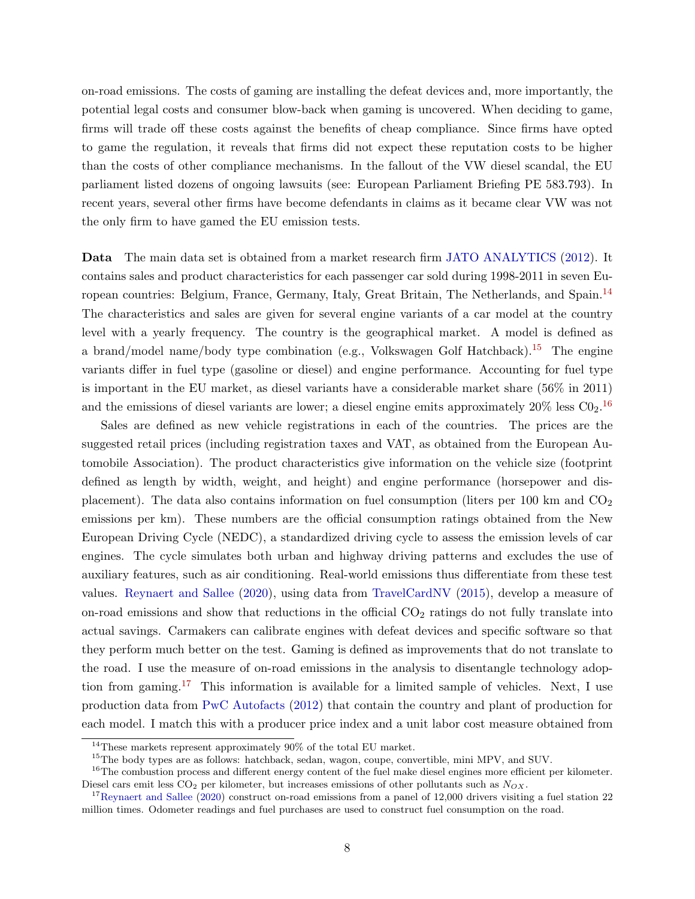on-road emissions. The costs of gaming are installing the defeat devices and, more importantly, the potential legal costs and consumer blow-back when gaming is uncovered. When deciding to game, firms will trade off these costs against the benefits of cheap compliance. Since firms have opted to game the regulation, it reveals that firms did not expect these reputation costs to be higher than the costs of other compliance mechanisms. In the fallout of the VW diesel scandal, the EU parliament listed dozens of ongoing lawsuits (see: European Parliament Briefing PE 583.793). In recent years, several other firms have become defendants in claims as it became clear VW was not the only firm to have gamed the EU emission tests.

**Data** The main data set is obtained from a market research firm JATO ANALYTICS (2012). It contains sales and product characteristics for each passenger car sold during 1998-2011 in seven European countries: Belgium, France, Germany, Italy, Great Britain, The Netherlands, and Spain.[14] The characteristics and sales are given for several engine variants of a car model at the country level with a yearly frequency. The country is the geographical market. A model is defined as a brand/model name/body type combination (e.g., Volkswagen Golf Hatchback).[15] The engine variants differ in fuel type (gasoline or diesel) and engine performance. Accounting for fuel type is important in the EU market, as diesel variants have a considerable market share (56% in 2011) and the emissions of diesel variants are lower; a diesel engine emits approximately 20% less $C0_2$.[16]

Sales are defined as new vehicle registrations in each of the countries. The prices are the suggested retail prices (including registration taxes and VAT, as obtained from the European Automobile Association). The product characteristics give information on the vehicle size (footprint defined as length by width, weight, and height) and engine performance (horsepower and displacement). The data also contains information on fuel consumption (liters per 100 km and $CO_2$ emissions per km). These numbers are the official consumption ratings obtained from the New European Driving Cycle (NEDC), a standardized driving cycle to assess the emission levels of car engines. The cycle simulates both urban and highway driving patterns and excludes the use of auxiliary features, such as air conditioning. Real-world emissions thus differentiate from these test values. Reynaert and Sallee (2020), using data from TravelCardNV (2015), develop a measure of on-road emissions and show that reductions in the official $CO_2$ ratings do not fully translate into actual savings. Carmakers can calibrate engines with defeat devices and specific software so that they perform much better on the test. Gaming is defined as improvements that do not translate to the road. I use the measure of on-road emissions in the analysis to disentangle technology adoption from gaming.[17] This information is available for a limited sample of vehicles. Next, I use production data from PwC Autofacts (2012) that contain the country and plant of production for each model. I match this with a producer price index and a unit labor cost measure obtained from

[14] These markets represent approximately 90% of the total EU market.

[15] The body types are as follows: hatchback, sedan, wagon, coupe, convertible, mini MPV, and SUV.

[16] The combustion process and different energy content of the fuel make diesel engines more efficient per kilometer. Diesel cars emit less $CO_2$ per kilometer, but increases emissions of other pollutants such as $N_{OX}$.

[17] Reynaert and Sallee (2020) construct on-road emissions from a panel of 12,000 drivers visiting a fuel station 22 million times. Odometer readings and fuel purchases are used to construct fuel consumption on the road.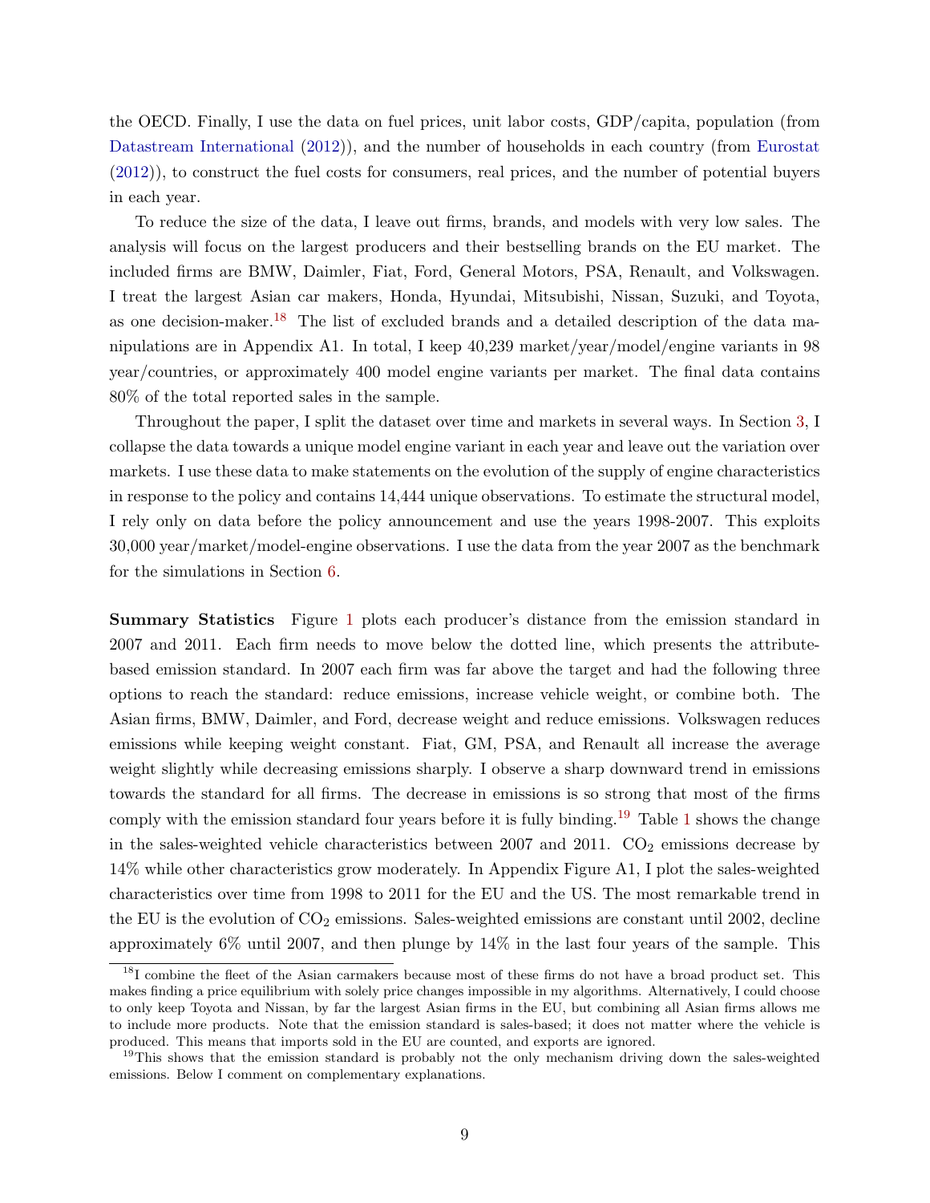the OECD. Finally, I use the data on fuel prices, unit labor costs, GDP/capita, population (from Datastream International (2012)), and the number of households in each country (from Eurostat (2012)), to construct the fuel costs for consumers, real prices, and the number of potential buyers in each year.

To reduce the size of the data, I leave out firms, brands, and models with very low sales. The analysis will focus on the largest producers and their bestselling brands on the EU market. The included firms are BMW, Daimler, Fiat, Ford, General Motors, PSA, Renault, and Volkswagen. I treat the largest Asian car makers, Honda, Hyundai, Mitsubishi, Nissan, Suzuki, and Toyota, as one decision-maker.[18] The list of excluded brands and a detailed description of the data manipulations are in Appendix A1. In total, I keep 40,239 market/year/model/engine variants in 98 year/countries, or approximately 400 model engine variants per market. The final data contains 80% of the total reported sales in the sample.

Throughout the paper, I split the dataset over time and markets in several ways. In Section 3, I collapse the data towards a unique model engine variant in each year and leave out the variation over markets. I use these data to make statements on the evolution of the supply of engine characteristics in response to the policy and contains 14,444 unique observations. To estimate the structural model, I rely only on data before the policy announcement and use the years 1998-2007. This exploits 30,000 year/market/model-engine observations. I use the data from the year 2007 as the benchmark for the simulations in Section 6.

**Summary Statistics** Figure 1 plots each producer's distance from the emission standard in 2007 and 2011. Each firm needs to move below the dotted line, which presents the attribute-based emission standard. In 2007 each firm was far above the target and had the following three options to reach the standard: reduce emissions, increase vehicle weight, or combine both. The Asian firms, BMW, Daimler, and Ford, decrease weight and reduce emissions. Volkswagen reduces emissions while keeping weight constant. Fiat, GM, PSA, and Renault all increase the average weight slightly while decreasing emissions sharply. I observe a sharp downward trend in emissions towards the standard for all firms. The decrease in emissions is so strong that most of the firms comply with the emission standard four years before it is fully binding.[19] Table 1 shows the change in the sales-weighted vehicle characteristics between 2007 and 2011. $CO_2$ emissions decrease by 14% while other characteristics grow moderately. In Appendix Figure A1, I plot the sales-weighted characteristics over time from 1998 to 2011 for the EU and the US. The most remarkable trend in the EU is the evolution of $CO_2$ emissions. Sales-weighted emissions are constant until 2002, decline approximately 6% until 2007, and then plunge by 14% in the last four years of the sample. This

[18] I combine the fleet of the Asian carmakers because most of these firms do not have a broad product set. This makes finding a price equilibrium with solely price changes impossible in my algorithms. Alternatively, I could choose to only keep Toyota and Nissan, by far the largest Asian firms in the EU, but combining all Asian firms allows me to include more products. Note that the emission standard is sales-based; it does not matter where the vehicle is produced. This means that imports sold in the EU are counted, and exports are ignored.

[19] This shows that the emission standard is probably not the only mechanism driving down the sales-weighted emissions. Below I comment on complementary explanations.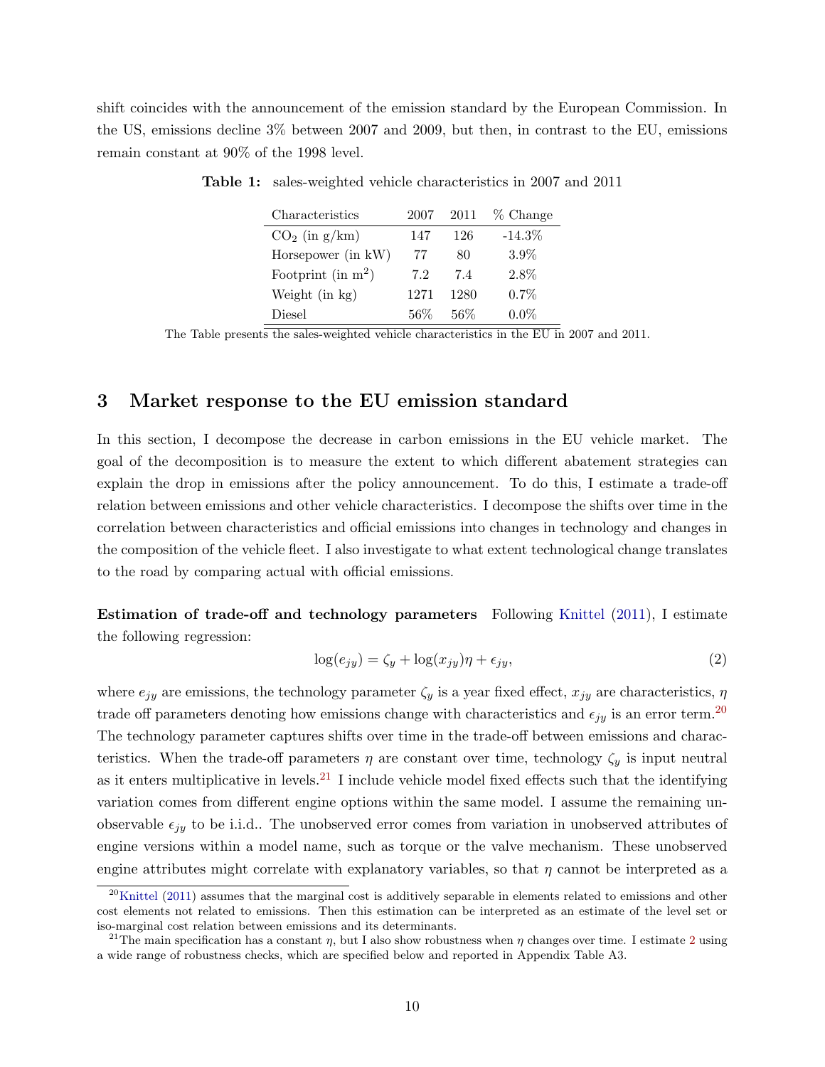shift coincides with the announcement of the emission standard by the European Commission. In the US, emissions decline 3% between 2007 and 2009, but then, in contrast to the EU, emissions remain constant at 90% of the 1998 level.

**Table 1:** sales-weighted vehicle characteristics in 2007 and 2011

| Characteristics | 2007 | 2011 | % Change |
|---|---|---|---|
| $CO_2$ (in g/km) | 147 | 126 | -14.3% |
| Horsepower (in kW) | 77 | 80 | 3.9% |
| Footprint (in $m^2$) | 7.2 | 7.4 | 2.8% |
| Weight (in kg) | 1271 | 1280 | 0.7% |
| Diesel | 56% | 56% | 0.0% |

The Table presents the sales-weighted vehicle characteristics in the EU in 2007 and 2011.

## 3 Market response to the EU emission standard

In this section, I decompose the decrease in carbon emissions in the EU vehicle market. The goal of the decomposition is to measure the extent to which different abatement strategies can explain the drop in emissions after the policy announcement. To do this, I estimate a trade-off relation between emissions and other vehicle characteristics. I decompose the shifts over time in the correlation between characteristics and official emissions into changes in technology and changes in the composition of the vehicle fleet. I also investigate to what extent technological change translates to the road by comparing actual with official emissions.

**Estimation of trade-off and technology parameters** Following Knittel (2011), I estimate the following regression:

$$\log(e_{jy}) = \zeta_y + \log(x_{jy})\eta + \epsilon_{jy}, \tag{2}$$

where $e_{jy}$ are emissions, the technology parameter $\zeta_y$ is a year fixed effect, $x_{jy}$ are characteristics, $\eta$ trade off parameters denoting how emissions change with characteristics and $\epsilon_{jy}$ is an error term.[20] The technology parameter captures shifts over time in the trade-off between emissions and characteristics. When the trade-off parameters $\eta$ are constant over time, technology $\zeta_y$ is input neutral as it enters multiplicative in levels.[21] I include vehicle model fixed effects such that the identifying variation comes from different engine options within the same model. I assume the remaining unobservable $\epsilon_{jy}$ to be i.i.d.. The unobserved error comes from variation in unobserved attributes of engine versions within a model name, such as torque or the valve mechanism. These unobserved engine attributes might correlate with explanatory variables, so that $\eta$ cannot be interpreted as a

[20] Knittel (2011) assumes that the marginal cost is additively separable in elements related to emissions and other cost elements not related to emissions. Then this estimation can be interpreted as an estimate of the level set or iso-marginal cost relation between emissions and its determinants.

[21] The main specification has a constant $\eta$, but I also show robustness when $\eta$ changes over time. I estimate 2 using a wide range of robustness checks, which are specified below and reported in Appendix Table A3.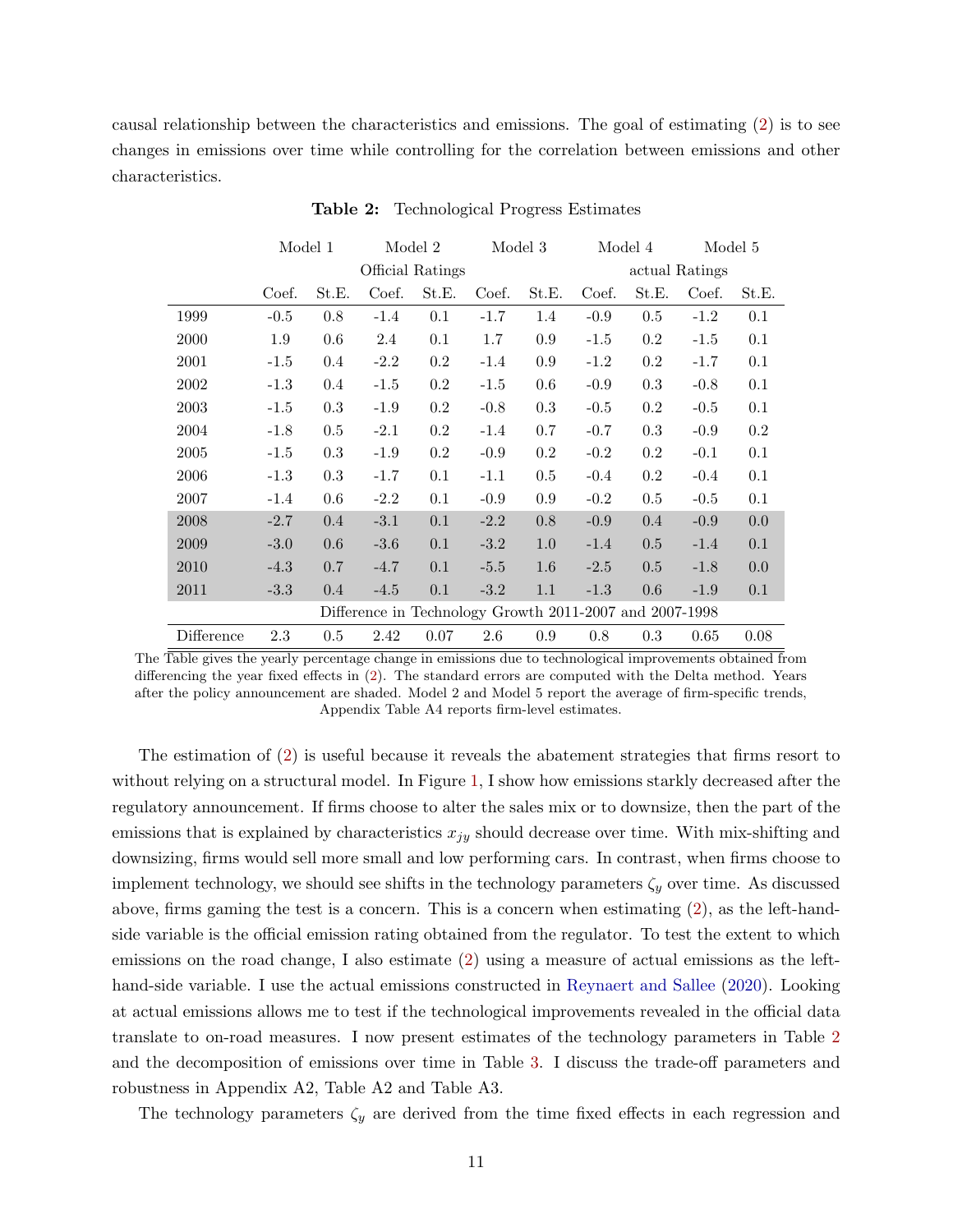causal relationship between the characteristics and emissions. The goal of estimating (2) is to see changes in emissions over time while controlling for the correlation between emissions and other characteristics.

**Table 2:** Technological Progress Estimates

| | Model 1 | | Model 2 | | Model 3 | | Model 4 | | Model 5 | |
|---|---|---|---|---|---|---|---|---|---|---|
| | Official Ratings | | | | | | actual Ratings | | | |
| | Coef. | St.E. | Coef. | St.E. | Coef. | St.E. | Coef. | St.E. | Coef. | St.E. |
| 1999 | -0.5 | 0.8 | -1.4 | 0.1 | -1.7 | 1.4 | -0.9 | 0.5 | -1.2 | 0.1 |
| 2000 | 1.9 | 0.6 | 2.4 | 0.1 | 1.7 | 0.9 | -1.5 | 0.2 | -1.5 | 0.1 |
| 2001 | -1.5 | 0.4 | -2.2 | 0.2 | -1.4 | 0.9 | -1.2 | 0.2 | -1.7 | 0.1 |
| 2002 | -1.3 | 0.4 | -1.5 | 0.2 | -1.5 | 0.6 | -0.9 | 0.3 | -0.8 | 0.1 |
| 2003 | -1.5 | 0.3 | -1.9 | 0.2 | -0.8 | 0.3 | -0.5 | 0.2 | -0.5 | 0.1 |
| 2004 | -1.8 | 0.5 | -2.1 | 0.2 | -1.4 | 0.7 | -0.7 | 0.3 | -0.9 | 0.2 |
| 2005 | -1.5 | 0.3 | -1.9 | 0.2 | -0.9 | 0.2 | -0.2 | 0.2 | -0.1 | 0.1 |
| 2006 | -1.3 | 0.3 | -1.7 | 0.1 | -1.1 | 0.5 | -0.4 | 0.2 | -0.4 | 0.1 |
| 2007 | -1.4 | 0.6 | -2.2 | 0.1 | -0.9 | 0.9 | -0.2 | 0.5 | -0.5 | 0.1 |
| 2008 | -2.7 | 0.4 | -3.1 | 0.1 | -2.2 | 0.8 | -0.9 | 0.4 | -0.9 | 0.0 |
| 2009 | -3.0 | 0.6 | -3.6 | 0.1 | -3.2 | 1.0 | -1.4 | 0.5 | -1.4 | 0.1 |
| 2010 | -4.3 | 0.7 | -4.7 | 0.1 | -5.5 | 1.6 | -2.5 | 0.5 | -1.8 | 0.0 |
| 2011 | -3.3 | 0.4 | -4.5 | 0.1 | -3.2 | 1.1 | -1.3 | 0.6 | -1.9 | 0.1 |
| | Difference in Technology Growth 2011-2007 and 2007-1998 | | | | | | | | | |
| Difference | 2.3 | 0.5 | 2.42 | 0.07 | 2.6 | 0.9 | 0.8 | 0.3 | 0.65 | 0.08 |

The Table gives the yearly percentage change in emissions due to technological improvements obtained from differencing the year fixed effects in (2). The standard errors are computed with the Delta method. Years after the policy announcement are shaded. Model 2 and Model 5 report the average of firm-specific trends, Appendix Table A4 reports firm-level estimates.

The estimation of (2) is useful because it reveals the abatement strategies that firms resort to without relying on a structural model. In Figure 1, I show how emissions starkly decreased after the regulatory announcement. If firms choose to alter the sales mix or to downsize, then the part of the emissions that is explained by characteristics $x_{jy}$ should decrease over time. With mix-shifting and downsizing, firms would sell more small and low performing cars. In contrast, when firms choose to implement technology, we should see shifts in the technology parameters $\zeta_y$ over time. As discussed above, firms gaming the test is a concern. This is a concern when estimating (2), as the left-hand-side variable is the official emission rating obtained from the regulator. To test the extent to which emissions on the road change, I also estimate (2) using a measure of actual emissions as the left-hand-side variable. I use the actual emissions constructed in Reynaert and Sallee (2020). Looking at actual emissions allows me to test if the technological improvements revealed in the official data translate to on-road measures. I now present estimates of the technology parameters in Table 2 and the decomposition of emissions over time in Table 3. I discuss the trade-off parameters and robustness in Appendix A2, Table A2 and Table A3.

The technology parameters $\zeta_y$ are derived from the time fixed effects in each regression and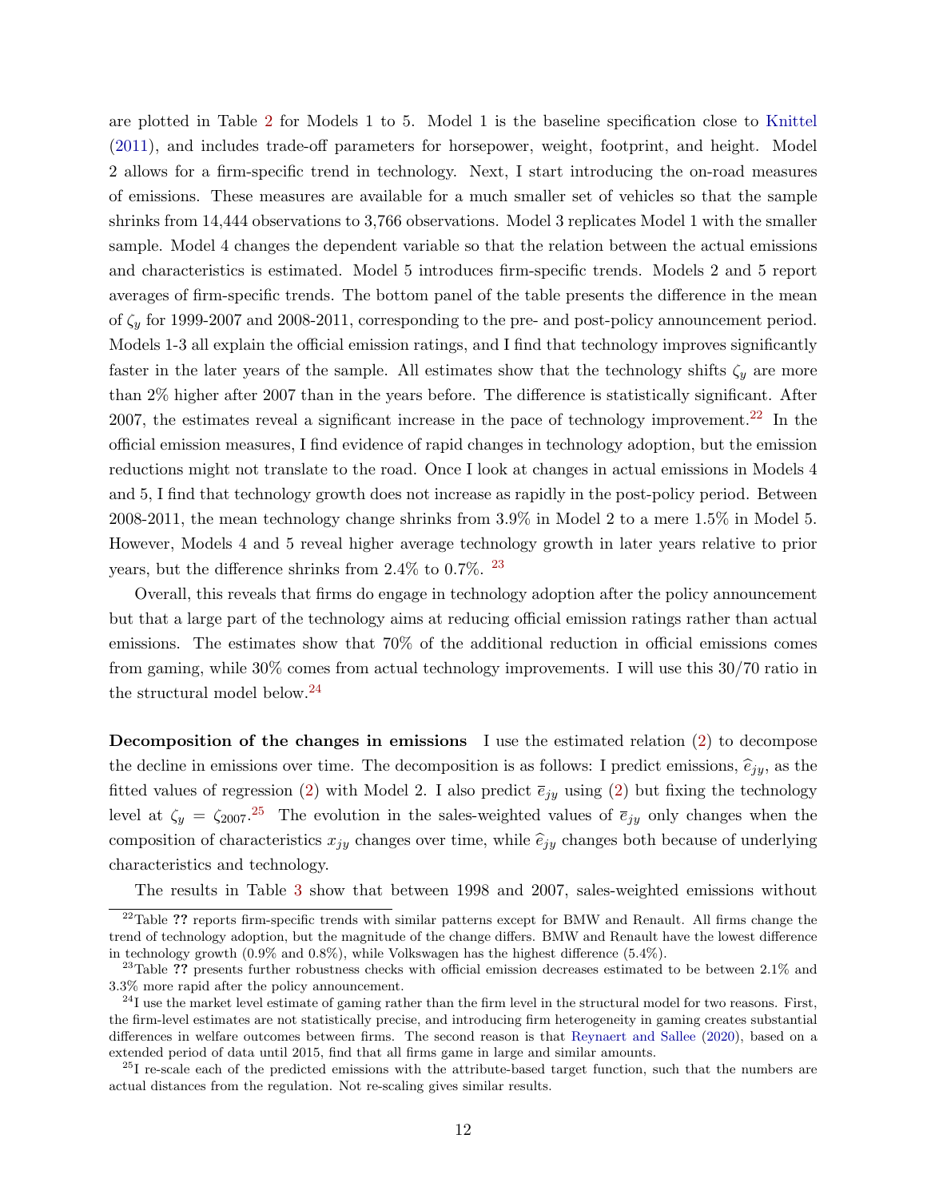are plotted in Table 2 for Models 1 to 5. Model 1 is the baseline specification close to Knittel (2011), and includes trade-off parameters for horsepower, weight, footprint, and height. Model 2 allows for a firm-specific trend in technology. Next, I start introducing the on-road measures of emissions. These measures are available for a much smaller set of vehicles so that the sample shrinks from 14,444 observations to 3,766 observations. Model 3 replicates Model 1 with the smaller sample. Model 4 changes the dependent variable so that the relation between the actual emissions and characteristics is estimated. Model 5 introduces firm-specific trends. Models 2 and 5 report averages of firm-specific trends. The bottom panel of the table presents the difference in the mean of $\zeta_y$ for 1999-2007 and 2008-2011, corresponding to the pre- and post-policy announcement period. Models 1-3 all explain the official emission ratings, and I find that technology improves significantly faster in the later years of the sample. All estimates show that the technology shifts $\zeta_y$ are more than 2% higher after 2007 than in the years before. The difference is statistically significant. After 2007, the estimates reveal a significant increase in the pace of technology improvement.[22] In the official emission measures, I find evidence of rapid changes in technology adoption, but the emission reductions might not translate to the road. Once I look at changes in actual emissions in Models 4 and 5, I find that technology growth does not increase as rapidly in the post-policy period. Between 2008-2011, the mean technology change shrinks from 3.9% in Model 2 to a mere 1.5% in Model 5. However, Models 4 and 5 reveal higher average technology growth in later years relative to prior years, but the difference shrinks from 2.4% to 0.7%. [23]

Overall, this reveals that firms do engage in technology adoption after the policy announcement but that a large part of the technology aims at reducing official emission ratings rather than actual emissions. The estimates show that 70% of the additional reduction in official emissions comes from gaming, while 30% comes from actual technology improvements. I will use this 30/70 ratio in the structural model below.[24]

**Decomposition of the changes in emissions** I use the estimated relation (2) to decompose the decline in emissions over time. The decomposition is as follows: I predict emissions, $\widehat{e}_{jy}$, as the fitted values of regression (2) with Model 2. I also predict $\overline{e}_{jy}$ using (2) but fixing the technology level at $\zeta_y = \zeta_{2007}$.[25] The evolution in the sales-weighted values of $\overline{e}_{jy}$ only changes when the composition of characteristics $x_{jy}$ changes over time, while $\widehat{e}_{jy}$ changes both because of underlying characteristics and technology.

The results in Table 3 show that between 1998 and 2007, sales-weighted emissions without

[22] Table ?? reports firm-specific trends with similar patterns except for BMW and Renault. All firms change the trend of technology adoption, but the magnitude of the change differs. BMW and Renault have the lowest difference in technology growth (0.9% and 0.8%), while Volkswagen has the highest difference (5.4%).

[23] Table ?? presents further robustness checks with official emission decreases estimated to be between 2.1% and 3.3% more rapid after the policy announcement.

[24] I use the market level estimate of gaming rather than the firm level in the structural model for two reasons. First, the firm-level estimates are not statistically precise, and introducing firm heterogeneity in gaming creates substantial differences in welfare outcomes between firms. The second reason is that Reynaert and Sallee (2020), based on a extended period of data until 2015, find that all firms game in large and similar amounts.

[25] I re-scale each of the predicted emissions with the attribute-based target function, such that the numbers are actual distances from the regulation. Not re-scaling gives similar results.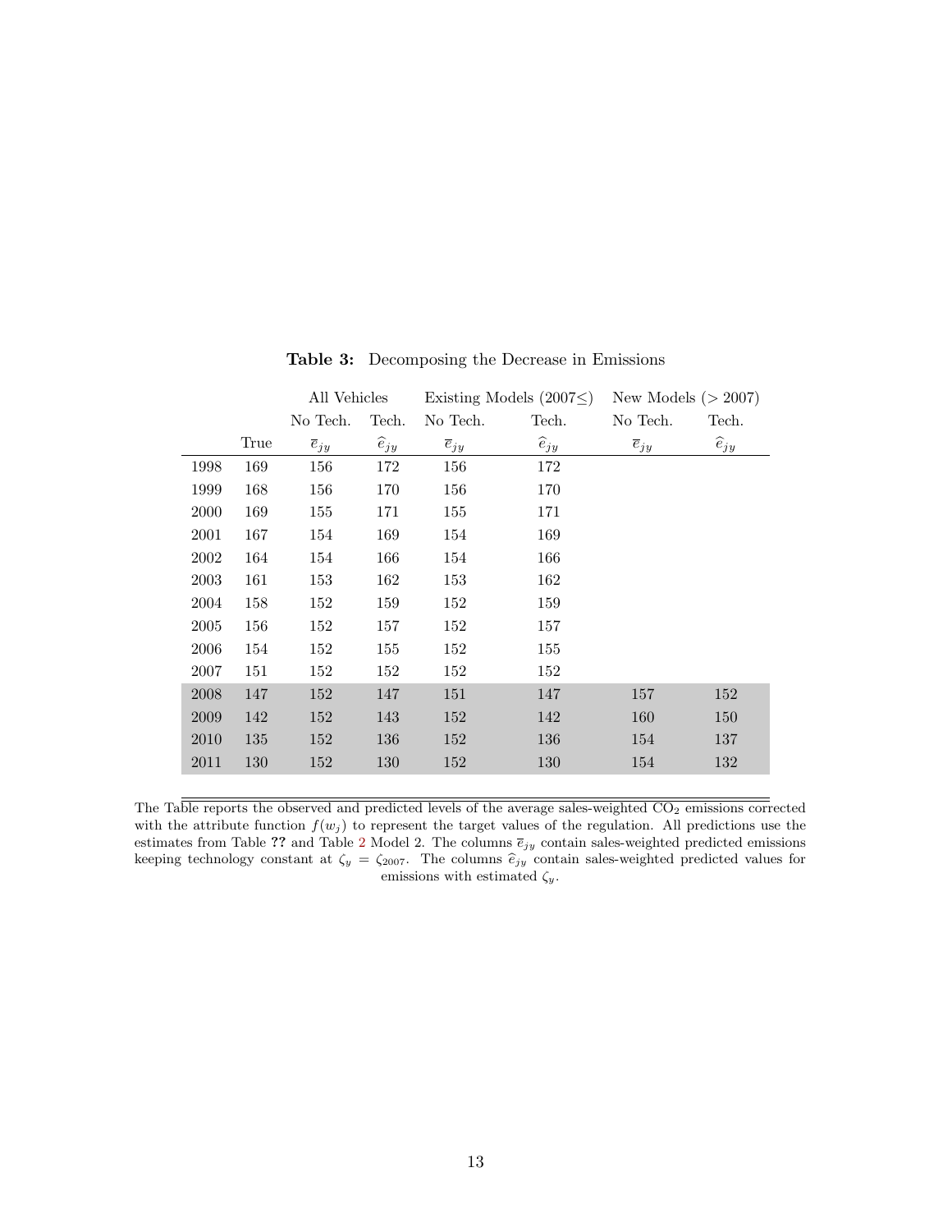**Table 3:** Decomposing the Decrease in Emissions

| | | All Vehicles | | Existing Models (2007≤) | | New Models (> 2007) | |
|---|---|---|---|---|---|---|---|
| | | No Tech. | Tech. | No Tech. | Tech. | No Tech. | Tech. |
| | True | $\overline{e}_{jy}$ | $\widehat{e}_{jy}$ | $\overline{e}_{jy}$ | $\widehat{e}_{jy}$ | $\overline{e}_{jy}$ | $\widehat{e}_{jy}$ |
| 1998 | 169 | 156 | 172 | 156 | 172 | | |
| 1999 | 168 | 156 | 170 | 156 | 170 | | |
| 2000 | 169 | 155 | 171 | 155 | 171 | | |
| 2001 | 167 | 154 | 169 | 154 | 169 | | |
| 2002 | 164 | 154 | 166 | 154 | 166 | | |
| 2003 | 161 | 153 | 162 | 153 | 162 | | |
| 2004 | 158 | 152 | 159 | 152 | 159 | | |
| 2005 | 156 | 152 | 157 | 152 | 157 | | |
| 2006 | 154 | 152 | 155 | 152 | 155 | | |
| 2007 | 151 | 152 | 152 | 152 | 152 | | |
| 2008 | 147 | 152 | 147 | 151 | 147 | 157 | 152 |
| 2009 | 142 | 152 | 143 | 152 | 142 | 160 | 150 |
| 2010 | 135 | 152 | 136 | 152 | 136 | 154 | 137 |
| 2011 | 130 | 152 | 130 | 152 | 130 | 154 | 132 |

The Table reports the observed and predicted levels of the average sales-weighted $CO_2$ emissions corrected with the attribute function $f(w_j)$ to represent the target values of the regulation. All predictions use the estimates from Table ?? and Table 2 Model 2. The columns $\overline{e}_{jy}$ contain sales-weighted predicted emissions keeping technology constant at $\zeta_y = \zeta_{2007}$. The columns $\widehat{e}_{jy}$ contain sales-weighted predicted values for emissions with estimated $\zeta_y$.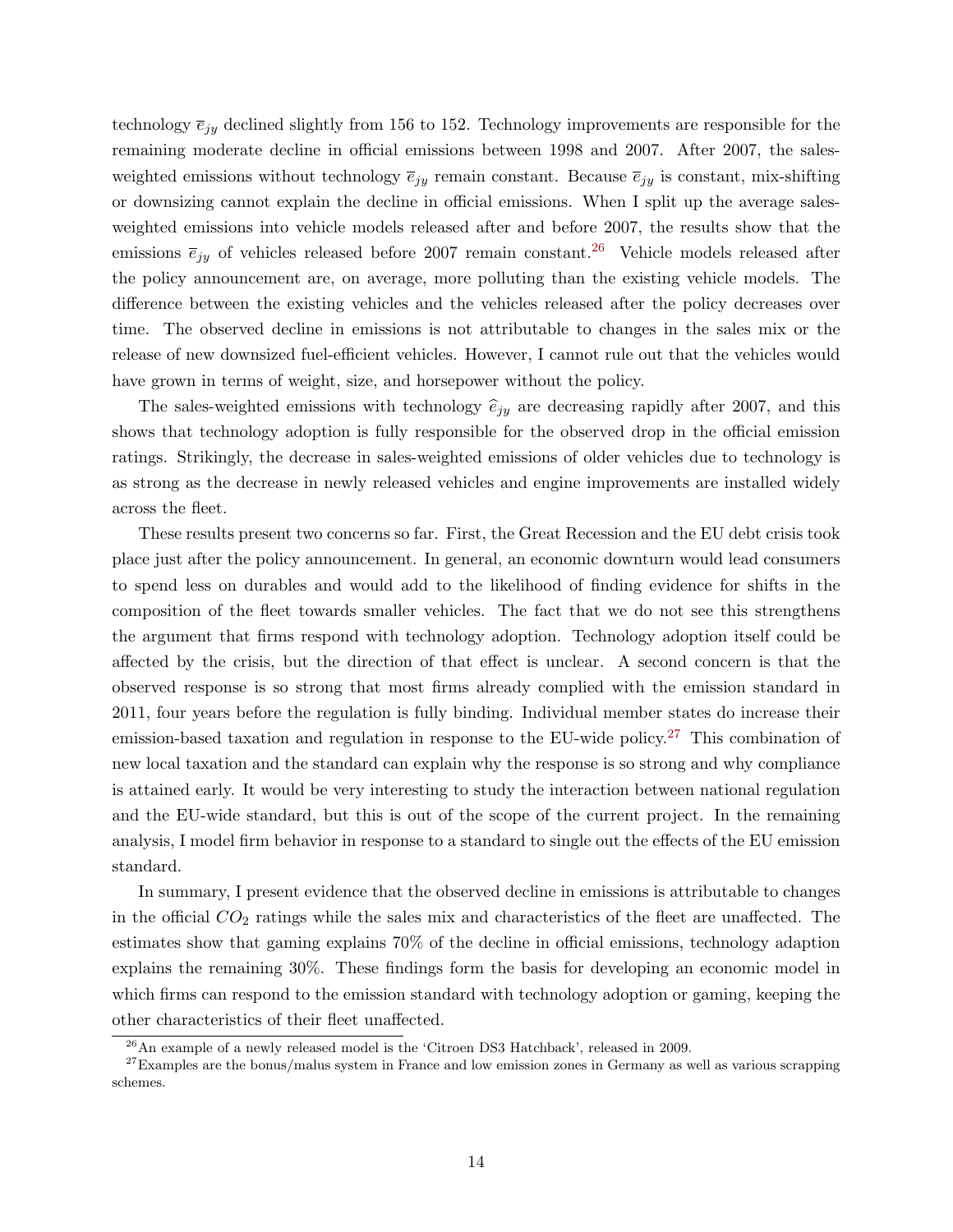technology $\overline{e}_{jy}$ declined slightly from 156 to 152. Technology improvements are responsible for the remaining moderate decline in official emissions between 1998 and 2007. After 2007, the sales-weighted emissions without technology $\overline{e}_{jy}$ remain constant. Because $\overline{e}_{jy}$ is constant, mix-shifting or downsizing cannot explain the decline in official emissions. When I split up the average sales-weighted emissions into vehicle models released after and before 2007, the results show that the emissions $\overline{e}_{jy}$ of vehicles released before 2007 remain constant.[26] Vehicle models released after the policy announcement are, on average, more polluting than the existing vehicle models. The difference between the existing vehicles and the vehicles released after the policy decreases over time. The observed decline in emissions is not attributable to changes in the sales mix or the release of new downsized fuel-efficient vehicles. However, I cannot rule out that the vehicles would have grown in terms of weight, size, and horsepower without the policy.

The sales-weighted emissions with technology $\widehat{e}_{jy}$ are decreasing rapidly after 2007, and this shows that technology adoption is fully responsible for the observed drop in the official emission ratings. Strikingly, the decrease in sales-weighted emissions of older vehicles due to technology is as strong as the decrease in newly released vehicles and engine improvements are installed widely across the fleet.

These results present two concerns so far. First, the Great Recession and the EU debt crisis took place just after the policy announcement. In general, an economic downturn would lead consumers to spend less on durables and would add to the likelihood of finding evidence for shifts in the composition of the fleet towards smaller vehicles. The fact that we do not see this strengthens the argument that firms respond with technology adoption. Technology adoption itself could be affected by the crisis, but the direction of that effect is unclear. A second concern is that the observed response is so strong that most firms already complied with the emission standard in 2011, four years before the regulation is fully binding. Individual member states do increase their emission-based taxation and regulation in response to the EU-wide policy.[27] This combination of new local taxation and the standard can explain why the response is so strong and why compliance is attained early. It would be very interesting to study the interaction between national regulation and the EU-wide standard, but this is out of the scope of the current project. In the remaining analysis, I model firm behavior in response to a standard to single out the effects of the EU emission standard.

In summary, I present evidence that the observed decline in emissions is attributable to changes in the official $CO_2$ ratings while the sales mix and characteristics of the fleet are unaffected. The estimates show that gaming explains 70% of the decline in official emissions, technology adaption explains the remaining 30%. These findings form the basis for developing an economic model in which firms can respond to the emission standard with technology adoption or gaming, keeping the other characteristics of their fleet unaffected.

[26] An example of a newly released model is the 'Citroen DS3 Hatchback', released in 2009.

[27] Examples are the bonus/malus system in France and low emission zones in Germany as well as various scrapping schemes.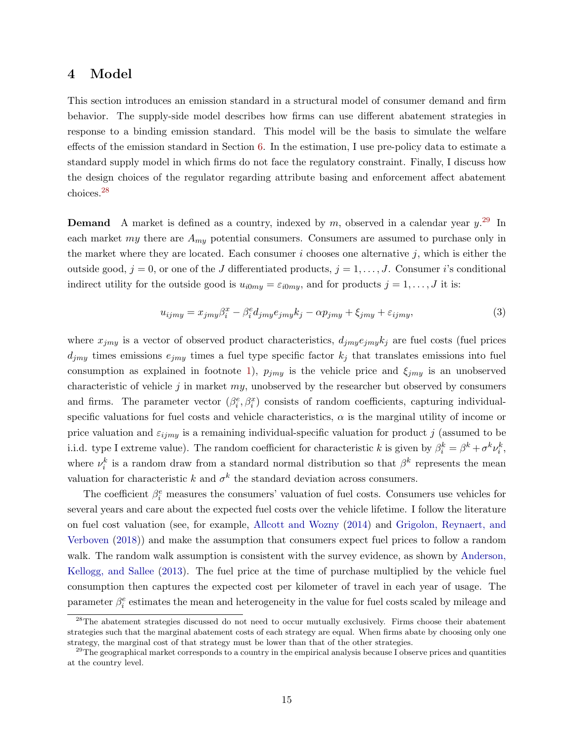# 4 Model

This section introduces an emission standard in a structural model of consumer demand and firm behavior. The supply-side model describes how firms can use different abatement strategies in response to a binding emission standard. This model will be the basis to simulate the welfare effects of the emission standard in Section 6. In the estimation, I use pre-policy data to estimate a standard supply model in which firms do not face the regulatory constraint. Finally, I discuss how the design choices of the regulator regarding attribute basing and enforcement affect abatement choices.[28]

**Demand** A market is defined as a country, indexed by $m$, observed in a calendar year $y$.[29] In each market $my$ there are $A_{my}$ potential consumers. Consumers are assumed to purchase only in the market where they are located. Each consumer $i$ chooses one alternative $j$, which is either the outside good, $j = 0$, or one of the $J$ differentiated products, $j = 1, \ldots, J$. Consumer $i$'s conditional indirect utility for the outside good is $u_{i0my} = \varepsilon_{i0my}$, and for products $j = 1, \ldots, J$ it is:

$$u_{ijmy} = x_{jmy}\beta_i^x - \beta_i^e d_{jmy} e_{jmy} k_j - \alpha p_{jmy} + \xi_{jmy} + \varepsilon_{ijmy}, \tag{3}$$

where $x_{jmy}$ is a vector of observed product characteristics, $d_{jmy}e_{jmy}k_j$ are fuel costs (fuel prices $d_{jmy}$ times emissions $e_{jmy}$ times a fuel type specific factor $k_j$ that translates emissions into fuel consumption as explained in footnote 1), $p_{jmy}$ is the vehicle price and $\xi_{jmy}$ is an unobserved characteristic of vehicle $j$ in market $my$, unobserved by the researcher but observed by consumers and firms. The parameter vector $(\beta_i^e, \beta_i^x)$ consists of random coefficients, capturing individual-specific valuations for fuel costs and vehicle characteristics, $\alpha$ is the marginal utility of income or price valuation and $\varepsilon_{ijmy}$ is a remaining individual-specific valuation for product $j$ (assumed to be i.i.d. type I extreme value). The random coefficient for characteristic $k$ is given by $\beta_i^k = \beta^k + \sigma^k \nu_i^k$, where $\nu_i^k$ is a random draw from a standard normal distribution so that $\beta^k$ represents the mean valuation for characteristic $k$ and $\sigma^k$ the standard deviation across consumers.

The coefficient $\beta_i^e$ measures the consumers' valuation of fuel costs. Consumers use vehicles for several years and care about the expected fuel costs over the vehicle lifetime. I follow the literature on fuel cost valuation (see, for example, Allcott and Wozny (2014) and Grigolon, Reynaert, and Verboven (2018)) and make the assumption that consumers expect fuel prices to follow a random walk. The random walk assumption is consistent with the survey evidence, as shown by Anderson, Kellogg, and Sallee (2013). The fuel price at the time of purchase multiplied by the vehicle fuel consumption then captures the expected cost per kilometer of travel in each year of usage. The parameter $\beta_i^e$ estimates the mean and heterogeneity in the value for fuel costs scaled by mileage and

[28] The abatement strategies discussed do not need to occur mutually exclusively. Firms choose their abatement strategies such that the marginal abatement costs of each strategy are equal. When firms abate by choosing only one strategy, the marginal cost of that strategy must be lower than that of the other strategies.

[29] The geographical market corresponds to a country in the empirical analysis because I observe prices and quantities at the country level.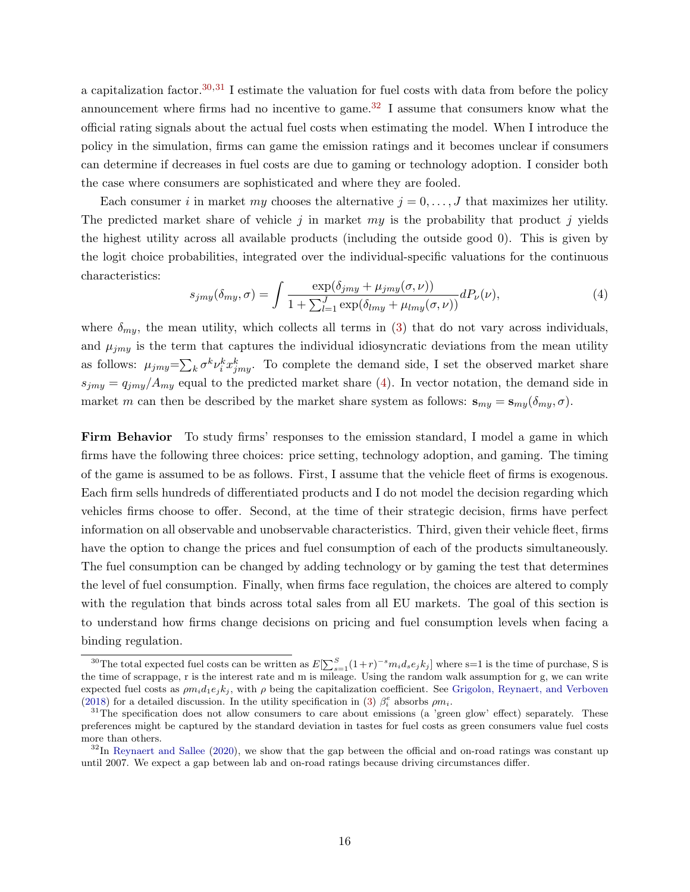a capitalization factor.[30,31] I estimate the valuation for fuel costs with data from before the policy announcement where firms had no incentive to game.[32] I assume that consumers know what the official rating signals about the actual fuel costs when estimating the model. When I introduce the policy in the simulation, firms can game the emission ratings and it becomes unclear if consumers can determine if decreases in fuel costs are due to gaming or technology adoption. I consider both the case where consumers are sophisticated and where they are fooled.

Each consumer $i$ in market $my$ chooses the alternative $j = 0, \ldots, J$ that maximizes her utility. The predicted market share of vehicle $j$ in market $my$ is the probability that product $j$ yields the highest utility across all available products (including the outside good 0). This is given by the logit choice probabilities, integrated over the individual-specific valuations for the continuous characteristics:

$$s_{jmy}(\delta_{my}, \sigma) = \int \frac{\exp(\delta_{jmy} + \mu_{jmy}(\sigma, \nu))}{1 + \sum_{l=1}^{J} \exp(\delta_{lmy} + \mu_{lmy}(\sigma, \nu))} dP_{\nu}(\nu), \tag{4}$$

where $\delta_{my}$, the mean utility, which collects all terms in (3) that do not vary across individuals, and $\mu_{jmy}$ is the term that captures the individual idiosyncratic deviations from the mean utility as follows: $\mu_{jmy} = \sum_k \sigma^k \nu_i^k x_{jmy}^k$. To complete the demand side, I set the observed market share $s_{jmy} = q_{jmy}/A_{my}$ equal to the predicted market share (4). In vector notation, the demand side in market $m$ can then be described by the market share system as follows: $\mathbf{s}_{my} = \mathbf{s}_{my}(\delta_{my}, \sigma)$.

**Firm Behavior** To study firms' responses to the emission standard, I model a game in which firms have the following three choices: price setting, technology adoption, and gaming. The timing of the game is assumed to be as follows. First, I assume that the vehicle fleet of firms is exogenous. Each firm sells hundreds of differentiated products and I do not model the decision regarding which vehicles firms choose to offer. Second, at the time of their strategic decision, firms have perfect information on all observable and unobservable characteristics. Third, given their vehicle fleet, firms have the option to change the prices and fuel consumption of each of the products simultaneously. The fuel consumption can be changed by adding technology or by gaming the test that determines the level of fuel consumption. Finally, when firms face regulation, the choices are altered to comply with the regulation that binds across total sales from all EU markets. The goal of this section is to understand how firms change decisions on pricing and fuel consumption levels when facing a binding regulation.

---

[30] The total expected fuel costs can be written as $E[\sum_{s=1}^{S}(1+r)^{-s} m_i d_s e_j k_j]$ where s=1 is the time of purchase, S is the time of scrappage, r is the interest rate and m is mileage. Using the random walk assumption for g, we can write expected fuel costs as $\rho m_i d_1 e_j k_j$, with $\rho$ being the capitalization coefficient. See Grigolon, Reynaert, and Verboven (2018) for a detailed discussion. In the utility specification in (3) $\beta_i^e$ absorbs $\rho m_i$.

[31] The specification does not allow consumers to care about emissions (a 'green glow' effect) separately. These preferences might be captured by the standard deviation in tastes for fuel costs as green consumers value fuel costs more than others.

[32] In Reynaert and Sallee (2020), we show that the gap between the official and on-road ratings was constant up until 2007. We expect a gap between lab and on-road ratings because driving circumstances differ.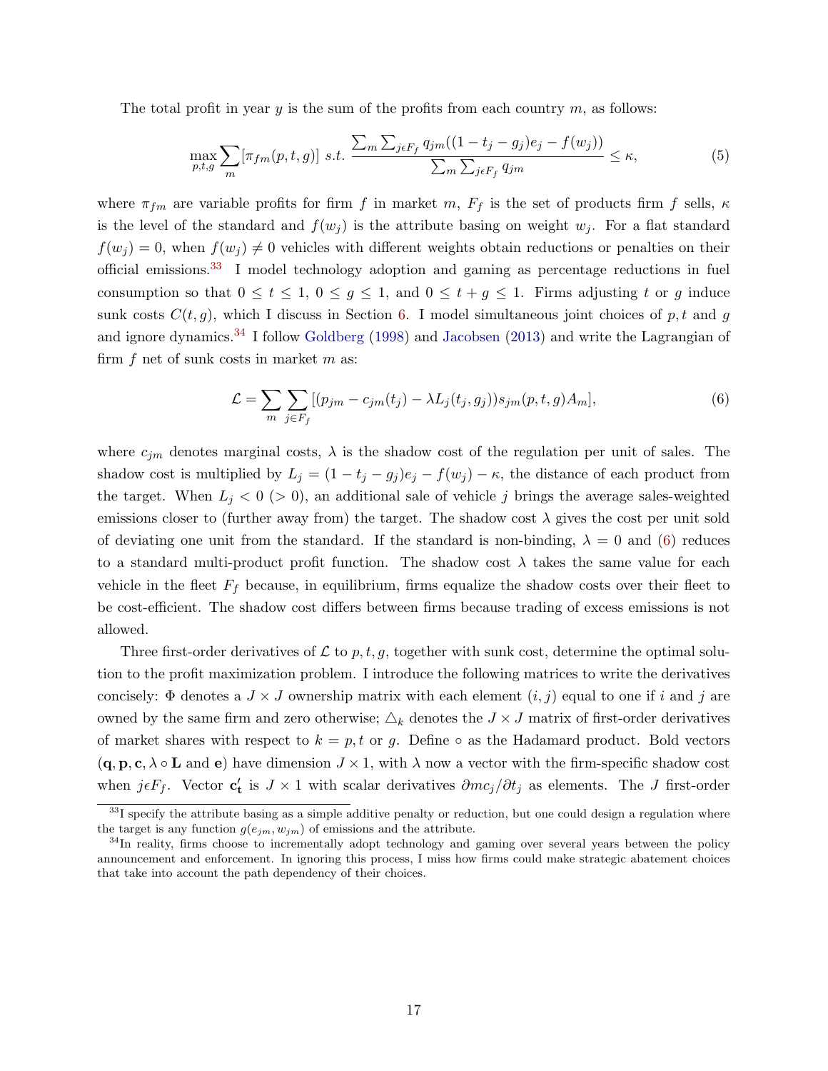The total profit in year $y$ is the sum of the profits from each country $m$, as follows:

$$\max_{p,t,g} \sum_m [\pi_{fm}(p,t,g)] \ s.t. \ \frac{\sum_m \sum_{j \epsilon F_f} q_{jm}((1-t_j-g_j)e_j - f(w_j))}{\sum_m \sum_{j \epsilon F_f} q_{jm}} \leq \kappa, \tag{5}$$

where $\pi_{fm}$ are variable profits for firm $f$ in market $m$, $F_f$ is the set of products firm $f$ sells, $\kappa$ is the level of the standard and $f(w_j)$ is the attribute basing on weight $w_j$. For a flat standard $f(w_j) = 0$, when $f(w_j) \neq 0$ vehicles with different weights obtain reductions or penalties on their official emissions.[33] I model technology adoption and gaming as percentage reductions in fuel consumption so that $0 \leq t \leq 1$, $0 \leq g \leq 1$, and $0 \leq t + g \leq 1$. Firms adjusting $t$ or $g$ induce sunk costs $C(t,g)$, which I discuss in Section 6. I model simultaneous joint choices of $p, t$ and $g$ and ignore dynamics.[34] I follow Goldberg (1998) and Jacobsen (2013) and write the Lagrangian of firm $f$ net of sunk costs in market $m$ as:

$$\mathcal{L} = \sum_m \sum_{j \in F_f} [(p_{jm} - c_{jm}(t_j) - \lambda L_j(t_j, g_j)) s_{jm}(p,t,g) A_m], \tag{6}$$

where $c_{jm}$ denotes marginal costs, $\lambda$ is the shadow cost of the regulation per unit of sales. The shadow cost is multiplied by $L_j = (1 - t_j - g_j)e_j - f(w_j) - \kappa$, the distance of each product from the target. When $L_j < 0$ ($> 0$), an additional sale of vehicle $j$ brings the average sales-weighted emissions closer to (further away from) the target. The shadow cost $\lambda$ gives the cost per unit sold of deviating one unit from the standard. If the standard is non-binding, $\lambda = 0$ and (6) reduces to a standard multi-product profit function. The shadow cost $\lambda$ takes the same value for each vehicle in the fleet $F_f$ because, in equilibrium, firms equalize the shadow costs over their fleet to be cost-efficient. The shadow cost differs between firms because trading of excess emissions is not allowed.

Three first-order derivatives of $\mathcal{L}$ to $p, t, g$, together with sunk cost, determine the optimal solution to the profit maximization problem. I introduce the following matrices to write the derivatives concisely: $\Phi$ denotes a $J \times J$ ownership matrix with each element $(i,j)$ equal to one if $i$ and $j$ are owned by the same firm and zero otherwise; $\triangle_k$ denotes the $J \times J$ matrix of first-order derivatives of market shares with respect to $k = p, t$ or $g$. Define $\circ$ as the Hadamard product. Bold vectors ($\mathbf{q}, \mathbf{p}, \mathbf{c}, \lambda \circ \mathbf{L}$ and $\mathbf{e}$) have dimension $J \times 1$, with $\lambda$ now a vector with the firm-specific shadow cost when $j \epsilon F_f$. Vector $\mathbf{c_t'}$ is $J \times 1$ with scalar derivatives $\partial mc_j / \partial t_j$ as elements. The $J$ first-order

[33] I specify the attribute basing as a simple additive penalty or reduction, but one could design a regulation where the target is any function $g(e_{jm}, w_{jm})$ of emissions and the attribute.

[34] In reality, firms choose to incrementally adopt technology and gaming over several years between the policy announcement and enforcement. In ignoring this process, I miss how firms could make strategic abatement choices that take into account the path dependency of their choices.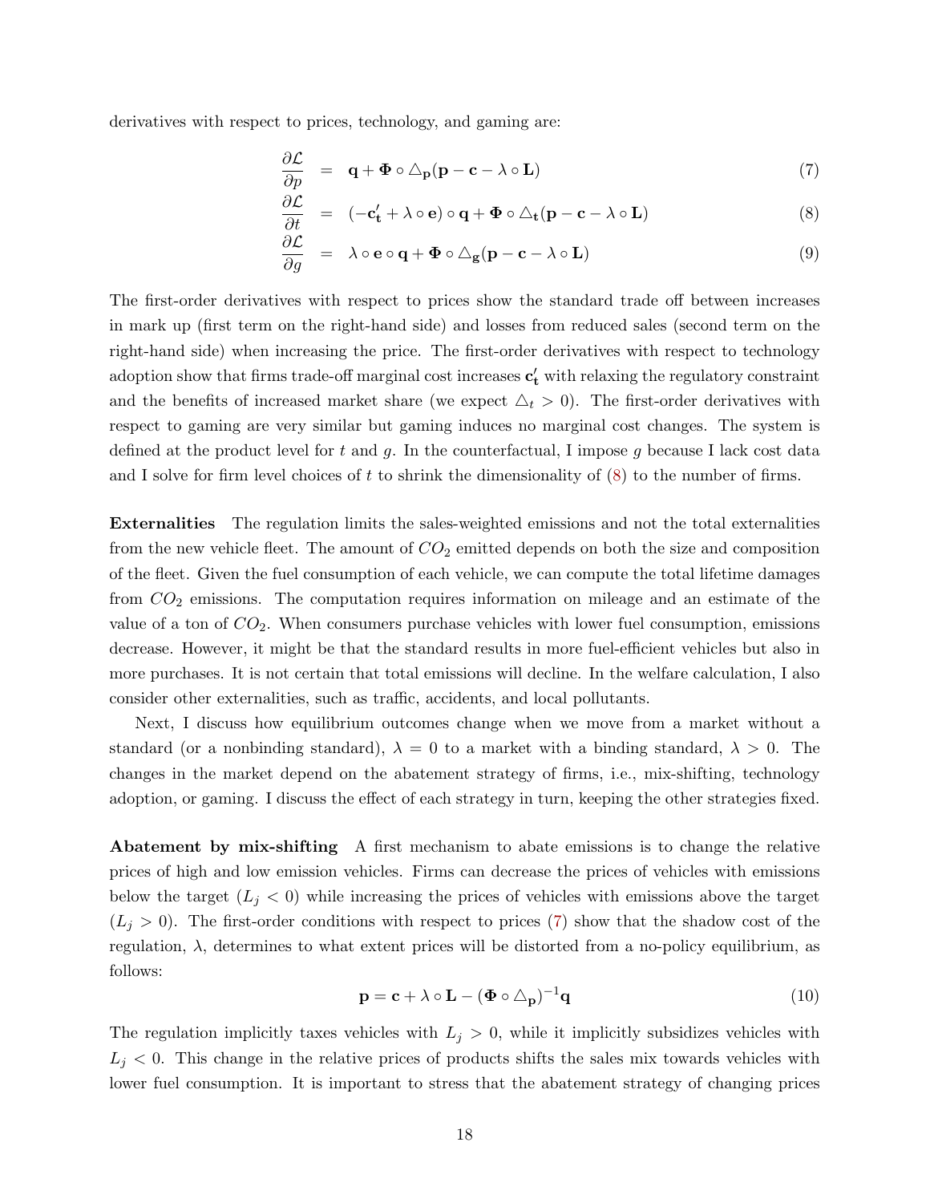derivatives with respect to prices, technology, and gaming are:

$$
\begin{aligned}
\frac{\partial \mathcal{L}}{\partial p} &= \mathbf{q} + \mathbf{\Phi} \circ \triangle_{\mathbf{p}}(\mathbf{p} - \mathbf{c} - \lambda \circ \mathbf{L}) && (7) \\
\frac{\partial \mathcal{L}}{\partial t} &= (-\mathbf{c}_{\mathbf{t}}' + \lambda \circ \mathbf{e}) \circ \mathbf{q} + \mathbf{\Phi} \circ \triangle_{\mathbf{t}}(\mathbf{p} - \mathbf{c} - \lambda \circ \mathbf{L}) && (8) \\
\frac{\partial \mathcal{L}}{\partial g} &= \lambda \circ \mathbf{e} \circ \mathbf{q} + \mathbf{\Phi} \circ \triangle_{\mathbf{g}}(\mathbf{p} - \mathbf{c} - \lambda \circ \mathbf{L}) && (9)
\end{aligned}
$$

The first-order derivatives with respect to prices show the standard trade off between increases in mark up (first term on the right-hand side) and losses from reduced sales (second term on the right-hand side) when increasing the price. The first-order derivatives with respect to technology adoption show that firms trade-off marginal cost increases $\mathbf{c}_{\mathbf{t}}'$ with relaxing the regulatory constraint and the benefits of increased market share (we expect $\triangle_t > 0$). The first-order derivatives with respect to gaming are very similar but gaming induces no marginal cost changes. The system is defined at the product level for $t$ and $g$. In the counterfactual, I impose $g$ because I lack cost data and I solve for firm level choices of $t$ to shrink the dimensionality of (8) to the number of firms.

**Externalities** The regulation limits the sales-weighted emissions and not the total externalities from the new vehicle fleet. The amount of $CO_2$ emitted depends on both the size and composition of the fleet. Given the fuel consumption of each vehicle, we can compute the total lifetime damages from $CO_2$ emissions. The computation requires information on mileage and an estimate of the value of a ton of $CO_2$. When consumers purchase vehicles with lower fuel consumption, emissions decrease. However, it might be that the standard results in more fuel-efficient vehicles but also in more purchases. It is not certain that total emissions will decline. In the welfare calculation, I also consider other externalities, such as traffic, accidents, and local pollutants.

Next, I discuss how equilibrium outcomes change when we move from a market without a standard (or a nonbinding standard), $\lambda = 0$ to a market with a binding standard, $\lambda > 0$. The changes in the market depend on the abatement strategy of firms, i.e., mix-shifting, technology adoption, or gaming. I discuss the effect of each strategy in turn, keeping the other strategies fixed.

**Abatement by mix-shifting** A first mechanism to abate emissions is to change the relative prices of high and low emission vehicles. Firms can decrease the prices of vehicles with emissions below the target ($L_j < 0$) while increasing the prices of vehicles with emissions above the target ($L_j > 0$). The first-order conditions with respect to prices (7) show that the shadow cost of the regulation, $\lambda$, determines to what extent prices will be distorted from a no-policy equilibrium, as follows:

$$
\mathbf{p} = \mathbf{c} + \lambda \circ \mathbf{L} - (\mathbf{\Phi} \circ \triangle_{\mathbf{p}})^{-1}\mathbf{q} \qquad (10)
$$

The regulation implicitly taxes vehicles with $L_j > 0$, while it implicitly subsidizes vehicles with $L_j < 0$. This change in the relative prices of products shifts the sales mix towards vehicles with lower fuel consumption. It is important to stress that the abatement strategy of changing prices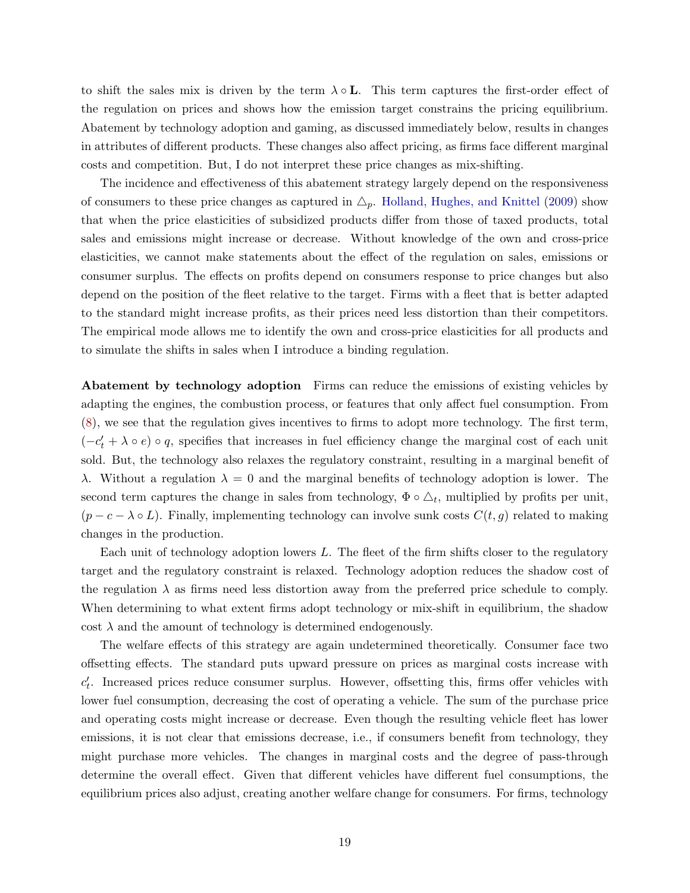to shift the sales mix is driven by the term $\lambda \circ \mathbf{L}$. This term captures the first-order effect of the regulation on prices and shows how the emission target constrains the pricing equilibrium. Abatement by technology adoption and gaming, as discussed immediately below, results in changes in attributes of different products. These changes also affect pricing, as firms face different marginal costs and competition. But, I do not interpret these price changes as mix-shifting.

The incidence and effectiveness of this abatement strategy largely depend on the responsiveness of consumers to these price changes as captured in $\triangle_p$. Holland, Hughes, and Knittel (2009) show that when the price elasticities of subsidized products differ from those of taxed products, total sales and emissions might increase or decrease. Without knowledge of the own and cross-price elasticities, we cannot make statements about the effect of the regulation on sales, emissions or consumer surplus. The effects on profits depend on consumers response to price changes but also depend on the position of the fleet relative to the target. Firms with a fleet that is better adapted to the standard might increase profits, as their prices need less distortion than their competitors. The empirical mode allows me to identify the own and cross-price elasticities for all products and to simulate the shifts in sales when I introduce a binding regulation.

**Abatement by technology adoption** Firms can reduce the emissions of existing vehicles by adapting the engines, the combustion process, or features that only affect fuel consumption. From (8), we see that the regulation gives incentives to firms to adopt more technology. The first term, $(-c_t' + \lambda \circ e) \circ q$, specifies that increases in fuel efficiency change the marginal cost of each unit sold. But, the technology also relaxes the regulatory constraint, resulting in a marginal benefit of $\lambda$. Without a regulation $\lambda = 0$ and the marginal benefits of technology adoption is lower. The second term captures the change in sales from technology, $\Phi \circ \triangle_t$, multiplied by profits per unit, $(p - c - \lambda \circ L)$. Finally, implementing technology can involve sunk costs $C(t, g)$ related to making changes in the production.

Each unit of technology adoption lowers $L$. The fleet of the firm shifts closer to the regulatory target and the regulatory constraint is relaxed. Technology adoption reduces the shadow cost of the regulation $\lambda$ as firms need less distortion away from the preferred price schedule to comply. When determining to what extent firms adopt technology or mix-shift in equilibrium, the shadow cost $\lambda$ and the amount of technology is determined endogenously.

The welfare effects of this strategy are again undetermined theoretically. Consumer face two offsetting effects. The standard puts upward pressure on prices as marginal costs increase with $c_t'$. Increased prices reduce consumer surplus. However, offsetting this, firms offer vehicles with lower fuel consumption, decreasing the cost of operating a vehicle. The sum of the purchase price and operating costs might increase or decrease. Even though the resulting vehicle fleet has lower emissions, it is not clear that emissions decrease, i.e., if consumers benefit from technology, they might purchase more vehicles. The changes in marginal costs and the degree of pass-through determine the overall effect. Given that different vehicles have different fuel consumptions, the equilibrium prices also adjust, creating another welfare change for consumers. For firms, technology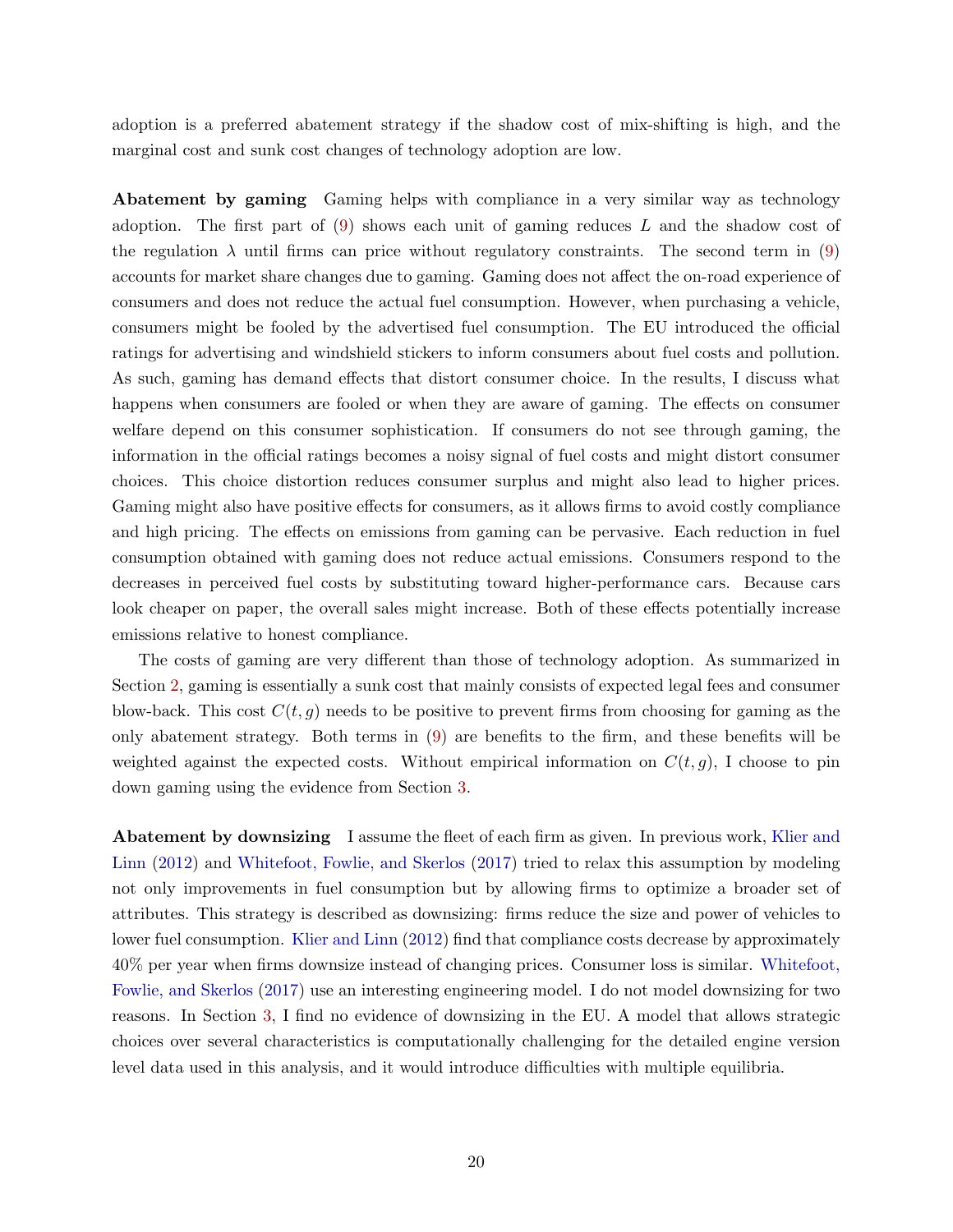adoption is a preferred abatement strategy if the shadow cost of mix-shifting is high, and the marginal cost and sunk cost changes of technology adoption are low.

**Abatement by gaming** Gaming helps with compliance in a very similar way as technology adoption. The first part of (9) shows each unit of gaming reduces $L$ and the shadow cost of the regulation $\lambda$ until firms can price without regulatory constraints. The second term in (9) accounts for market share changes due to gaming. Gaming does not affect the on-road experience of consumers and does not reduce the actual fuel consumption. However, when purchasing a vehicle, consumers might be fooled by the advertised fuel consumption. The EU introduced the official ratings for advertising and windshield stickers to inform consumers about fuel costs and pollution. As such, gaming has demand effects that distort consumer choice. In the results, I discuss what happens when consumers are fooled or when they are aware of gaming. The effects on consumer welfare depend on this consumer sophistication. If consumers do not see through gaming, the information in the official ratings becomes a noisy signal of fuel costs and might distort consumer choices. This choice distortion reduces consumer surplus and might also lead to higher prices. Gaming might also have positive effects for consumers, as it allows firms to avoid costly compliance and high pricing. The effects on emissions from gaming can be pervasive. Each reduction in fuel consumption obtained with gaming does not reduce actual emissions. Consumers respond to the decreases in perceived fuel costs by substituting toward higher-performance cars. Because cars look cheaper on paper, the overall sales might increase. Both of these effects potentially increase emissions relative to honest compliance.

The costs of gaming are very different than those of technology adoption. As summarized in Section 2, gaming is essentially a sunk cost that mainly consists of expected legal fees and consumer blow-back. This cost $C(t, g)$ needs to be positive to prevent firms from choosing for gaming as the only abatement strategy. Both terms in (9) are benefits to the firm, and these benefits will be weighted against the expected costs. Without empirical information on $C(t, g)$, I choose to pin down gaming using the evidence from Section 3.

**Abatement by downsizing** I assume the fleet of each firm as given. In previous work, Klier and Linn (2012) and Whitefoot, Fowlie, and Skerlos (2017) tried to relax this assumption by modeling not only improvements in fuel consumption but by allowing firms to optimize a broader set of attributes. This strategy is described as downsizing: firms reduce the size and power of vehicles to lower fuel consumption. Klier and Linn (2012) find that compliance costs decrease by approximately 40% per year when firms downsize instead of changing prices. Consumer loss is similar. Whitefoot, Fowlie, and Skerlos (2017) use an interesting engineering model. I do not model downsizing for two reasons. In Section 3, I find no evidence of downsizing in the EU. A model that allows strategic choices over several characteristics is computationally challenging for the detailed engine version level data used in this analysis, and it would introduce difficulties with multiple equilibria.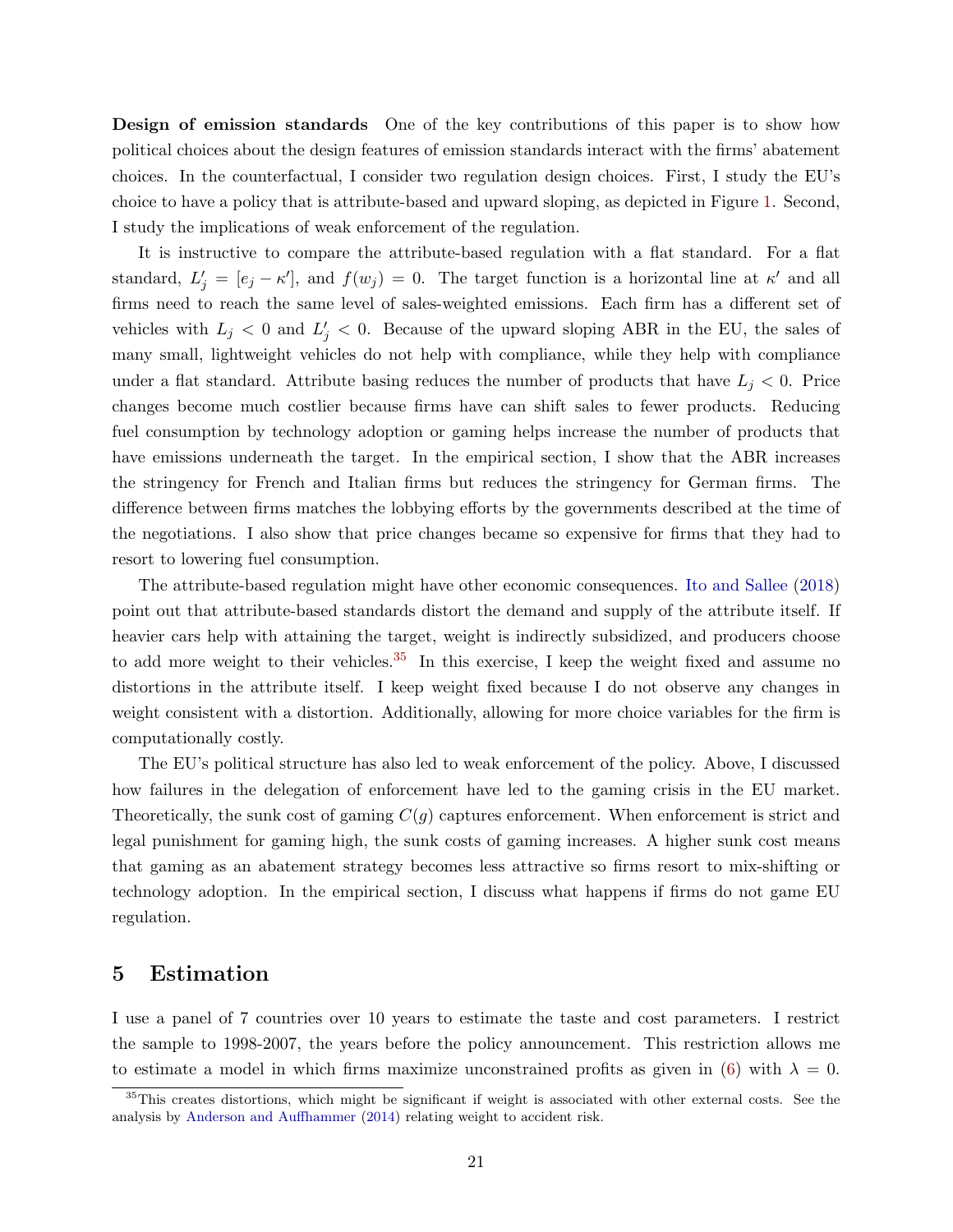**Design of emission standards** One of the key contributions of this paper is to show how political choices about the design features of emission standards interact with the firms' abatement choices. In the counterfactual, I consider two regulation design choices. First, I study the EU's choice to have a policy that is attribute-based and upward sloping, as depicted in Figure 1. Second, I study the implications of weak enforcement of the regulation.

It is instructive to compare the attribute-based regulation with a flat standard. For a flat standard, $L'_j = [e_j - \kappa']$, and $f(w_j) = 0$. The target function is a horizontal line at $\kappa'$ and all firms need to reach the same level of sales-weighted emissions. Each firm has a different set of vehicles with $L_j < 0$ and $L'_j < 0$. Because of the upward sloping ABR in the EU, the sales of many small, lightweight vehicles do not help with compliance, while they help with compliance under a flat standard. Attribute basing reduces the number of products that have $L_j < 0$. Price changes become much costlier because firms have can shift sales to fewer products. Reducing fuel consumption by technology adoption or gaming helps increase the number of products that have emissions underneath the target. In the empirical section, I show that the ABR increases the stringency for French and Italian firms but reduces the stringency for German firms. The difference between firms matches the lobbying efforts by the governments described at the time of the negotiations. I also show that price changes became so expensive for firms that they had to resort to lowering fuel consumption.

The attribute-based regulation might have other economic consequences. Ito and Sallee (2018) point out that attribute-based standards distort the demand and supply of the attribute itself. If heavier cars help with attaining the target, weight is indirectly subsidized, and producers choose to add more weight to their vehicles.[35] In this exercise, I keep the weight fixed and assume no distortions in the attribute itself. I keep weight fixed because I do not observe any changes in weight consistent with a distortion. Additionally, allowing for more choice variables for the firm is computationally costly.

The EU's political structure has also led to weak enforcement of the policy. Above, I discussed how failures in the delegation of enforcement have led to the gaming crisis in the EU market. Theoretically, the sunk cost of gaming $C(g)$ captures enforcement. When enforcement is strict and legal punishment for gaming high, the sunk costs of gaming increases. A higher sunk cost means that gaming as an abatement strategy becomes less attractive so firms resort to mix-shifting or technology adoption. In the empirical section, I discuss what happens if firms do not game EU regulation.

## 5 Estimation

I use a panel of 7 countries over 10 years to estimate the taste and cost parameters. I restrict the sample to 1998-2007, the years before the policy announcement. This restriction allows me to estimate a model in which firms maximize unconstrained profits as given in (6) with $\lambda = 0$.

[35] This creates distortions, which might be significant if weight is associated with other external costs. See the analysis by Anderson and Auffhammer (2014) relating weight to accident risk.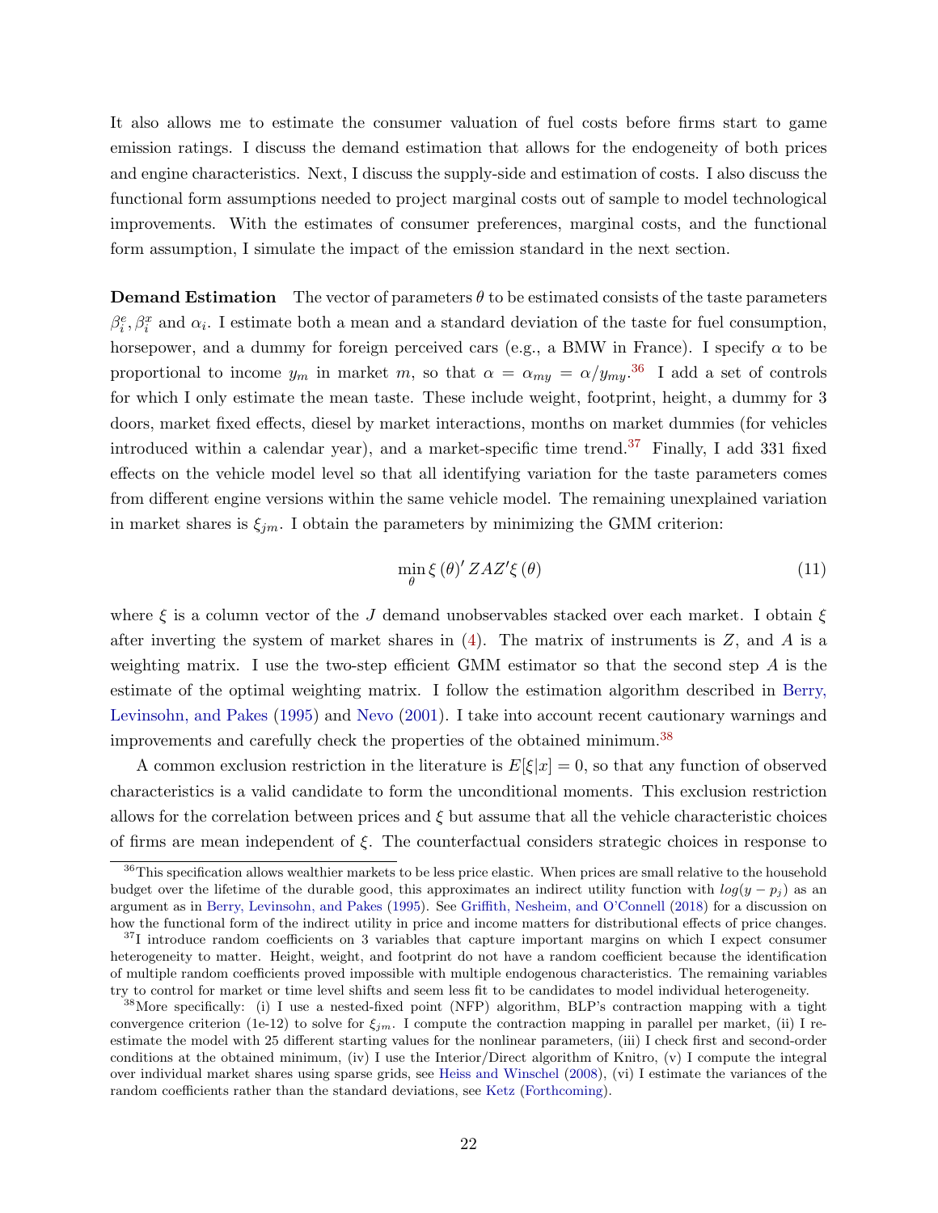It also allows me to estimate the consumer valuation of fuel costs before firms start to game emission ratings. I discuss the demand estimation that allows for the endogeneity of both prices and engine characteristics. Next, I discuss the supply-side and estimation of costs. I also discuss the functional form assumptions needed to project marginal costs out of sample to model technological improvements. With the estimates of consumer preferences, marginal costs, and the functional form assumption, I simulate the impact of the emission standard in the next section.

**Demand Estimation** The vector of parameters $\theta$ to be estimated consists of the taste parameters $\beta_i^e, \beta_i^x$ and $\alpha_i$. I estimate both a mean and a standard deviation of the taste for fuel consumption, horsepower, and a dummy for foreign perceived cars (e.g., a BMW in France). I specify $\alpha$ to be proportional to income $y_m$ in market $m$, so that $\alpha = \alpha_{my} = \alpha / y_{my}$.[36] I add a set of controls for which I only estimate the mean taste. These include weight, footprint, height, a dummy for 3 doors, market fixed effects, diesel by market interactions, months on market dummies (for vehicles introduced within a calendar year), and a market-specific time trend.[37] Finally, I add 331 fixed effects on the vehicle model level so that all identifying variation for the taste parameters comes from different engine versions within the same vehicle model. The remaining unexplained variation in market shares is $\xi_{jm}$. I obtain the parameters by minimizing the GMM criterion:

$$\min_{\theta} \xi(\theta)' Z A Z' \xi(\theta) \tag{11}$$

where $\xi$ is a column vector of the $J$ demand unobservables stacked over each market. I obtain $\xi$ after inverting the system of market shares in (4). The matrix of instruments is $Z$, and $A$ is a weighting matrix. I use the two-step efficient GMM estimator so that the second step $A$ is the estimate of the optimal weighting matrix. I follow the estimation algorithm described in Berry, Levinsohn, and Pakes (1995) and Nevo (2001). I take into account recent cautionary warnings and improvements and carefully check the properties of the obtained minimum.[38]

A common exclusion restriction in the literature is $E[\xi|x] = 0$, so that any function of observed characteristics is a valid candidate to form the unconditional moments. This exclusion restriction allows for the correlation between prices and $\xi$ but assume that all the vehicle characteristic choices of firms are mean independent of $\xi$. The counterfactual considers strategic choices in response to

[36] This specification allows wealthier markets to be less price elastic. When prices are small relative to the household budget over the lifetime of the durable good, this approximates an indirect utility function with $log(y - p_j)$ as an argument as in Berry, Levinsohn, and Pakes (1995). See Griffith, Nesheim, and O'Connell (2018) for a discussion on how the functional form of the indirect utility in price and income matters for distributional effects of price changes.

[37] I introduce random coefficients on 3 variables that capture important margins on which I expect consumer heterogeneity to matter. Height, weight, and footprint do not have a random coefficient because the identification of multiple random coefficients proved impossible with multiple endogenous characteristics. The remaining variables try to control for market or time level shifts and seem less fit to be candidates to model individual heterogeneity.

[38] More specifically: (i) I use a nested-fixed point (NFP) algorithm, BLP's contraction mapping with a tight convergence criterion (1e-12) to solve for $\xi_{jm}$. I compute the contraction mapping in parallel per market, (ii) I re-estimate the model with 25 different starting values for the nonlinear parameters, (iii) I check first and second-order conditions at the obtained minimum, (iv) I use the Interior/Direct algorithm of Knitro, (v) I compute the integral over individual market shares using sparse grids, see Heiss and Winschel (2008), (vi) I estimate the variances of the random coefficients rather than the standard deviations, see Ketz (Forthcoming).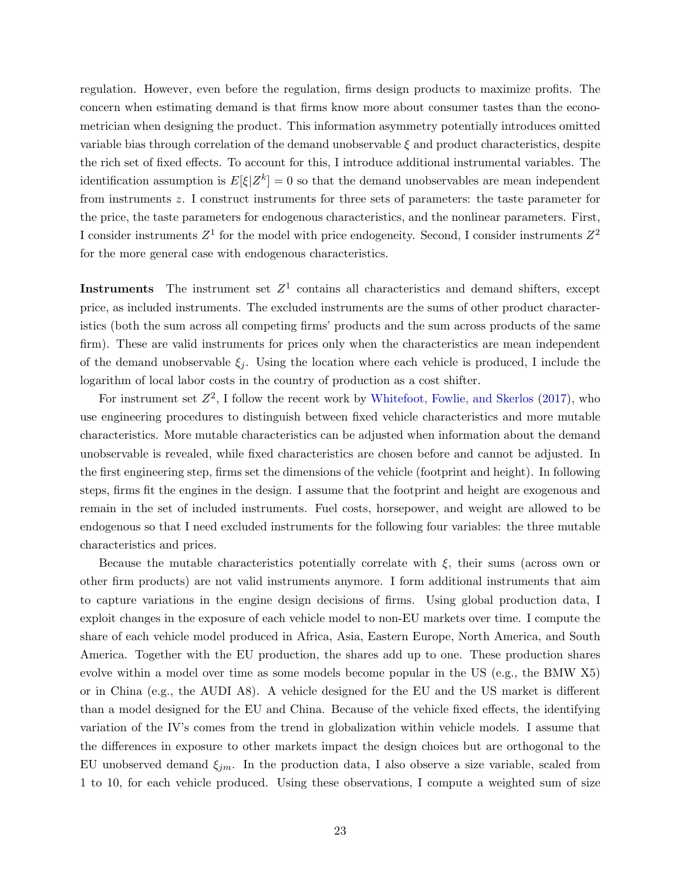regulation. However, even before the regulation, firms design products to maximize profits. The concern when estimating demand is that firms know more about consumer tastes than the econometrician when designing the product. This information asymmetry potentially introduces omitted variable bias through correlation of the demand unobservable $\xi$ and product characteristics, despite the rich set of fixed effects. To account for this, I introduce additional instrumental variables. The identification assumption is $E[\xi|Z^k] = 0$ so that the demand unobservables are mean independent from instruments $z$. I construct instruments for three sets of parameters: the taste parameter for the price, the taste parameters for endogenous characteristics, and the nonlinear parameters. First, I consider instruments $Z^1$ for the model with price endogeneity. Second, I consider instruments $Z^2$ for the more general case with endogenous characteristics.

**Instruments** The instrument set $Z^1$ contains all characteristics and demand shifters, except price, as included instruments. The excluded instruments are the sums of other product characteristics (both the sum across all competing firms' products and the sum across products of the same firm). These are valid instruments for prices only when the characteristics are mean independent of the demand unobservable $\xi_j$. Using the location where each vehicle is produced, I include the logarithm of local labor costs in the country of production as a cost shifter.

For instrument set $Z^2$, I follow the recent work by Whitefoot, Fowlie, and Skerlos (2017), who use engineering procedures to distinguish between fixed vehicle characteristics and more mutable characteristics. More mutable characteristics can be adjusted when information about the demand unobservable is revealed, while fixed characteristics are chosen before and cannot be adjusted. In the first engineering step, firms set the dimensions of the vehicle (footprint and height). In following steps, firms fit the engines in the design. I assume that the footprint and height are exogenous and remain in the set of included instruments. Fuel costs, horsepower, and weight are allowed to be endogenous so that I need excluded instruments for the following four variables: the three mutable characteristics and prices.

Because the mutable characteristics potentially correlate with $\xi$, their sums (across own or other firm products) are not valid instruments anymore. I form additional instruments that aim to capture variations in the engine design decisions of firms. Using global production data, I exploit changes in the exposure of each vehicle model to non-EU markets over time. I compute the share of each vehicle model produced in Africa, Asia, Eastern Europe, North America, and South America. Together with the EU production, the shares add up to one. These production shares evolve within a model over time as some models become popular in the US (e.g., the BMW X5) or in China (e.g., the AUDI A8). A vehicle designed for the EU and the US market is different than a model designed for the EU and China. Because of the vehicle fixed effects, the identifying variation of the IV's comes from the trend in globalization within vehicle models. I assume that the differences in exposure to other markets impact the design choices but are orthogonal to the EU unobserved demand $\xi_{jm}$. In the production data, I also observe a size variable, scaled from 1 to 10, for each vehicle produced. Using these observations, I compute a weighted sum of size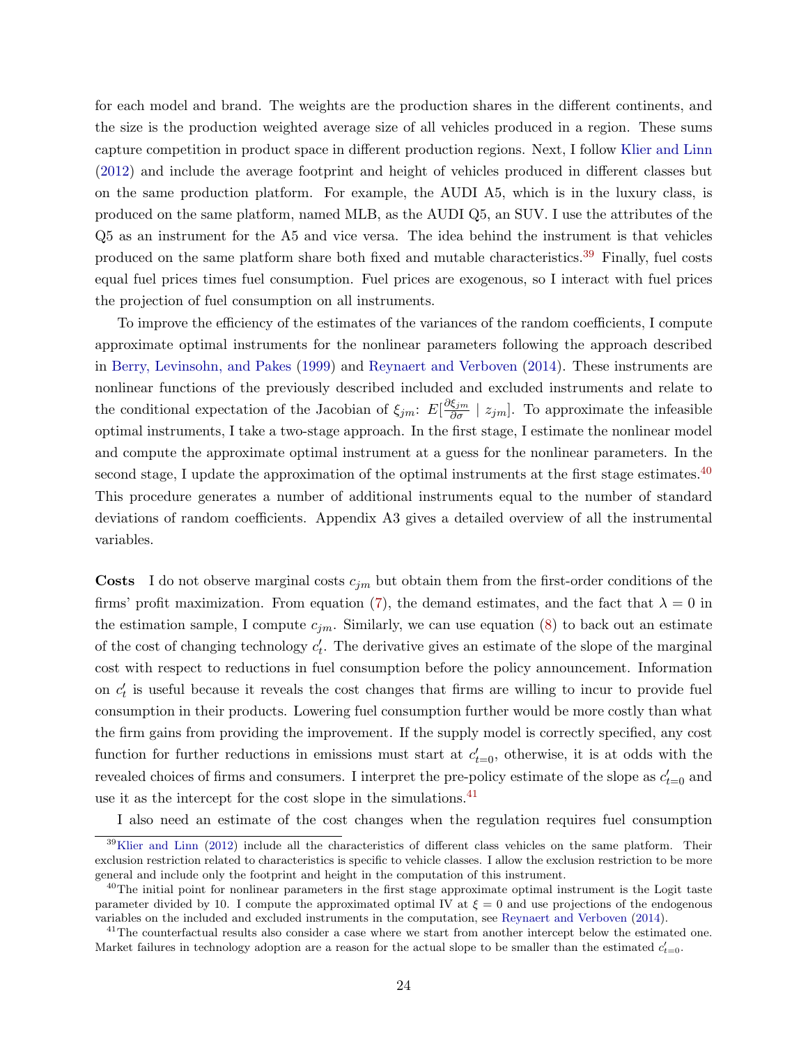for each model and brand. The weights are the production shares in the different continents, and the size is the production weighted average size of all vehicles produced in a region. These sums capture competition in product space in different production regions. Next, I follow Klier and Linn (2012) and include the average footprint and height of vehicles produced in different classes but on the same production platform. For example, the AUDI A5, which is in the luxury class, is produced on the same platform, named MLB, as the AUDI Q5, an SUV. I use the attributes of the Q5 as an instrument for the A5 and vice versa. The idea behind the instrument is that vehicles produced on the same platform share both fixed and mutable characteristics.[39] Finally, fuel costs equal fuel prices times fuel consumption. Fuel prices are exogenous, so I interact with fuel prices the projection of fuel consumption on all instruments.

To improve the efficiency of the estimates of the variances of the random coefficients, I compute approximate optimal instruments for the nonlinear parameters following the approach described in Berry, Levinsohn, and Pakes (1999) and Reynaert and Verboven (2014). These instruments are nonlinear functions of the previously described included and excluded instruments and relate to the conditional expectation of the Jacobian of $\xi_{jm}$: $E[\frac{\partial \xi_{jm}}{\partial \sigma} \mid z_{jm}]$. To approximate the infeasible optimal instruments, I take a two-stage approach. In the first stage, I estimate the nonlinear model and compute the approximate optimal instrument at a guess for the nonlinear parameters. In the second stage, I update the approximation of the optimal instruments at the first stage estimates.[40] This procedure generates a number of additional instruments equal to the number of standard deviations of random coefficients. Appendix A3 gives a detailed overview of all the instrumental variables.

**Costs** I do not observe marginal costs $c_{jm}$ but obtain them from the first-order conditions of the firms' profit maximization. From equation (7), the demand estimates, and the fact that $\lambda = 0$ in the estimation sample, I compute $c_{jm}$. Similarly, we can use equation (8) to back out an estimate of the cost of changing technology $c'_t$. The derivative gives an estimate of the slope of the marginal cost with respect to reductions in fuel consumption before the policy announcement. Information on $c'_t$ is useful because it reveals the cost changes that firms are willing to incur to provide fuel consumption in their products. Lowering fuel consumption further would be more costly than what the firm gains from providing the improvement. If the supply model is correctly specified, any cost function for further reductions in emissions must start at $c'_{t=0}$, otherwise, it is at odds with the revealed choices of firms and consumers. I interpret the pre-policy estimate of the slope as $c'_{t=0}$ and use it as the intercept for the cost slope in the simulations.[41]

I also need an estimate of the cost changes when the regulation requires fuel consumption

[39] Klier and Linn (2012) include all the characteristics of different class vehicles on the same platform. Their exclusion restriction related to characteristics is specific to vehicle classes. I allow the exclusion restriction to be more general and include only the footprint and height in the computation of this instrument.

[40] The initial point for nonlinear parameters in the first stage approximate optimal instrument is the Logit taste parameter divided by 10. I compute the approximated optimal IV at $\xi = 0$ and use projections of the endogenous variables on the included and excluded instruments in the computation, see Reynaert and Verboven (2014).

[41] The counterfactual results also consider a case where we start from another intercept below the estimated one. Market failures in technology adoption are a reason for the actual slope to be smaller than the estimated $c'_{t=0}$.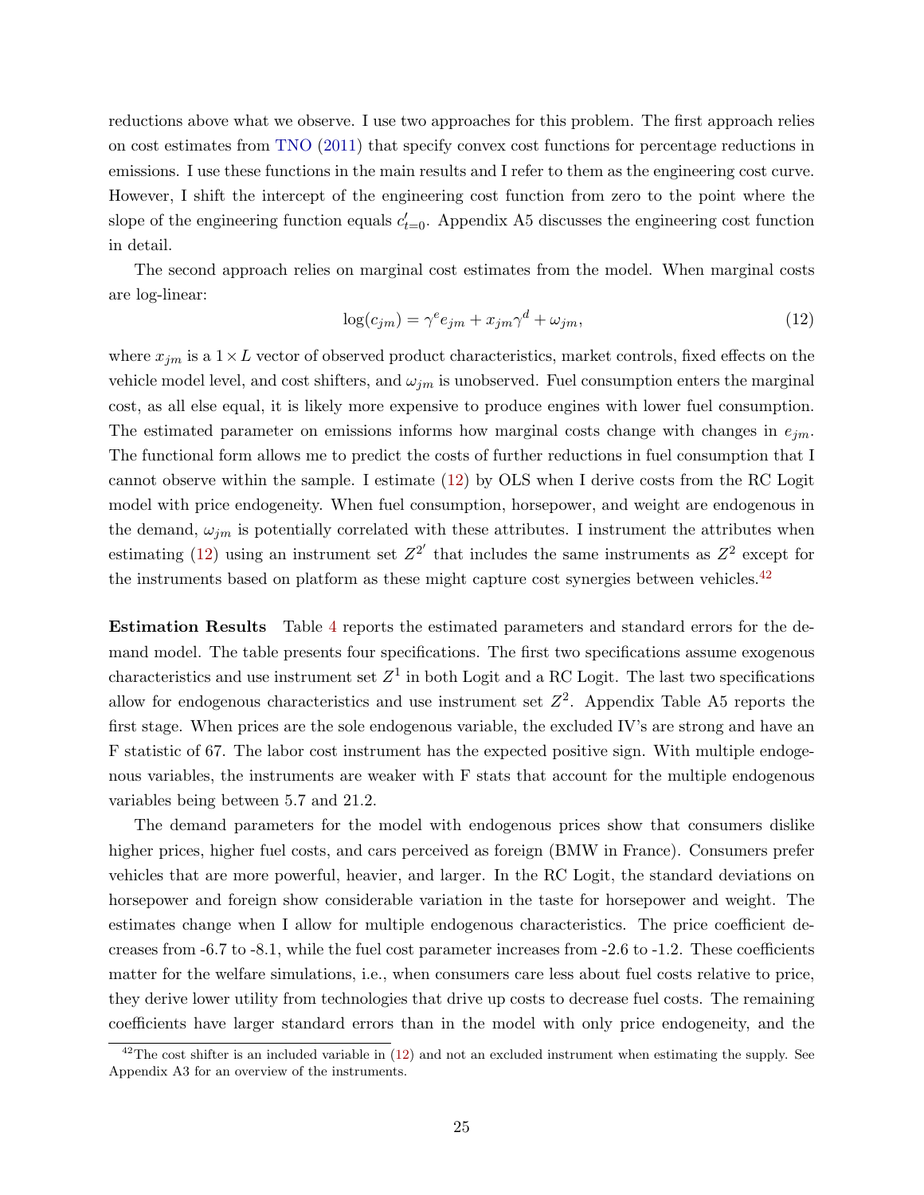reductions above what we observe. I use two approaches for this problem. The first approach relies on cost estimates from TNO (2011) that specify convex cost functions for percentage reductions in emissions. I use these functions in the main results and I refer to them as the engineering cost curve. However, I shift the intercept of the engineering cost function from zero to the point where the slope of the engineering function equals $c'_{t=0}$. Appendix A5 discusses the engineering cost function in detail.

The second approach relies on marginal cost estimates from the model. When marginal costs are log-linear:

$$\log(c_{jm}) = \gamma^e e_{jm} + x_{jm}\gamma^d + \omega_{jm}, \tag{12}$$

where $x_{jm}$ is a $1 \times L$ vector of observed product characteristics, market controls, fixed effects on the vehicle model level, and cost shifters, and $\omega_{jm}$ is unobserved. Fuel consumption enters the marginal cost, as all else equal, it is likely more expensive to produce engines with lower fuel consumption. The estimated parameter on emissions informs how marginal costs change with changes in $e_{jm}$. The functional form allows me to predict the costs of further reductions in fuel consumption that I cannot observe within the sample. I estimate (12) by OLS when I derive costs from the RC Logit model with price endogeneity. When fuel consumption, horsepower, and weight are endogenous in the demand, $\omega_{jm}$ is potentially correlated with these attributes. I instrument the attributes when estimating (12) using an instrument set $Z^{2'}$ that includes the same instruments as $Z^2$ except for the instruments based on platform as these might capture cost synergies between vehicles.[42]

**Estimation Results** Table 4 reports the estimated parameters and standard errors for the demand model. The table presents four specifications. The first two specifications assume exogenous characteristics and use instrument set $Z^1$ in both Logit and a RC Logit. The last two specifications allow for endogenous characteristics and use instrument set $Z^2$. Appendix Table A5 reports the first stage. When prices are the sole endogenous variable, the excluded IV's are strong and have an F statistic of 67. The labor cost instrument has the expected positive sign. With multiple endogenous variables, the instruments are weaker with F stats that account for the multiple endogenous variables being between 5.7 and 21.2.

The demand parameters for the model with endogenous prices show that consumers dislike higher prices, higher fuel costs, and cars perceived as foreign (BMW in France). Consumers prefer vehicles that are more powerful, heavier, and larger. In the RC Logit, the standard deviations on horsepower and foreign show considerable variation in the taste for horsepower and weight. The estimates change when I allow for multiple endogenous characteristics. The price coefficient decreases from -6.7 to -8.1, while the fuel cost parameter increases from -2.6 to -1.2. These coefficients matter for the welfare simulations, i.e., when consumers care less about fuel costs relative to price, they derive lower utility from technologies that drive up costs to decrease fuel costs. The remaining coefficients have larger standard errors than in the model with only price endogeneity, and the

[42] The cost shifter is an included variable in (12) and not an excluded instrument when estimating the supply. See Appendix A3 for an overview of the instruments.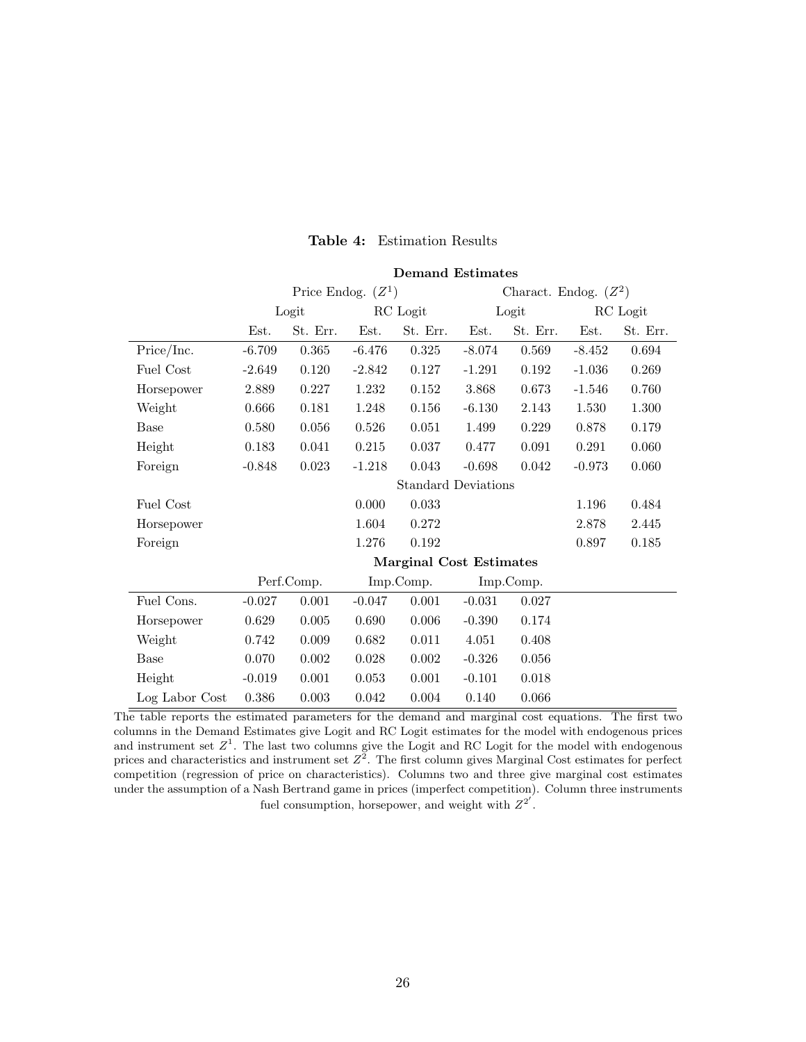**Table 4:** Estimation Results

| | **Demand Estimates** | | | | | | | |
|---|---|---|---|---|---|---|---|---|
| | Price Endog. ($Z^1$) | | | | Charact. Endog. ($Z^2$) | | | |
| | Logit | | RC Logit | | Logit | | RC Logit | |
| | Est. | St. Err. | Est. | St. Err. | Est. | St. Err. | Est. | St. Err. |
| Price/Inc. | -6.709 | 0.365 | -6.476 | 0.325 | -8.074 | 0.569 | -8.452 | 0.694 |
| Fuel Cost | -2.649 | 0.120 | -2.842 | 0.127 | -1.291 | 0.192 | -1.036 | 0.269 |
| Horsepower | 2.889 | 0.227 | 1.232 | 0.152 | 3.868 | 0.673 | -1.546 | 0.760 |
| Weight | 0.666 | 0.181 | 1.248 | 0.156 | -6.130 | 2.143 | 1.530 | 1.300 |
| Base | 0.580 | 0.056 | 0.526 | 0.051 | 1.499 | 0.229 | 0.878 | 0.179 |
| Height | 0.183 | 0.041 | 0.215 | 0.037 | 0.477 | 0.091 | 0.291 | 0.060 |
| Foreign | -0.848 | 0.023 | -1.218 | 0.043 | -0.698 | 0.042 | -0.973 | 0.060 |
| | | | Standard Deviations | | | | | |
| Fuel Cost | | | 0.000 | 0.033 | | | 1.196 | 0.484 |
| Horsepower | | | 1.604 | 0.272 | | | 2.878 | 2.445 |
| Foreign | | | 1.276 | 0.192 | | | 0.897 | 0.185 |
| | **Marginal Cost Estimates** | | | | | | | |
| | Perf.Comp. | | Imp.Comp. | | Imp.Comp. | | | |
| Fuel Cons. | -0.027 | 0.001 | -0.047 | 0.001 | -0.031 | 0.027 | | |
| Horsepower | 0.629 | 0.005 | 0.690 | 0.006 | -0.390 | 0.174 | | |
| Weight | 0.742 | 0.009 | 0.682 | 0.011 | 4.051 | 0.408 | | |
| Base | 0.070 | 0.002 | 0.028 | 0.002 | -0.326 | 0.056 | | |
| Height | -0.019 | 0.001 | 0.053 | 0.001 | -0.101 | 0.018 | | |
| Log Labor Cost | 0.386 | 0.003 | 0.042 | 0.004 | 0.140 | 0.066 | | |

The table reports the estimated parameters for the demand and marginal cost equations. The first two columns in the Demand Estimates give Logit and RC Logit estimates for the model with endogenous prices and instrument set $Z^1$. The last two columns give the Logit and RC Logit for the model with endogenous prices and characteristics and instrument set $Z^2$. The first column gives Marginal Cost estimates for perfect competition (regression of price on characteristics). Columns two and three give marginal cost estimates under the assumption of a Nash Bertrand game in prices (imperfect competition). Column three instruments fuel consumption, horsepower, and weight with $Z^{2'}$.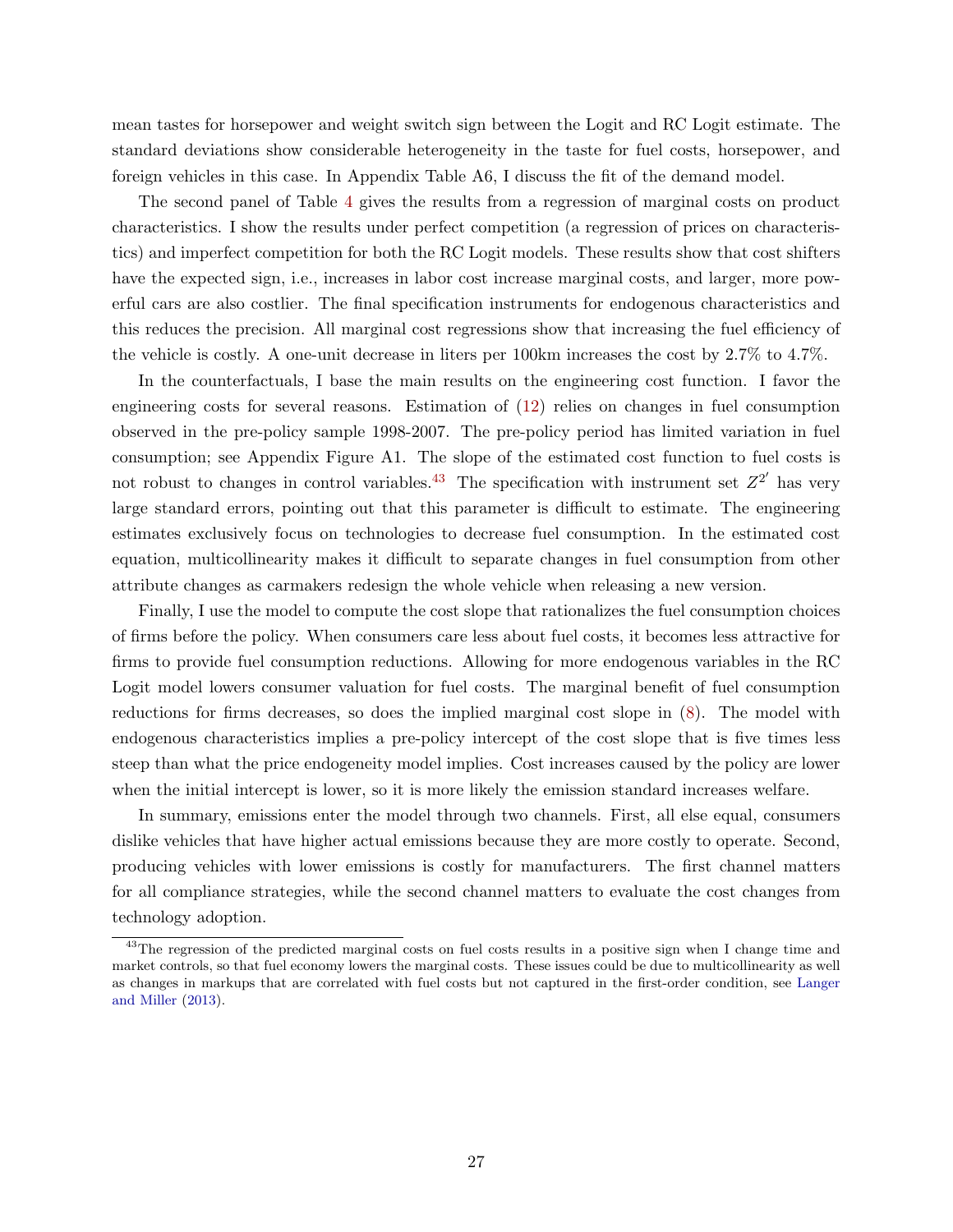mean tastes for horsepower and weight switch sign between the Logit and RC Logit estimate. The standard deviations show considerable heterogeneity in the taste for fuel costs, horsepower, and foreign vehicles in this case. In Appendix Table A6, I discuss the fit of the demand model.

The second panel of Table 4 gives the results from a regression of marginal costs on product characteristics. I show the results under perfect competition (a regression of prices on characteristics) and imperfect competition for both the RC Logit models. These results show that cost shifters have the expected sign, i.e., increases in labor cost increase marginal costs, and larger, more powerful cars are also costlier. The final specification instruments for endogenous characteristics and this reduces the precision. All marginal cost regressions show that increasing the fuel efficiency of the vehicle is costly. A one-unit decrease in liters per 100km increases the cost by 2.7% to 4.7%.

In the counterfactuals, I base the main results on the engineering cost function. I favor the engineering costs for several reasons. Estimation of (12) relies on changes in fuel consumption observed in the pre-policy sample 1998-2007. The pre-policy period has limited variation in fuel consumption; see Appendix Figure A1. The slope of the estimated cost function to fuel costs is not robust to changes in control variables.[43] The specification with instrument set $Z^{2'}$ has very large standard errors, pointing out that this parameter is difficult to estimate. The engineering estimates exclusively focus on technologies to decrease fuel consumption. In the estimated cost equation, multicollinearity makes it difficult to separate changes in fuel consumption from other attribute changes as carmakers redesign the whole vehicle when releasing a new version.

Finally, I use the model to compute the cost slope that rationalizes the fuel consumption choices of firms before the policy. When consumers care less about fuel costs, it becomes less attractive for firms to provide fuel consumption reductions. Allowing for more endogenous variables in the RC Logit model lowers consumer valuation for fuel costs. The marginal benefit of fuel consumption reductions for firms decreases, so does the implied marginal cost slope in (8). The model with endogenous characteristics implies a pre-policy intercept of the cost slope that is five times less steep than what the price endogeneity model implies. Cost increases caused by the policy are lower when the initial intercept is lower, so it is more likely the emission standard increases welfare.

In summary, emissions enter the model through two channels. First, all else equal, consumers dislike vehicles that have higher actual emissions because they are more costly to operate. Second, producing vehicles with lower emissions is costly for manufacturers. The first channel matters for all compliance strategies, while the second channel matters to evaluate the cost changes from technology adoption.

[43] The regression of the predicted marginal costs on fuel costs results in a positive sign when I change time and market controls, so that fuel economy lowers the marginal costs. These issues could be due to multicollinearity as well as changes in markups that are correlated with fuel costs but not captured in the first-order condition, see Langer and Miller (2013).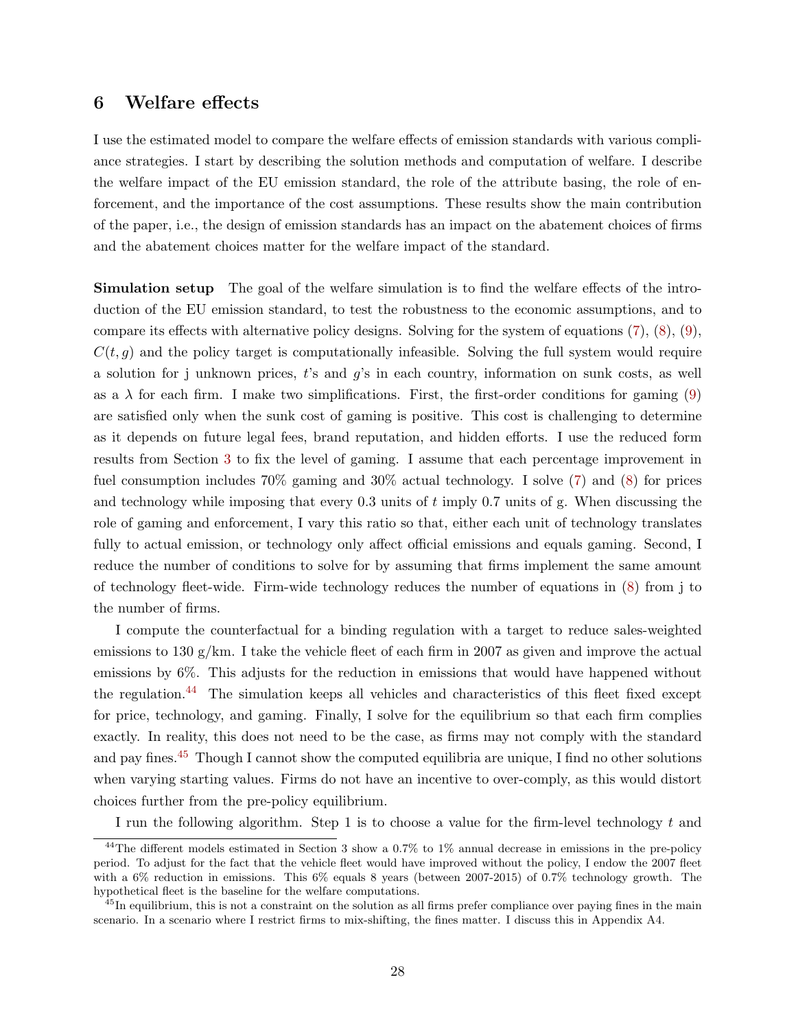## 6 Welfare effects

I use the estimated model to compare the welfare effects of emission standards with various compliance strategies. I start by describing the solution methods and computation of welfare. I describe the welfare impact of the EU emission standard, the role of the attribute basing, the role of enforcement, and the importance of the cost assumptions. These results show the main contribution of the paper, i.e., the design of emission standards has an impact on the abatement choices of firms and the abatement choices matter for the welfare impact of the standard.

**Simulation setup** The goal of the welfare simulation is to find the welfare effects of the introduction of the EU emission standard, to test the robustness to the economic assumptions, and to compare its effects with alternative policy designs. Solving for the system of equations (7), (8), (9), $C(t, g)$ and the policy target is computationally infeasible. Solving the full system would require a solution for j unknown prices, $t$'s and $g$'s in each country, information on sunk costs, as well as a $\lambda$ for each firm. I make two simplifications. First, the first-order conditions for gaming (9) are satisfied only when the sunk cost of gaming is positive. This cost is challenging to determine as it depends on future legal fees, brand reputation, and hidden efforts. I use the reduced form results from Section 3 to fix the level of gaming. I assume that each percentage improvement in fuel consumption includes 70% gaming and 30% actual technology. I solve (7) and (8) for prices and technology while imposing that every 0.3 units of $t$ imply 0.7 units of g. When discussing the role of gaming and enforcement, I vary this ratio so that, either each unit of technology translates fully to actual emission, or technology only affect official emissions and equals gaming. Second, I reduce the number of conditions to solve for by assuming that firms implement the same amount of technology fleet-wide. Firm-wide technology reduces the number of equations in (8) from j to the number of firms.

I compute the counterfactual for a binding regulation with a target to reduce sales-weighted emissions to 130 g/km. I take the vehicle fleet of each firm in 2007 as given and improve the actual emissions by 6%. This adjusts for the reduction in emissions that would have happened without the regulation.[44] The simulation keeps all vehicles and characteristics of this fleet fixed except for price, technology, and gaming. Finally, I solve for the equilibrium so that each firm complies exactly. In reality, this does not need to be the case, as firms may not comply with the standard and pay fines.[45] Though I cannot show the computed equilibria are unique, I find no other solutions when varying starting values. Firms do not have an incentive to over-comply, as this would distort choices further from the pre-policy equilibrium.

I run the following algorithm. Step 1 is to choose a value for the firm-level technology $t$ and

[44] The different models estimated in Section 3 show a 0.7% to 1% annual decrease in emissions in the pre-policy period. To adjust for the fact that the vehicle fleet would have improved without the policy, I endow the 2007 fleet with a 6% reduction in emissions. This 6% equals 8 years (between 2007-2015) of 0.7% technology growth. The hypothetical fleet is the baseline for the welfare computations.

[45] In equilibrium, this is not a constraint on the solution as all firms prefer compliance over paying fines in the main scenario. In a scenario where I restrict firms to mix-shifting, the fines matter. I discuss this in Appendix A4.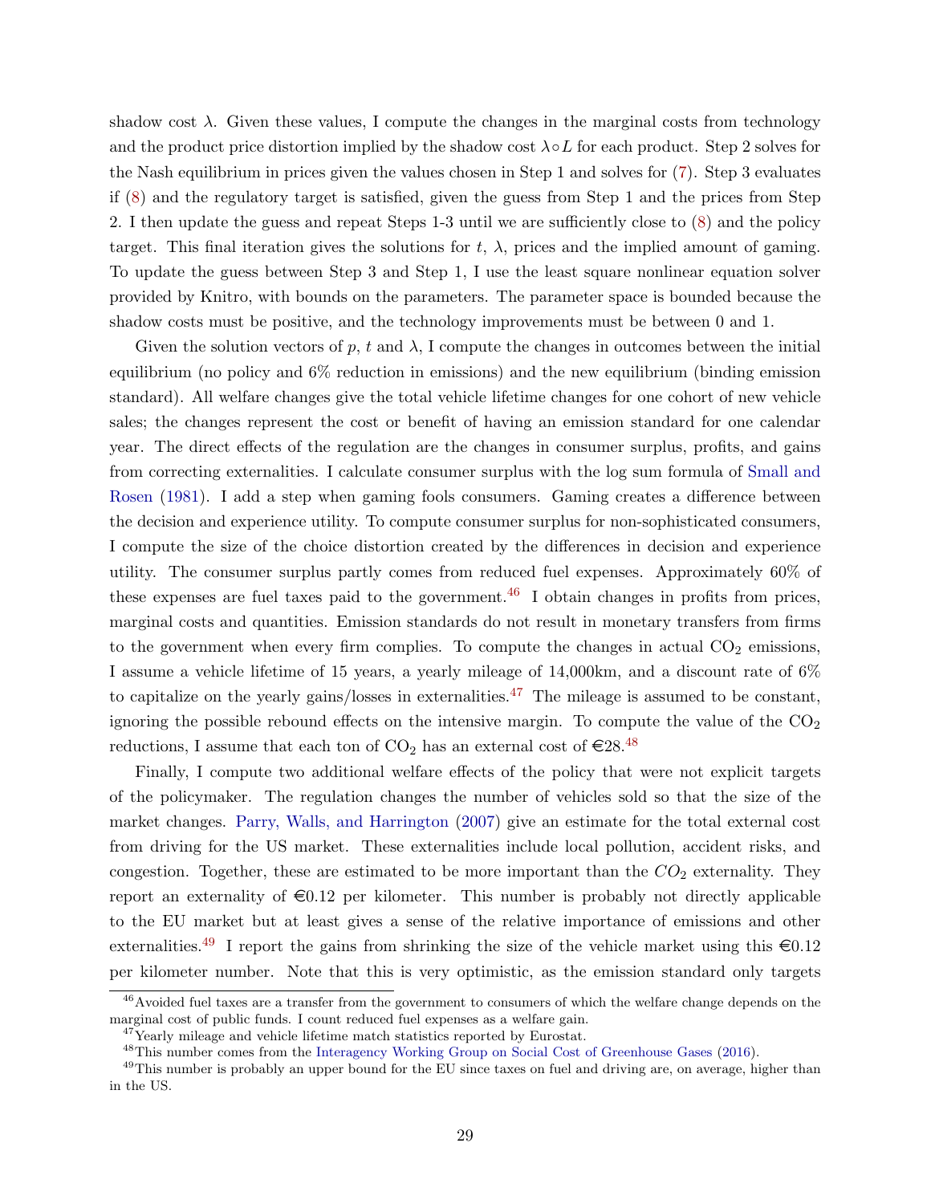shadow cost $\lambda$. Given these values, I compute the changes in the marginal costs from technology and the product price distortion implied by the shadow cost $\lambda \circ L$ for each product. Step 2 solves for the Nash equilibrium in prices given the values chosen in Step 1 and solves for (7). Step 3 evaluates if (8) and the regulatory target is satisfied, given the guess from Step 1 and the prices from Step 2. I then update the guess and repeat Steps 1-3 until we are sufficiently close to (8) and the policy target. This final iteration gives the solutions for $t$, $\lambda$, prices and the implied amount of gaming. To update the guess between Step 3 and Step 1, I use the least square nonlinear equation solver provided by Knitro, with bounds on the parameters. The parameter space is bounded because the shadow costs must be positive, and the technology improvements must be between 0 and 1.

Given the solution vectors of $p$, $t$ and $\lambda$, I compute the changes in outcomes between the initial equilibrium (no policy and 6% reduction in emissions) and the new equilibrium (binding emission standard). All welfare changes give the total vehicle lifetime changes for one cohort of new vehicle sales; the changes represent the cost or benefit of having an emission standard for one calendar year. The direct effects of the regulation are the changes in consumer surplus, profits, and gains from correcting externalities. I calculate consumer surplus with the log sum formula of Small and Rosen (1981). I add a step when gaming fools consumers. Gaming creates a difference between the decision and experience utility. To compute consumer surplus for non-sophisticated consumers, I compute the size of the choice distortion created by the differences in decision and experience utility. The consumer surplus partly comes from reduced fuel expenses. Approximately 60% of these expenses are fuel taxes paid to the government.[46] I obtain changes in profits from prices, marginal costs and quantities. Emission standards do not result in monetary transfers from firms to the government when every firm complies. To compute the changes in actual $CO_2$ emissions, I assume a vehicle lifetime of 15 years, a yearly mileage of 14,000km, and a discount rate of 6% to capitalize on the yearly gains/losses in externalities.[47] The mileage is assumed to be constant, ignoring the possible rebound effects on the intensive margin. To compute the value of the $CO_2$ reductions, I assume that each ton of $CO_2$ has an external cost of €28.[48]

Finally, I compute two additional welfare effects of the policy that were not explicit targets of the policymaker. The regulation changes the number of vehicles sold so that the size of the market changes. Parry, Walls, and Harrington (2007) give an estimate for the total external cost from driving for the US market. These externalities include local pollution, accident risks, and congestion. Together, these are estimated to be more important than the $CO_2$ externality. They report an externality of €0.12 per kilometer. This number is probably not directly applicable to the EU market but at least gives a sense of the relative importance of emissions and other externalities.[49] I report the gains from shrinking the size of the vehicle market using this €0.12 per kilometer number. Note that this is very optimistic, as the emission standard only targets

---

[46] Avoided fuel taxes are a transfer from the government to consumers of which the welfare change depends on the marginal cost of public funds. I count reduced fuel expenses as a welfare gain.

[47] Yearly mileage and vehicle lifetime match statistics reported by Eurostat.

[48] This number comes from the Interagency Working Group on Social Cost of Greenhouse Gases (2016).

[49] This number is probably an upper bound for the EU since taxes on fuel and driving are, on average, higher than in the US.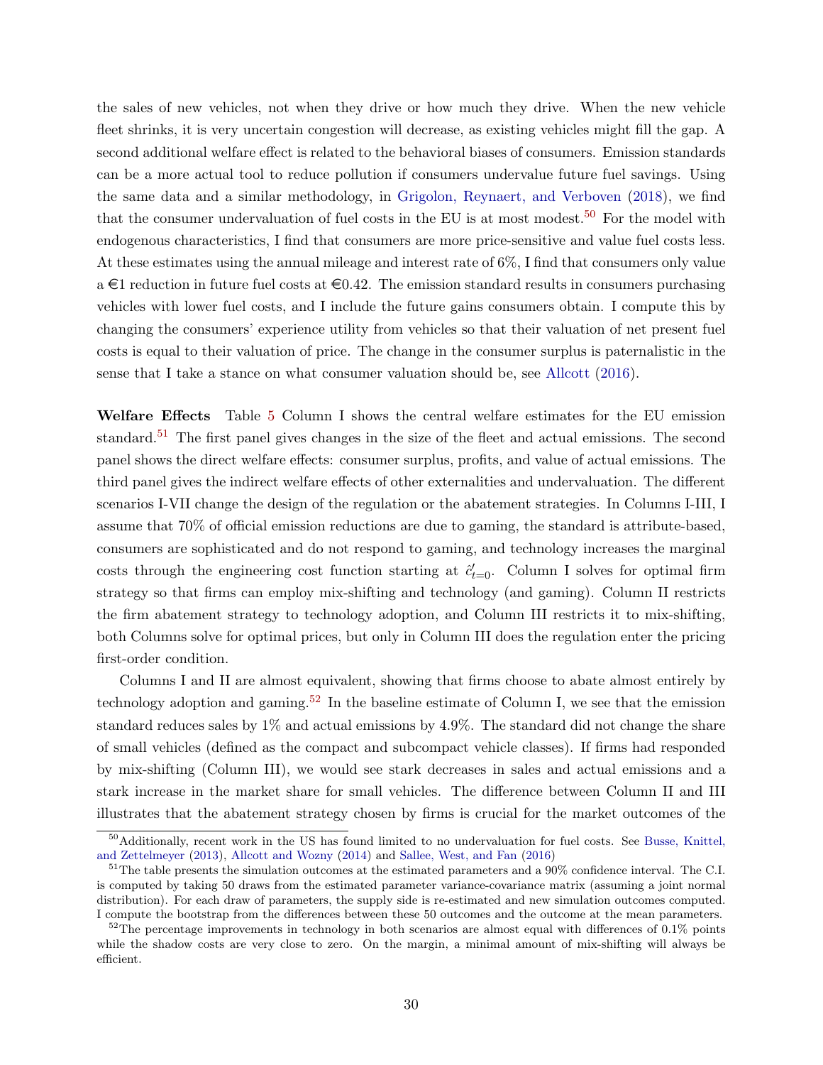the sales of new vehicles, not when they drive or how much they drive. When the new vehicle fleet shrinks, it is very uncertain congestion will decrease, as existing vehicles might fill the gap. A second additional welfare effect is related to the behavioral biases of consumers. Emission standards can be a more actual tool to reduce pollution if consumers undervalue future fuel savings. Using the same data and a similar methodology, in Grigolon, Reynaert, and Verboven (2018), we find that the consumer undervaluation of fuel costs in the EU is at most modest.[50] For the model with endogenous characteristics, I find that consumers are more price-sensitive and value fuel costs less. At these estimates using the annual mileage and interest rate of 6%, I find that consumers only value a €1 reduction in future fuel costs at €0.42. The emission standard results in consumers purchasing vehicles with lower fuel costs, and I include the future gains consumers obtain. I compute this by changing the consumers' experience utility from vehicles so that their valuation of net present fuel costs is equal to their valuation of price. The change in the consumer surplus is paternalistic in the sense that I take a stance on what consumer valuation should be, see Allcott (2016).

**Welfare Effects** Table 5 Column I shows the central welfare estimates for the EU emission standard.[51] The first panel gives changes in the size of the fleet and actual emissions. The second panel shows the direct welfare effects: consumer surplus, profits, and value of actual emissions. The third panel gives the indirect welfare effects of other externalities and undervaluation. The different scenarios I-VII change the design of the regulation or the abatement strategies. In Columns I-III, I assume that 70% of official emission reductions are due to gaming, the standard is attribute-based, consumers are sophisticated and do not respond to gaming, and technology increases the marginal costs through the engineering cost function starting at $\hat{c}'_{t=0}$. Column I solves for optimal firm strategy so that firms can employ mix-shifting and technology (and gaming). Column II restricts the firm abatement strategy to technology adoption, and Column III restricts it to mix-shifting, both Columns solve for optimal prices, but only in Column III does the regulation enter the pricing first-order condition.

Columns I and II are almost equivalent, showing that firms choose to abate almost entirely by technology adoption and gaming.[52] In the baseline estimate of Column I, we see that the emission standard reduces sales by 1% and actual emissions by 4.9%. The standard did not change the share of small vehicles (defined as the compact and subcompact vehicle classes). If firms had responded by mix-shifting (Column III), we would see stark decreases in sales and actual emissions and a stark increase in the market share for small vehicles. The difference between Column II and III illustrates that the abatement strategy chosen by firms is crucial for the market outcomes of the

[50] Additionally, recent work in the US has found limited to no undervaluation for fuel costs. See Busse, Knittel, and Zettelmeyer (2013), Allcott and Wozny (2014) and Sallee, West, and Fan (2016)

[51] The table presents the simulation outcomes at the estimated parameters and a 90% confidence interval. The C.I. is computed by taking 50 draws from the estimated parameter variance-covariance matrix (assuming a joint normal distribution). For each draw of parameters, the supply side is re-estimated and new simulation outcomes computed. I compute the bootstrap from the differences between these 50 outcomes and the outcome at the mean parameters.

[52] The percentage improvements in technology in both scenarios are almost equal with differences of 0.1% points while the shadow costs are very close to zero. On the margin, a minimal amount of mix-shifting will always be efficient.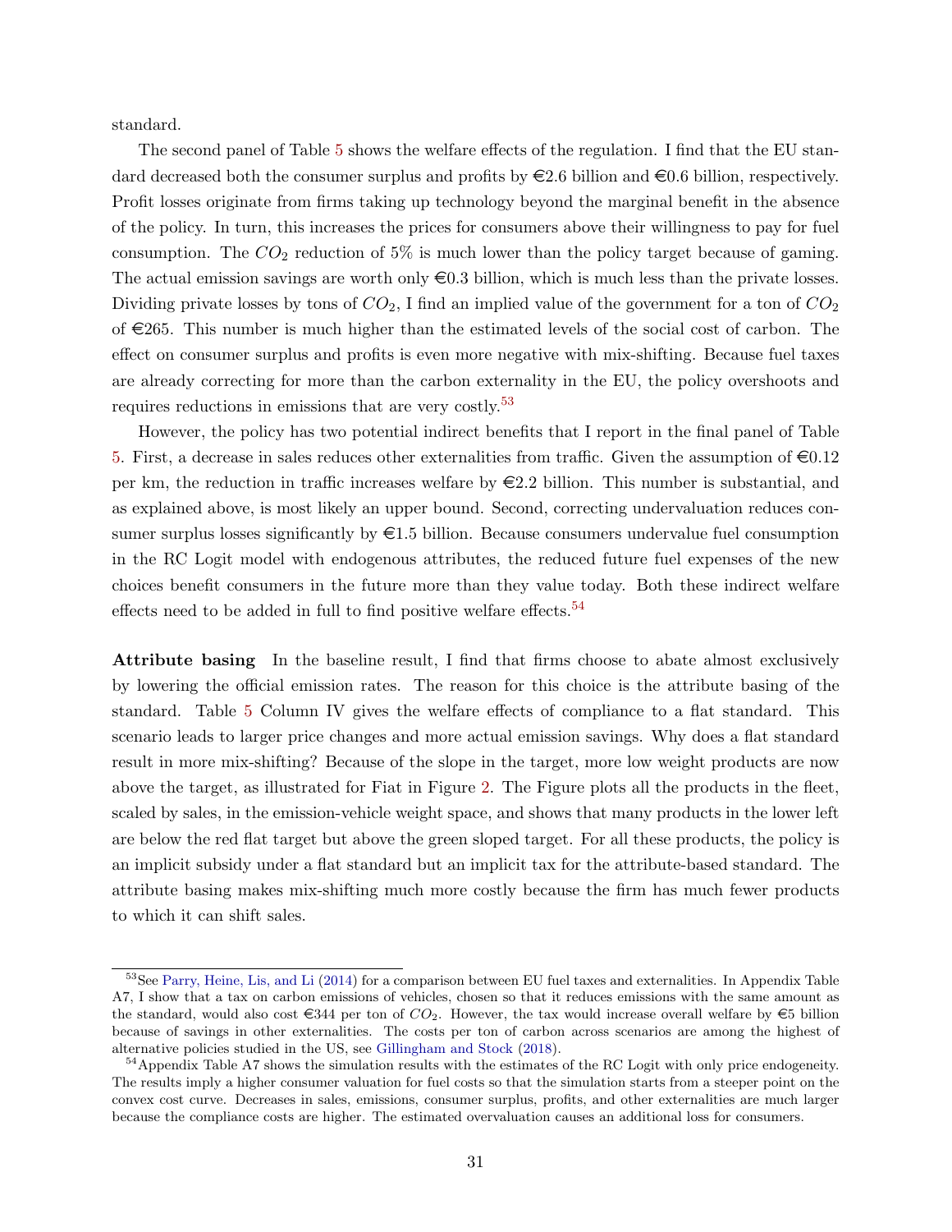standard.

The second panel of Table 5 shows the welfare effects of the regulation. I find that the EU standard decreased both the consumer surplus and profits by €2.6 billion and €0.6 billion, respectively. Profit losses originate from firms taking up technology beyond the marginal benefit in the absence of the policy. In turn, this increases the prices for consumers above their willingness to pay for fuel consumption. The $CO_2$ reduction of 5% is much lower than the policy target because of gaming. The actual emission savings are worth only €0.3 billion, which is much less than the private losses. Dividing private losses by tons of $CO_2$, I find an implied value of the government for a ton of $CO_2$ of €265. This number is much higher than the estimated levels of the social cost of carbon. The effect on consumer surplus and profits is even more negative with mix-shifting. Because fuel taxes are already correcting for more than the carbon externality in the EU, the policy overshoots and requires reductions in emissions that are very costly.[53]

However, the policy has two potential indirect benefits that I report in the final panel of Table 5. First, a decrease in sales reduces other externalities from traffic. Given the assumption of €0.12 per km, the reduction in traffic increases welfare by €2.2 billion. This number is substantial, and as explained above, is most likely an upper bound. Second, correcting undervaluation reduces consumer surplus losses significantly by €1.5 billion. Because consumers undervalue fuel consumption in the RC Logit model with endogenous attributes, the reduced future fuel expenses of the new choices benefit consumers in the future more than they value today. Both these indirect welfare effects need to be added in full to find positive welfare effects.[54]

**Attribute basing** In the baseline result, I find that firms choose to abate almost exclusively by lowering the official emission rates. The reason for this choice is the attribute basing of the standard. Table 5 Column IV gives the welfare effects of compliance to a flat standard. This scenario leads to larger price changes and more actual emission savings. Why does a flat standard result in more mix-shifting? Because of the slope in the target, more low weight products are now above the target, as illustrated for Fiat in Figure 2. The Figure plots all the products in the fleet, scaled by sales, in the emission-vehicle weight space, and shows that many products in the lower left are below the red flat target but above the green sloped target. For all these products, the policy is an implicit subsidy under a flat standard but an implicit tax for the attribute-based standard. The attribute basing makes mix-shifting much more costly because the firm has much fewer products to which it can shift sales.

---

[53] See Parry, Heine, Lis, and Li (2014) for a comparison between EU fuel taxes and externalities. In Appendix Table A7, I show that a tax on carbon emissions of vehicles, chosen so that it reduces emissions with the same amount as the standard, would also cost €344 per ton of $CO_2$. However, the tax would increase overall welfare by €5 billion because of savings in other externalities. The costs per ton of carbon across scenarios are among the highest of alternative policies studied in the US, see Gillingham and Stock (2018).

[54] Appendix Table A7 shows the simulation results with the estimates of the RC Logit with only price endogeneity. The results imply a higher consumer valuation for fuel costs so that the simulation starts from a steeper point on the convex cost curve. Decreases in sales, emissions, consumer surplus, profits, and other externalities are much larger because the compliance costs are higher. The estimated overvaluation causes an additional loss for consumers.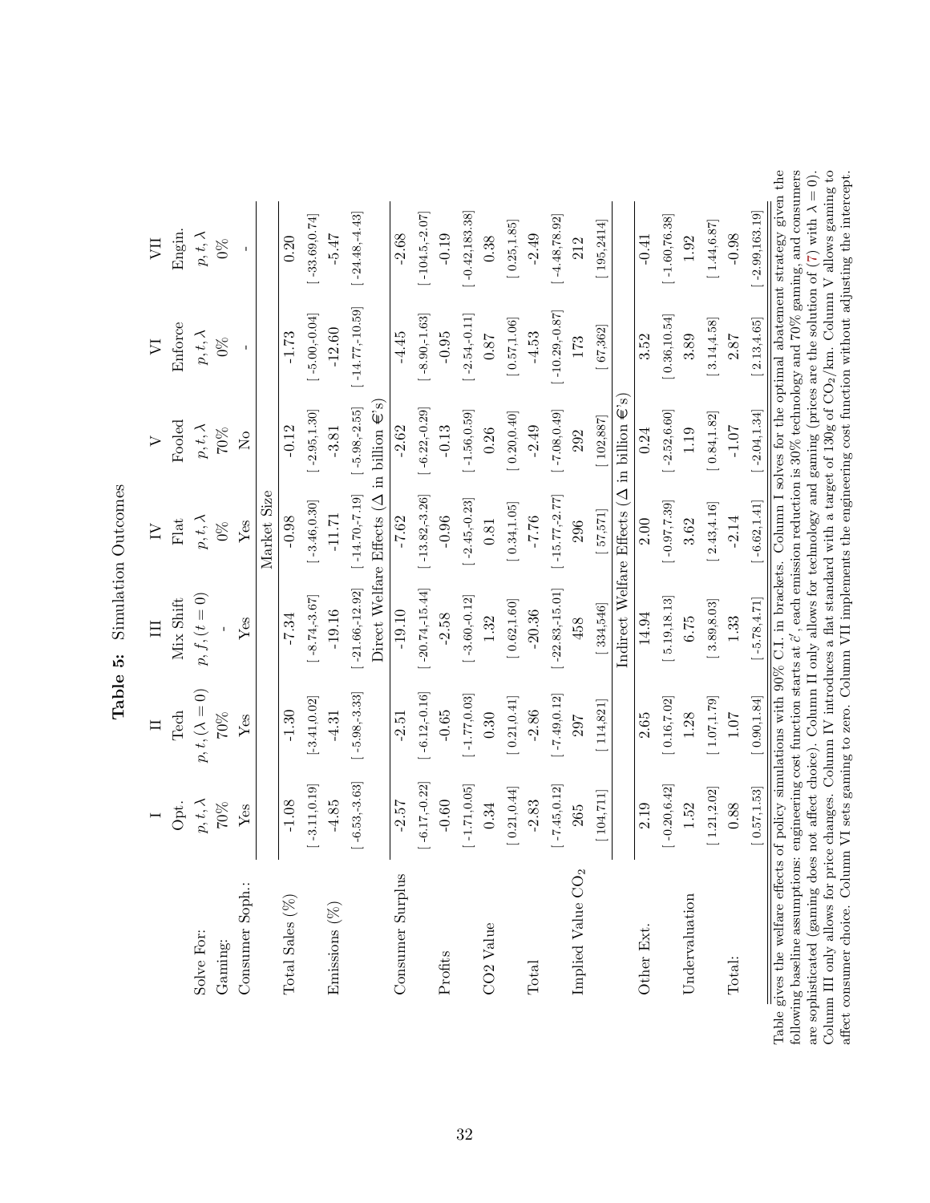**Table 5:** Simulation Outcomes

| | I | II | III | IV | V | VI | VII |
|---|---|---|---|---|---|---|---|
| | Opt. | Tech | Mix Shift | Flat | Fooled | Enforce | Engin. |
| Solve For: | $p, t, \lambda$ | $p, t, (\lambda = 0)$ | $p, f, (t = 0)$ | $p, t, \lambda$ | $p, t, \lambda$ | $p, t, \lambda$ | $p, t, \lambda$ |
| Gaming: | 70% | 70% | - | 0% | 70% | 0% | 0% |
| Consumer Soph.: | Yes | Yes | Yes | Yes | No | - | - |
| | | | | Market Size | | | |
| Total Sales (%) | -1.08 | -1.30 | -7.34 | -0.98 | -0.12 | -1.73 | 0.20 |
| | [-3.11,0.19] | [-3.41,0.02] | [-8.74,-3.67] | [-3.46,0.30] | [-2.95,1.30] | [-5.00,-0.04] | [-33.69,0.74] |
| Emissions (%) | -4.85 | -4.31 | -19.16 | -11.71 | -3.81 | -12.60 | -5.47 |
| | [-6.53,-3.63] | [-5.98,-3.33] | [-21.66,-12.92] | [-14.70,-7.19] | [-5.98,-2.55] | [-14.77,-10.59] | [-24.48,-4.43] |
| | | | Direct Welfare Effects (Δ in billion €'s) | | | | |
| Consumer Surplus | -2.57 | -2.51 | -19.10 | -7.62 | -2.62 | -4.45 | -2.68 |
| | [-6.17,-0.22] | [-6.12,-0.16] | [-20.74,-15.44] | [-13.82,-3.26] | [-6.22,-0.29] | [-8.90,-1.63] | [-104.5,-2.07] |
| Profits | -0.60 | -0.65 | -2.58 | -0.96 | -0.13 | -0.95 | -0.19 |
| | [-1.71,0.05] | [-1.77,0.03] | [-3.60,-0.12] | [-2.45,-0.23] | [-1.56,0.59] | [-2.54,-0.11] | [-0.42,183.38] |
| CO2 Value | 0.34 | 0.30 | 1.32 | 0.81 | 0.26 | 0.87 | 0.38 |
| | [0.21,0.44] | [0.21,0.41] | [0.62,1.60] | [0.34,1.05] | [0.20,0.40] | [0.57,1.06] | [0.25,1.85] |
| Total | -2.83 | -2.86 | -20.36 | -7.76 | -2.49 | -4.53 | -2.49 |
| | [-7.45,0.12] | [-7.49,0.12] | [-22.83,-15.01] | [-15.77,-2.77] | [-7.08,0.49] | [-10.29,-0.87] | [-4.48,78.92] |
| Implied Value $CO_2$ | 265 | 297 | 458 | 296 | 292 | 173 | 212 |
| | [104,711] | [114,821] | [334,546] | [57,571] | [102,887] | [67,362] | [195,2414] |
| | | | Indirect Welfare Effects (Δ in billion €'s) | | | | |
| Other Ext. | 2.19 | 2.65 | 14.94 | 2.00 | 0.24 | 3.52 | -0.41 |
| | [-0.20,6.42] | [0.16,7.02] | [5.19,18.13] | [-0.97,7.39] | [-2.52,6.60] | [0.36,10.54] | [-1.60,76.38] |
| Undervaluation | 1.52 | 1.28 | 6.75 | 3.62 | 1.19 | 3.89 | 1.92 |
| | [1.21,2.02] | [1.07,1.79] | [3.89,8.03] | [2.43,4.16] | [0.84,1.82] | [3.14,4.58] | [1.44,6.87] |
| Total: | 0.88 | 1.07 | 1.33 | -2.14 | -1.07 | 2.87 | -0.98 |
| | [0.57,1.53] | [0.90,1.84] | [-5.78,4.71] | [-6.62,1.41] | [-2.04,1.34] | [2.13,4.65] | [-2.99,163.19] |

Table gives the welfare effects of policy simulations with 90% C.I. in brackets. Column I solves for the optimal abatement strategy given the following baseline assumptions: engineering cost function starts at $\hat{c}_i^t$, each emission reduction is 30% technology and 70% gaming, and consumers are sophisticated (gaming does not affect choice). Column II only allows for technology and gaming (prices are the solution of (7) with $\lambda = 0$). Column III only allows for price changes. Column IV introduces a flat standard with a target of 130g of $CO_2$/km. Column V allows gaming to affect consumer choice. Column VI sets gaming to zero. Column VII implements the engineering cost function without adjusting the intercept.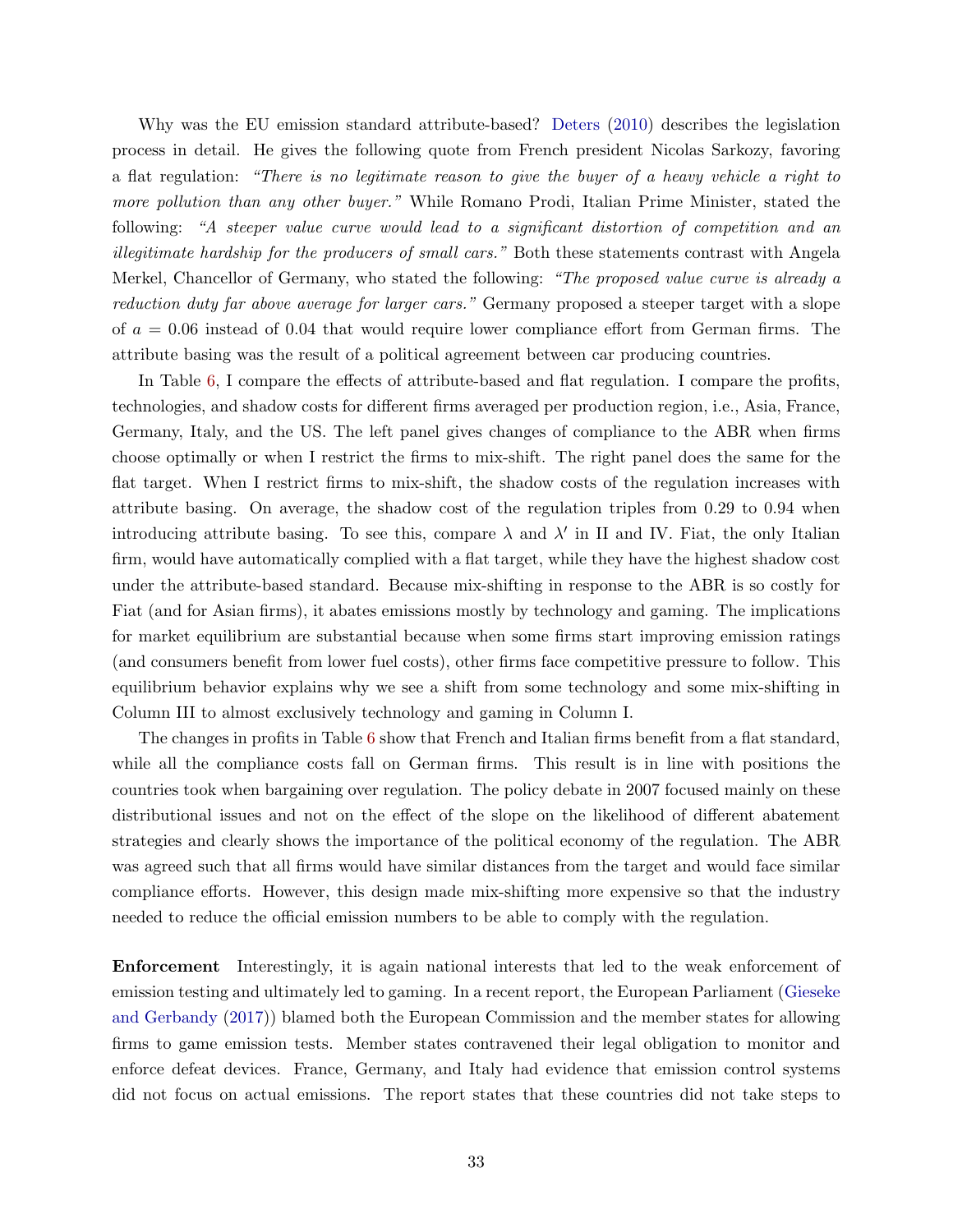Why was the EU emission standard attribute-based? Deters (2010) describes the legislation process in detail. He gives the following quote from French president Nicolas Sarkozy, favoring a flat regulation: *"There is no legitimate reason to give the buyer of a heavy vehicle a right to more pollution than any other buyer."* While Romano Prodi, Italian Prime Minister, stated the following: *"A steeper value curve would lead to a significant distortion of competition and an illegitimate hardship for the producers of small cars."* Both these statements contrast with Angela Merkel, Chancellor of Germany, who stated the following: *"The proposed value curve is already a reduction duty far above average for larger cars."* Germany proposed a steeper target with a slope of $a = 0.06$ instead of 0.04 that would require lower compliance effort from German firms. The attribute basing was the result of a political agreement between car producing countries.

In Table 6, I compare the effects of attribute-based and flat regulation. I compare the profits, technologies, and shadow costs for different firms averaged per production region, i.e., Asia, France, Germany, Italy, and the US. The left panel gives changes of compliance to the ABR when firms choose optimally or when I restrict the firms to mix-shift. The right panel does the same for the flat target. When I restrict firms to mix-shift, the shadow costs of the regulation increases with attribute basing. On average, the shadow cost of the regulation triples from 0.29 to 0.94 when introducing attribute basing. To see this, compare $\lambda$ and $\lambda'$ in II and IV. Fiat, the only Italian firm, would have automatically complied with a flat target, while they have the highest shadow cost under the attribute-based standard. Because mix-shifting in response to the ABR is so costly for Fiat (and for Asian firms), it abates emissions mostly by technology and gaming. The implications for market equilibrium are substantial because when some firms start improving emission ratings (and consumers benefit from lower fuel costs), other firms face competitive pressure to follow. This equilibrium behavior explains why we see a shift from some technology and some mix-shifting in Column III to almost exclusively technology and gaming in Column I.

The changes in profits in Table 6 show that French and Italian firms benefit from a flat standard, while all the compliance costs fall on German firms. This result is in line with positions the countries took when bargaining over regulation. The policy debate in 2007 focused mainly on these distributional issues and not on the effect of the slope on the likelihood of different abatement strategies and clearly shows the importance of the political economy of the regulation. The ABR was agreed such that all firms would have similar distances from the target and would face similar compliance efforts. However, this design made mix-shifting more expensive so that the industry needed to reduce the official emission numbers to be able to comply with the regulation.

**Enforcement** Interestingly, it is again national interests that led to the weak enforcement of emission testing and ultimately led to gaming. In a recent report, the European Parliament (Gieseke and Gerbandy (2017)) blamed both the European Commission and the member states for allowing firms to game emission tests. Member states contravened their legal obligation to monitor and enforce defeat devices. France, Germany, and Italy had evidence that emission control systems did not focus on actual emissions. The report states that these countries did not take steps to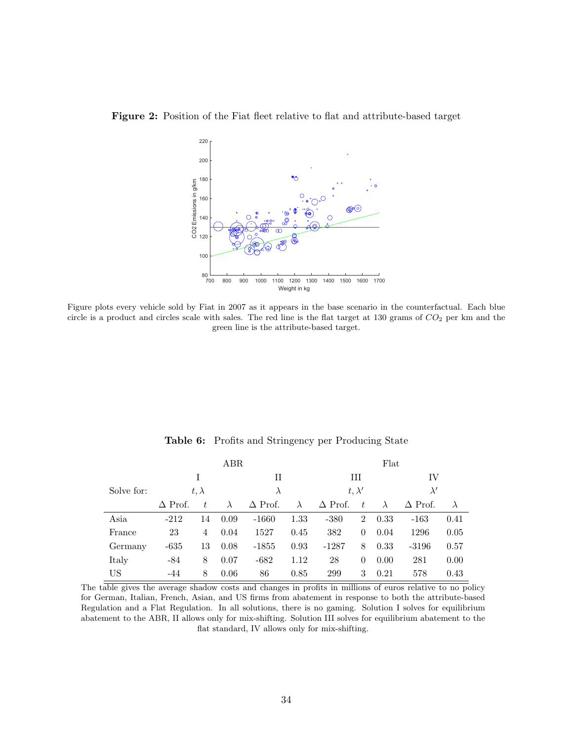**Figure 2:** Position of the Fiat fleet relative to flat and attribute-based target

Figure plots every vehicle sold by Fiat in 2007 as it appears in the base scenario in the counterfactual. Each blue circle is a product and circles scale with sales. The red line is the flat target at 130 grams of $CO_2$ per km and the green line is the attribute-based target.

**Table 6:** Profits and Stringency per Producing State

| | ABR | | | | | Flat | | | | |
|---|---|---|---|---|---|---|---|---|---|---|
| | I | | | II | | III | | | IV | |
| Solve for: | $t, \lambda$ | | | $\lambda$ | | $t, \lambda'$ | | | $\lambda'$ | |
| | $\Delta$ Prof. | $t$ | $\lambda$ | $\Delta$ Prof. | $\lambda$ | $\Delta$ Prof. | $t$ | $\lambda$ | $\Delta$ Prof. | $\lambda$ |
| Asia | -212 | 14 | 0.09 | -1660 | 1.33 | -380 | 2 | 0.33 | -163 | 0.41 |
| France | 23 | 4 | 0.04 | 1527 | 0.45 | 382 | 0 | 0.04 | 1296 | 0.05 |
| Germany | -635 | 13 | 0.08 | -1855 | 0.93 | -1287 | 8 | 0.33 | -3196 | 0.57 |
| Italy | -84 | 8 | 0.07 | -682 | 1.12 | 28 | 0 | 0.00 | 281 | 0.00 |
| US | -44 | 8 | 0.06 | 86 | 0.85 | 299 | 3 | 0.21 | 578 | 0.43 |

The table gives the average shadow costs and changes in profits in millions of euros relative to no policy for German, Italian, French, Asian, and US firms from abatement in response to both the attribute-based Regulation and a Flat Regulation. In all solutions, there is no gaming. Solution I solves for equilibrium abatement to the ABR, II allows only for mix-shifting. Solution III solves for equilibrium abatement to the flat standard, IV allows only for mix-shifting.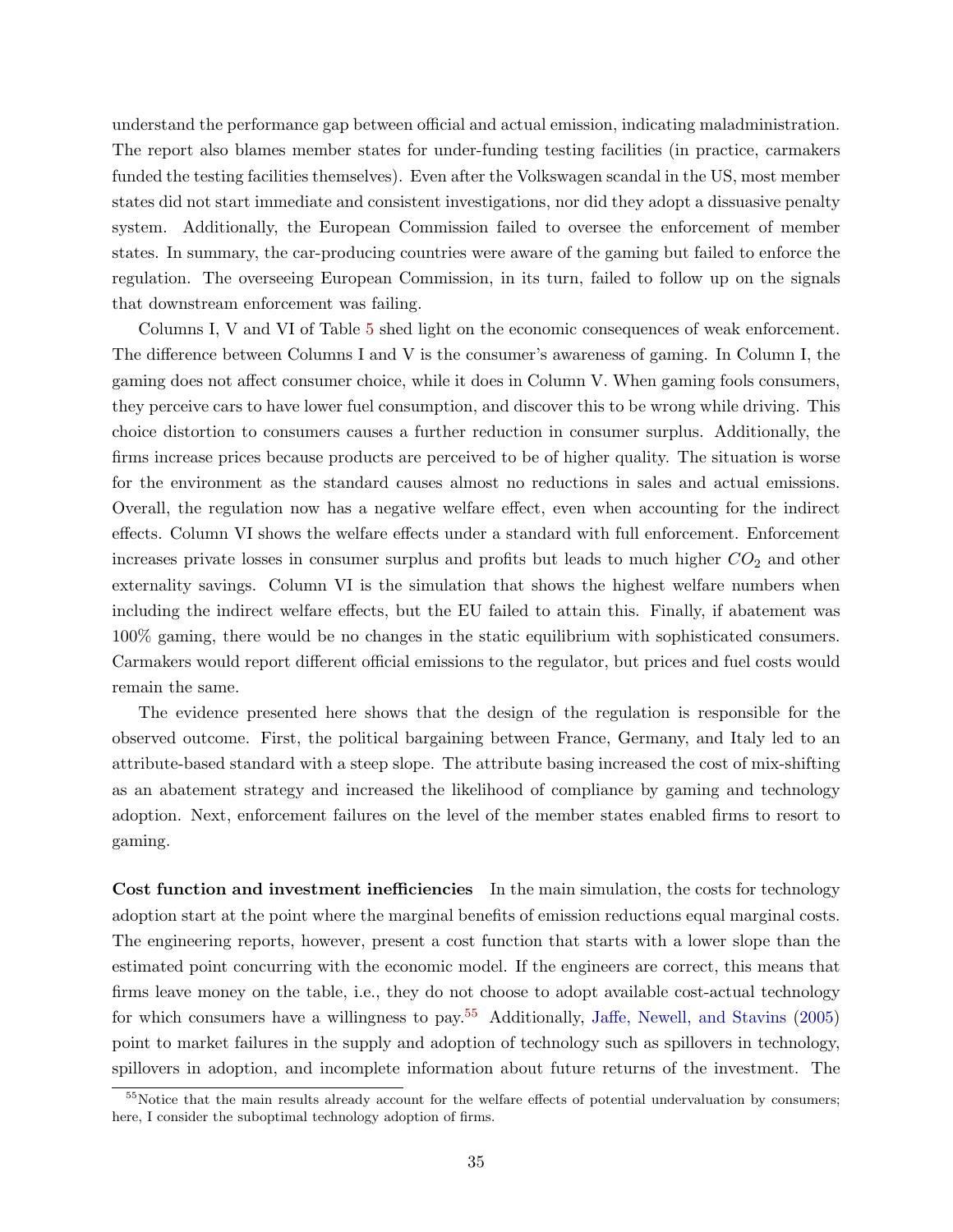understand the performance gap between official and actual emission, indicating maladministration. The report also blames member states for under-funding testing facilities (in practice, carmakers funded the testing facilities themselves). Even after the Volkswagen scandal in the US, most member states did not start immediate and consistent investigations, nor did they adopt a dissuasive penalty system. Additionally, the European Commission failed to oversee the enforcement of member states. In summary, the car-producing countries were aware of the gaming but failed to enforce the regulation. The overseeing European Commission, in its turn, failed to follow up on the signals that downstream enforcement was failing.

Columns I, V and VI of Table 5 shed light on the economic consequences of weak enforcement. The difference between Columns I and V is the consumer's awareness of gaming. In Column I, the gaming does not affect consumer choice, while it does in Column V. When gaming fools consumers, they perceive cars to have lower fuel consumption, and discover this to be wrong while driving. This choice distortion to consumers causes a further reduction in consumer surplus. Additionally, the firms increase prices because products are perceived to be of higher quality. The situation is worse for the environment as the standard causes almost no reductions in sales and actual emissions. Overall, the regulation now has a negative welfare effect, even when accounting for the indirect effects. Column VI shows the welfare effects under a standard with full enforcement. Enforcement increases private losses in consumer surplus and profits but leads to much higher $CO_2$ and other externality savings. Column VI is the simulation that shows the highest welfare numbers when including the indirect welfare effects, but the EU failed to attain this. Finally, if abatement was 100% gaming, there would be no changes in the static equilibrium with sophisticated consumers. Carmakers would report different official emissions to the regulator, but prices and fuel costs would remain the same.

The evidence presented here shows that the design of the regulation is responsible for the observed outcome. First, the political bargaining between France, Germany, and Italy led to an attribute-based standard with a steep slope. The attribute basing increased the cost of mix-shifting as an abatement strategy and increased the likelihood of compliance by gaming and technology adoption. Next, enforcement failures on the level of the member states enabled firms to resort to gaming.

**Cost function and investment inefficiencies** In the main simulation, the costs for technology adoption start at the point where the marginal benefits of emission reductions equal marginal costs. The engineering reports, however, present a cost function that starts with a lower slope than the estimated point concurring with the economic model. If the engineers are correct, this means that firms leave money on the table, i.e., they do not choose to adopt available cost-actual technology for which consumers have a willingness to pay.[55] Additionally, Jaffe, Newell, and Stavins (2005) point to market failures in the supply and adoption of technology such as spillovers in technology, spillovers in adoption, and incomplete information about future returns of the investment. The

[55] Notice that the main results already account for the welfare effects of potential undervaluation by consumers; here, I consider the suboptimal technology adoption of firms.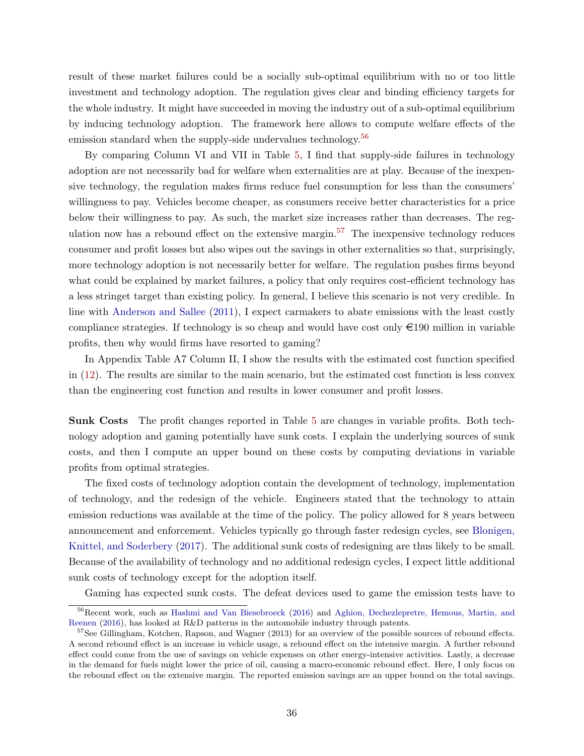result of these market failures could be a socially sub-optimal equilibrium with no or too little investment and technology adoption. The regulation gives clear and binding efficiency targets for the whole industry. It might have succeeded in moving the industry out of a sub-optimal equilibrium by inducing technology adoption. The framework here allows to compute welfare effects of the emission standard when the supply-side undervalues technology.[56]

By comparing Column VI and VII in Table 5, I find that supply-side failures in technology adoption are not necessarily bad for welfare when externalities are at play. Because of the inexpensive technology, the regulation makes firms reduce fuel consumption for less than the consumers' willingness to pay. Vehicles become cheaper, as consumers receive better characteristics for a price below their willingness to pay. As such, the market size increases rather than decreases. The regulation now has a rebound effect on the extensive margin.[57] The inexpensive technology reduces consumer and profit losses but also wipes out the savings in other externalities so that, surprisingly, more technology adoption is not necessarily better for welfare. The regulation pushes firms beyond what could be explained by market failures, a policy that only requires cost-efficient technology has a less stringet target than existing policy. In general, I believe this scenario is not very credible. In line with Anderson and Sallee (2011), I expect carmakers to abate emissions with the least costly compliance strategies. If technology is so cheap and would have cost only €190 million in variable profits, then why would firms have resorted to gaming?

In Appendix Table A7 Column II, I show the results with the estimated cost function specified in (12). The results are similar to the main scenario, but the estimated cost function is less convex than the engineering cost function and results in lower consumer and profit losses.

**Sunk Costs** The profit changes reported in Table 5 are changes in variable profits. Both technology adoption and gaming potentially have sunk costs. I explain the underlying sources of sunk costs, and then I compute an upper bound on these costs by computing deviations in variable profits from optimal strategies.

The fixed costs of technology adoption contain the development of technology, implementation of technology, and the redesign of the vehicle. Engineers stated that the technology to attain emission reductions was available at the time of the policy. The policy allowed for 8 years between announcement and enforcement. Vehicles typically go through faster redesign cycles, see Blonigen, Knittel, and Soderbery (2017). The additional sunk costs of redesigning are thus likely to be small. Because of the availability of technology and no additional redesign cycles, I expect little additional sunk costs of technology except for the adoption itself.

Gaming has expected sunk costs. The defeat devices used to game the emission tests have to

[56] Recent work, such as Hashmi and Van Biesebroeck (2016) and Aghion, Dechezlepretre, Hemous, Martin, and Reenen (2016), has looked at R&D patterns in the automobile industry through patents.

[57] See Gillingham, Kotchen, Rapson, and Wagner (2013) for an overview of the possible sources of rebound effects. A second rebound effect is an increase in vehicle usage, a rebound effect on the intensive margin. A further rebound effect could come from the use of savings on vehicle expenses on other energy-intensive activities. Lastly, a decrease in the demand for fuels might lower the price of oil, causing a macro-economic rebound effect. Here, I only focus on the rebound effect on the extensive margin. The reported emission savings are an upper bound on the total savings.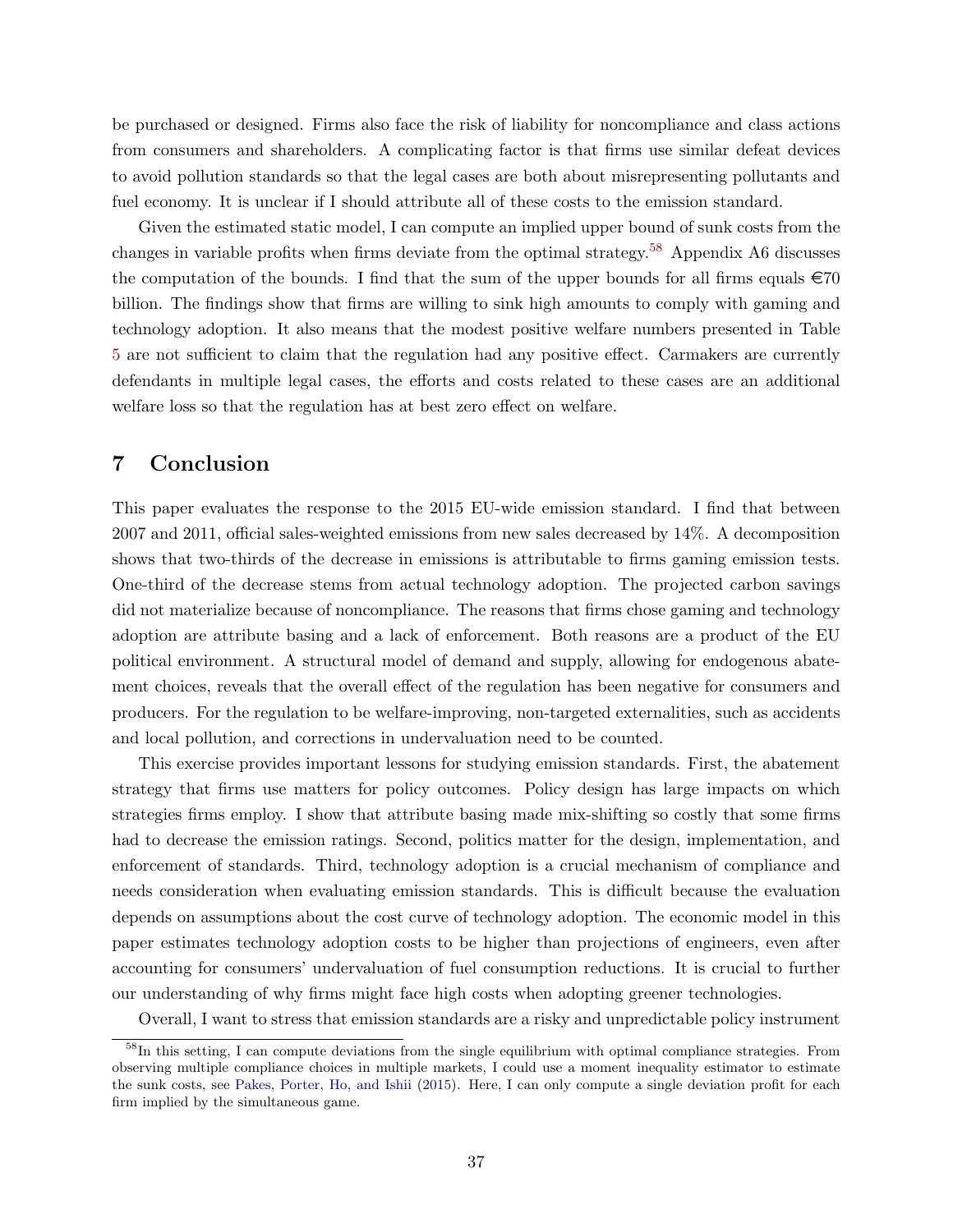be purchased or designed. Firms also face the risk of liability for noncompliance and class actions from consumers and shareholders. A complicating factor is that firms use similar defeat devices to avoid pollution standards so that the legal cases are both about misrepresenting pollutants and fuel economy. It is unclear if I should attribute all of these costs to the emission standard.

Given the estimated static model, I can compute an implied upper bound of sunk costs from the changes in variable profits when firms deviate from the optimal strategy.[58] Appendix A6 discusses the computation of the bounds. I find that the sum of the upper bounds for all firms equals €70 billion. The findings show that firms are willing to sink high amounts to comply with gaming and technology adoption. It also means that the modest positive welfare numbers presented in Table 5 are not sufficient to claim that the regulation had any positive effect. Carmakers are currently defendants in multiple legal cases, the efforts and costs related to these cases are an additional welfare loss so that the regulation has at best zero effect on welfare.

# 7 Conclusion

This paper evaluates the response to the 2015 EU-wide emission standard. I find that between 2007 and 2011, official sales-weighted emissions from new sales decreased by 14%. A decomposition shows that two-thirds of the decrease in emissions is attributable to firms gaming emission tests. One-third of the decrease stems from actual technology adoption. The projected carbon savings did not materialize because of noncompliance. The reasons that firms chose gaming and technology adoption are attribute basing and a lack of enforcement. Both reasons are a product of the EU political environment. A structural model of demand and supply, allowing for endogenous abatement choices, reveals that the overall effect of the regulation has been negative for consumers and producers. For the regulation to be welfare-improving, non-targeted externalities, such as accidents and local pollution, and corrections in undervaluation need to be counted.

This exercise provides important lessons for studying emission standards. First, the abatement strategy that firms use matters for policy outcomes. Policy design has large impacts on which strategies firms employ. I show that attribute basing made mix-shifting so costly that some firms had to decrease the emission ratings. Second, politics matter for the design, implementation, and enforcement of standards. Third, technology adoption is a crucial mechanism of compliance and needs consideration when evaluating emission standards. This is difficult because the evaluation depends on assumptions about the cost curve of technology adoption. The economic model in this paper estimates technology adoption costs to be higher than projections of engineers, even after accounting for consumers' undervaluation of fuel consumption reductions. It is crucial to further our understanding of why firms might face high costs when adopting greener technologies.

Overall, I want to stress that emission standards are a risky and unpredictable policy instrument

[58] In this setting, I can compute deviations from the single equilibrium with optimal compliance strategies. From observing multiple compliance choices in multiple markets, I could use a moment inequality estimator to estimate the sunk costs, see Pakes, Porter, Ho, and Ishii (2015). Here, I can only compute a single deviation profit for each firm implied by the simultaneous game.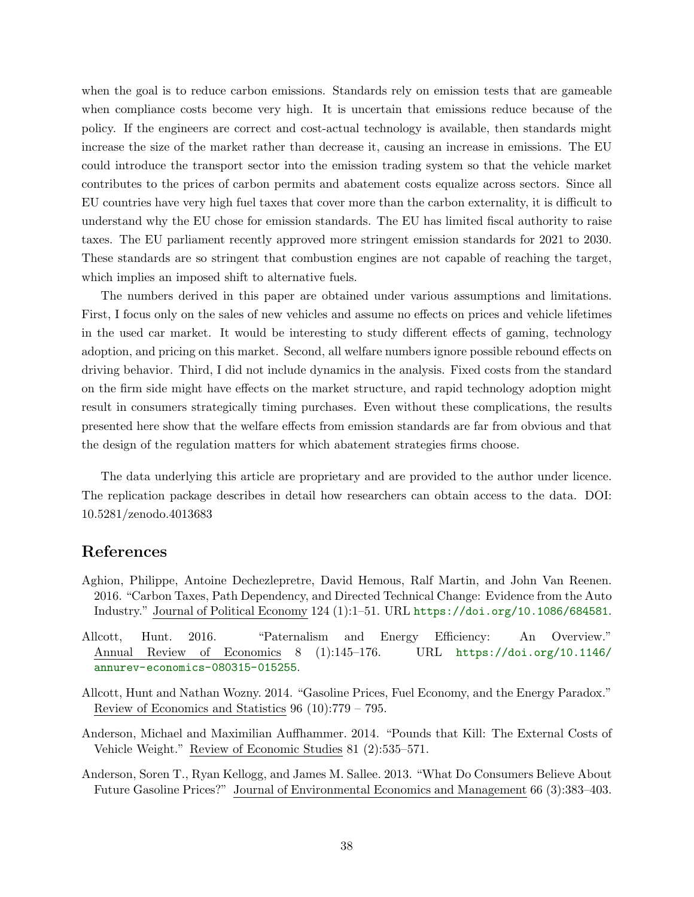when the goal is to reduce carbon emissions. Standards rely on emission tests that are gameable when compliance costs become very high. It is uncertain that emissions reduce because of the policy. If the engineers are correct and cost-actual technology is available, then standards might increase the size of the market rather than decrease it, causing an increase in emissions. The EU could introduce the transport sector into the emission trading system so that the vehicle market contributes to the prices of carbon permits and abatement costs equalize across sectors. Since all EU countries have very high fuel taxes that cover more than the carbon externality, it is difficult to understand why the EU chose for emission standards. The EU has limited fiscal authority to raise taxes. The EU parliament recently approved more stringent emission standards for 2021 to 2030. These standards are so stringent that combustion engines are not capable of reaching the target, which implies an imposed shift to alternative fuels.

The numbers derived in this paper are obtained under various assumptions and limitations. First, I focus only on the sales of new vehicles and assume no effects on prices and vehicle lifetimes in the used car market. It would be interesting to study different effects of gaming, technology adoption, and pricing on this market. Second, all welfare numbers ignore possible rebound effects on driving behavior. Third, I did not include dynamics in the analysis. Fixed costs from the standard on the firm side might have effects on the market structure, and rapid technology adoption might result in consumers strategically timing purchases. Even without these complications, the results presented here show that the welfare effects from emission standards are far from obvious and that the design of the regulation matters for which abatement strategies firms choose.

The data underlying this article are proprietary and are provided to the author under licence. The replication package describes in detail how researchers can obtain access to the data. DOI: 10.5281/zenodo.4013683

## References

Aghion, Philippe, Antoine Dechezlepretre, David Hemous, Ralf Martin, and John Van Reenen. 2016. "Carbon Taxes, Path Dependency, and Directed Technical Change: Evidence from the Auto Industry." Journal of Political Economy 124 (1):1–51. URL https://doi.org/10.1086/684581.

Allcott, Hunt. 2016. "Paternalism and Energy Efficiency: An Overview." Annual Review of Economics 8 (1):145–176. URL https://doi.org/10.1146/annurev-economics-080315-015255.

Allcott, Hunt and Nathan Wozny. 2014. "Gasoline Prices, Fuel Economy, and the Energy Paradox." Review of Economics and Statistics 96 (10):779 – 795.

Anderson, Michael and Maximilian Auffhammer. 2014. "Pounds that Kill: The External Costs of Vehicle Weight." Review of Economic Studies 81 (2):535–571.

Anderson, Soren T., Ryan Kellogg, and James M. Sallee. 2013. "What Do Consumers Believe About Future Gasoline Prices?" Journal of Environmental Economics and Management 66 (3):383–403.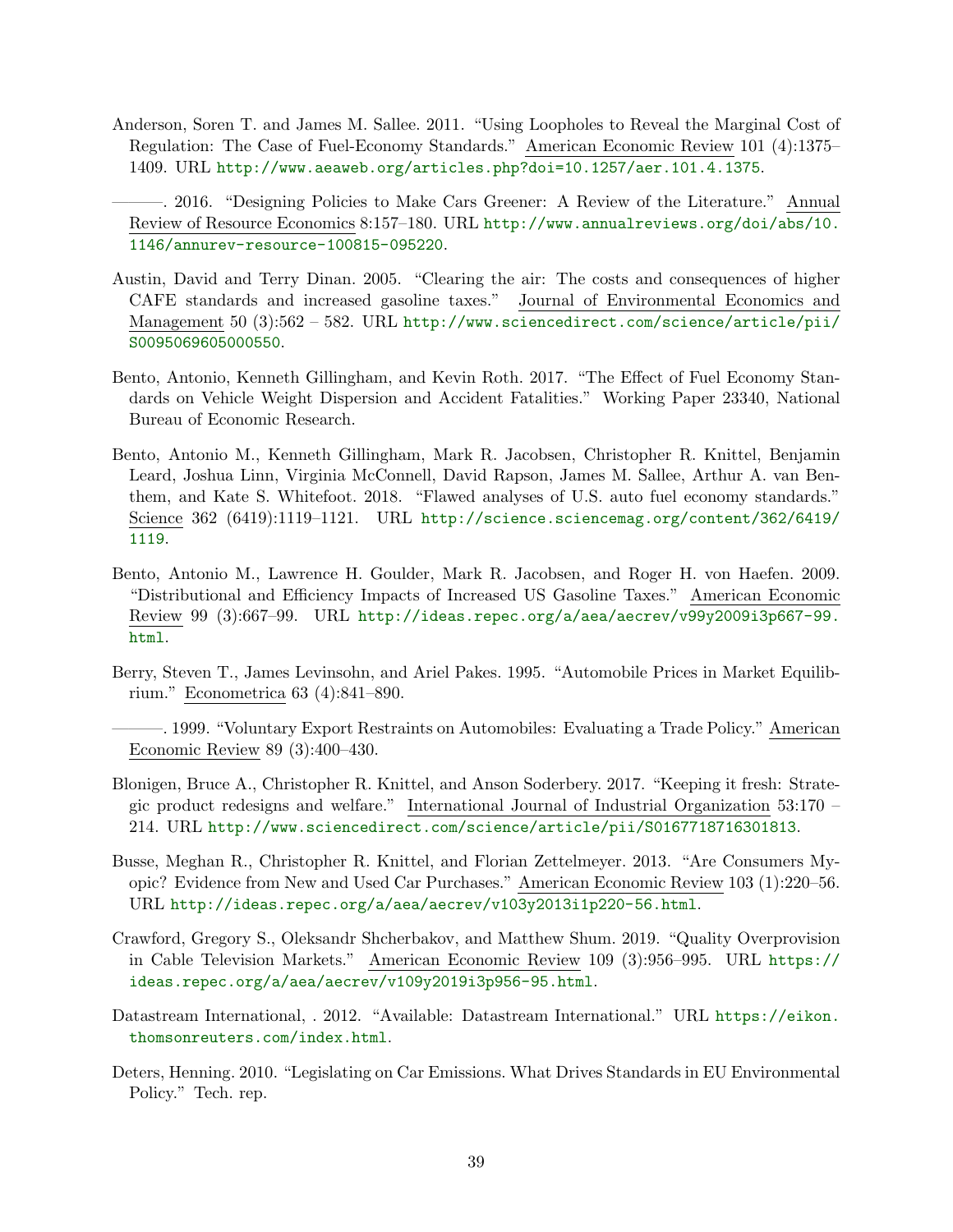Anderson, Soren T. and James M. Sallee. 2011. "Using Loopholes to Reveal the Marginal Cost of Regulation: The Case of Fuel-Economy Standards." American Economic Review 101 (4):1375–1409. URL http://www.aeaweb.org/articles.php?doi=10.1257/aer.101.4.1375.

———. 2016. "Designing Policies to Make Cars Greener: A Review of the Literature." Annual Review of Resource Economics 8:157–180. URL http://www.annualreviews.org/doi/abs/10.1146/annurev-resource-100815-095220.

Austin, David and Terry Dinan. 2005. "Clearing the air: The costs and consequences of higher CAFE standards and increased gasoline taxes." Journal of Environmental Economics and Management 50 (3):562 – 582. URL http://www.sciencedirect.com/science/article/pii/S0095069605000550.

Bento, Antonio, Kenneth Gillingham, and Kevin Roth. 2017. "The Effect of Fuel Economy Standards on Vehicle Weight Dispersion and Accident Fatalities." Working Paper 23340, National Bureau of Economic Research.

Bento, Antonio M., Kenneth Gillingham, Mark R. Jacobsen, Christopher R. Knittel, Benjamin Leard, Joshua Linn, Virginia McConnell, David Rapson, James M. Sallee, Arthur A. van Benthem, and Kate S. Whitefoot. 2018. "Flawed analyses of U.S. auto fuel economy standards." Science 362 (6419):1119–1121. URL http://science.sciencemag.org/content/362/6419/1119.

Bento, Antonio M., Lawrence H. Goulder, Mark R. Jacobsen, and Roger H. von Haefen. 2009. "Distributional and Efficiency Impacts of Increased US Gasoline Taxes." American Economic Review 99 (3):667–99. URL http://ideas.repec.org/a/aea/aecrev/v99y2009i3p667-99.html.

Berry, Steven T., James Levinsohn, and Ariel Pakes. 1995. "Automobile Prices in Market Equilibrium." Econometrica 63 (4):841–890.

———. 1999. "Voluntary Export Restraints on Automobiles: Evaluating a Trade Policy." American Economic Review 89 (3):400–430.

Blonigen, Bruce A., Christopher R. Knittel, and Anson Soderbery. 2017. "Keeping it fresh: Strategic product redesigns and welfare." International Journal of Industrial Organization 53:170 – 214. URL http://www.sciencedirect.com/science/article/pii/S0167718716301813.

Busse, Meghan R., Christopher R. Knittel, and Florian Zettelmeyer. 2013. "Are Consumers Myopic? Evidence from New and Used Car Purchases." American Economic Review 103 (1):220–56. URL http://ideas.repec.org/a/aea/aecrev/v103y2013i1p220-56.html.

Crawford, Gregory S., Oleksandr Shcherbakov, and Matthew Shum. 2019. "Quality Overprovision in Cable Television Markets." American Economic Review 109 (3):956–995. URL https://ideas.repec.org/a/aea/aecrev/v109y2019i3p956-95.html.

Datastream International, . 2012. "Available: Datastream International." URL https://eikon.thomsonreuters.com/index.html.

Deters, Henning. 2010. "Legislating on Car Emissions. What Drives Standards in EU Environmental Policy." Tech. rep.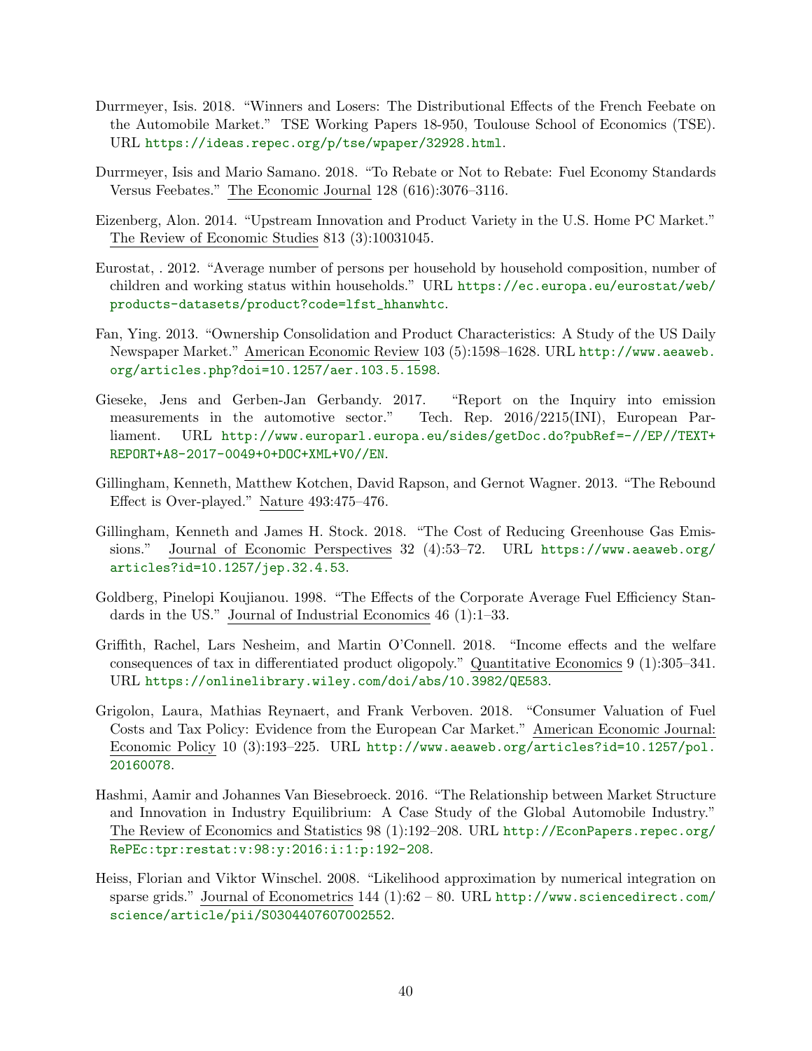Durrmeyer, Isis. 2018. "Winners and Losers: The Distributional Effects of the French Feebate on the Automobile Market." TSE Working Papers 18-950, Toulouse School of Economics (TSE). URL https://ideas.repec.org/p/tse/wpaper/32928.html.

Durrmeyer, Isis and Mario Samano. 2018. "To Rebate or Not to Rebate: Fuel Economy Standards Versus Feebates." The Economic Journal 128 (616):3076–3116.

Eizenberg, Alon. 2014. "Upstream Innovation and Product Variety in the U.S. Home PC Market." The Review of Economic Studies 813 (3):10031045.

Eurostat, . 2012. "Average number of persons per household by household composition, number of children and working status within households." URL https://ec.europa.eu/eurostat/web/products-datasets/product?code=lfst_hhanwhtc.

Fan, Ying. 2013. "Ownership Consolidation and Product Characteristics: A Study of the US Daily Newspaper Market." American Economic Review 103 (5):1598–1628. URL http://www.aeaweb.org/articles.php?doi=10.1257/aer.103.5.1598.

Gieseke, Jens and Gerben-Jan Gerbandy. 2017. "Report on the Inquiry into emission measurements in the automotive sector." Tech. Rep. 2016/2215(INI), European Parliament. URL http://www.europarl.europa.eu/sides/getDoc.do?pubRef=-//EP//TEXT+REPORT+A8-2017-0049+0+DOC+XML+V0//EN.

Gillingham, Kenneth, Matthew Kotchen, David Rapson, and Gernot Wagner. 2013. "The Rebound Effect is Over-played." Nature 493:475–476.

Gillingham, Kenneth and James H. Stock. 2018. "The Cost of Reducing Greenhouse Gas Emissions." Journal of Economic Perspectives 32 (4):53–72. URL https://www.aeaweb.org/articles?id=10.1257/jep.32.4.53.

Goldberg, Pinelopi Koujianou. 1998. "The Effects of the Corporate Average Fuel Efficiency Standards in the US." Journal of Industrial Economics 46 (1):1–33.

Griffith, Rachel, Lars Nesheim, and Martin O'Connell. 2018. "Income effects and the welfare consequences of tax in differentiated product oligopoly." Quantitative Economics 9 (1):305–341. URL https://onlinelibrary.wiley.com/doi/abs/10.3982/QE583.

Grigolon, Laura, Mathias Reynaert, and Frank Verboven. 2018. "Consumer Valuation of Fuel Costs and Tax Policy: Evidence from the European Car Market." American Economic Journal: Economic Policy 10 (3):193–225. URL http://www.aeaweb.org/articles?id=10.1257/pol.20160078.

Hashmi, Aamir and Johannes Van Biesebroeck. 2016. "The Relationship between Market Structure and Innovation in Industry Equilibrium: A Case Study of the Global Automobile Industry." The Review of Economics and Statistics 98 (1):192–208. URL http://EconPapers.repec.org/RePEc:tpr:restat:v:98:y:2016:i:1:p:192-208.

Heiss, Florian and Viktor Winschel. 2008. "Likelihood approximation by numerical integration on sparse grids." Journal of Econometrics 144 (1):62 – 80. URL http://www.sciencedirect.com/science/article/pii/S0304407607002552.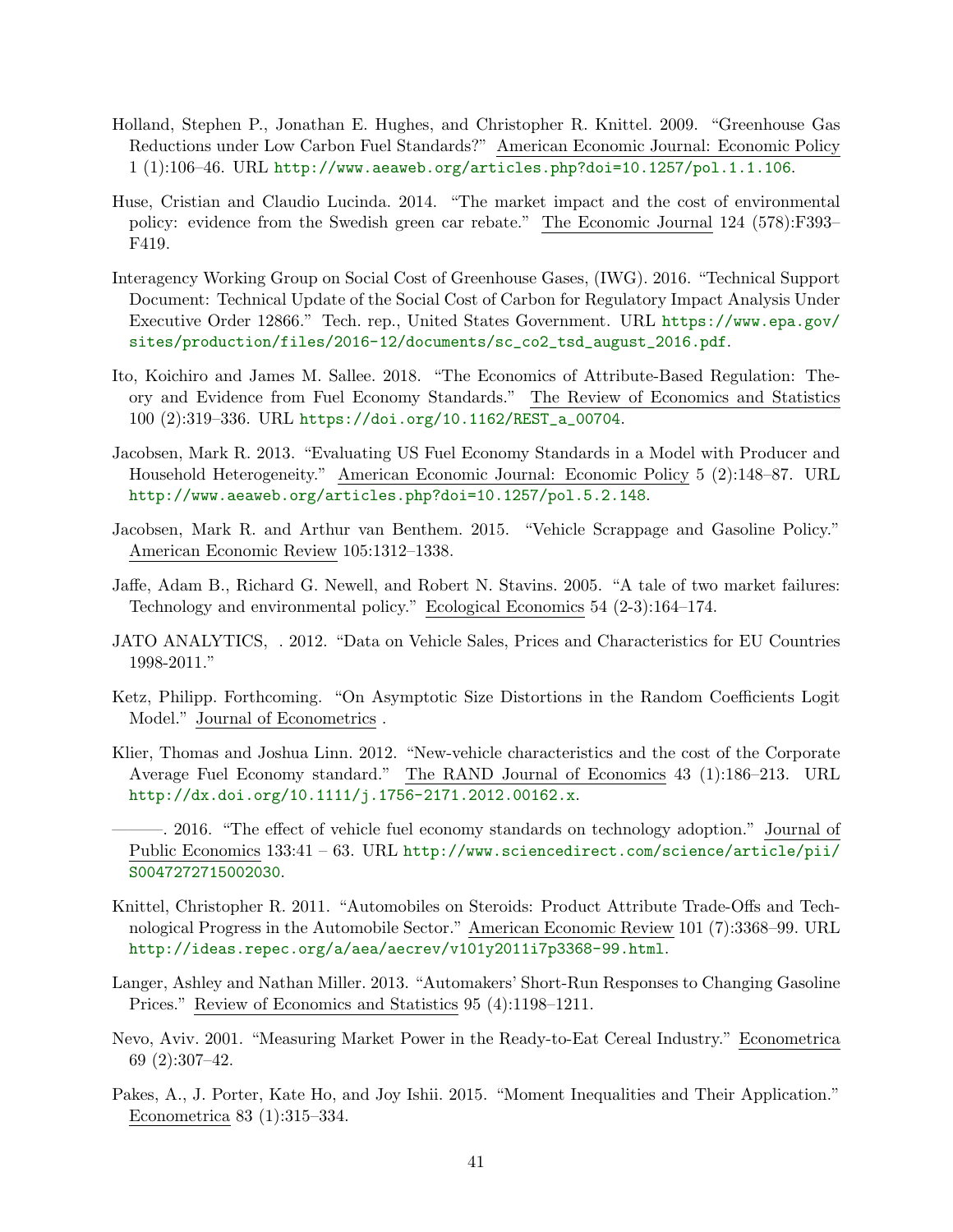Holland, Stephen P., Jonathan E. Hughes, and Christopher R. Knittel. 2009. "Greenhouse Gas Reductions under Low Carbon Fuel Standards?" American Economic Journal: Economic Policy 1 (1):106–46. URL http://www.aeaweb.org/articles.php?doi=10.1257/pol.1.1.106.

Huse, Cristian and Claudio Lucinda. 2014. "The market impact and the cost of environmental policy: evidence from the Swedish green car rebate." The Economic Journal 124 (578):F393–F419.

Interagency Working Group on Social Cost of Greenhouse Gases, (IWG). 2016. "Technical Support Document: Technical Update of the Social Cost of Carbon for Regulatory Impact Analysis Under Executive Order 12866." Tech. rep., United States Government. URL https://www.epa.gov/sites/production/files/2016-12/documents/sc_co2_tsd_august_2016.pdf.

Ito, Koichiro and James M. Sallee. 2018. "The Economics of Attribute-Based Regulation: Theory and Evidence from Fuel Economy Standards." The Review of Economics and Statistics 100 (2):319–336. URL https://doi.org/10.1162/REST_a_00704.

Jacobsen, Mark R. 2013. "Evaluating US Fuel Economy Standards in a Model with Producer and Household Heterogeneity." American Economic Journal: Economic Policy 5 (2):148–87. URL http://www.aeaweb.org/articles.php?doi=10.1257/pol.5.2.148.

Jacobsen, Mark R. and Arthur van Benthem. 2015. "Vehicle Scrappage and Gasoline Policy." American Economic Review 105:1312–1338.

Jaffe, Adam B., Richard G. Newell, and Robert N. Stavins. 2005. "A tale of two market failures: Technology and environmental policy." Ecological Economics 54 (2-3):164–174.

JATO ANALYTICS, . 2012. "Data on Vehicle Sales, Prices and Characteristics for EU Countries 1998-2011."

Ketz, Philipp. Forthcoming. "On Asymptotic Size Distortions in the Random Coefficients Logit Model." Journal of Econometrics .

Klier, Thomas and Joshua Linn. 2012. "New-vehicle characteristics and the cost of the Corporate Average Fuel Economy standard." The RAND Journal of Economics 43 (1):186–213. URL http://dx.doi.org/10.1111/j.1756-2171.2012.00162.x.

———. 2016. "The effect of vehicle fuel economy standards on technology adoption." Journal of Public Economics 133:41 – 63. URL http://www.sciencedirect.com/science/article/pii/S0047272715002030.

Knittel, Christopher R. 2011. "Automobiles on Steroids: Product Attribute Trade-Offs and Technological Progress in the Automobile Sector." American Economic Review 101 (7):3368–99. URL http://ideas.repec.org/a/aea/aecrev/v101y2011i7p3368-99.html.

Langer, Ashley and Nathan Miller. 2013. "Automakers' Short-Run Responses to Changing Gasoline Prices." Review of Economics and Statistics 95 (4):1198–1211.

Nevo, Aviv. 2001. "Measuring Market Power in the Ready-to-Eat Cereal Industry." Econometrica 69 (2):307–42.

Pakes, A., J. Porter, Kate Ho, and Joy Ishii. 2015. "Moment Inequalities and Their Application." Econometrica 83 (1):315–334.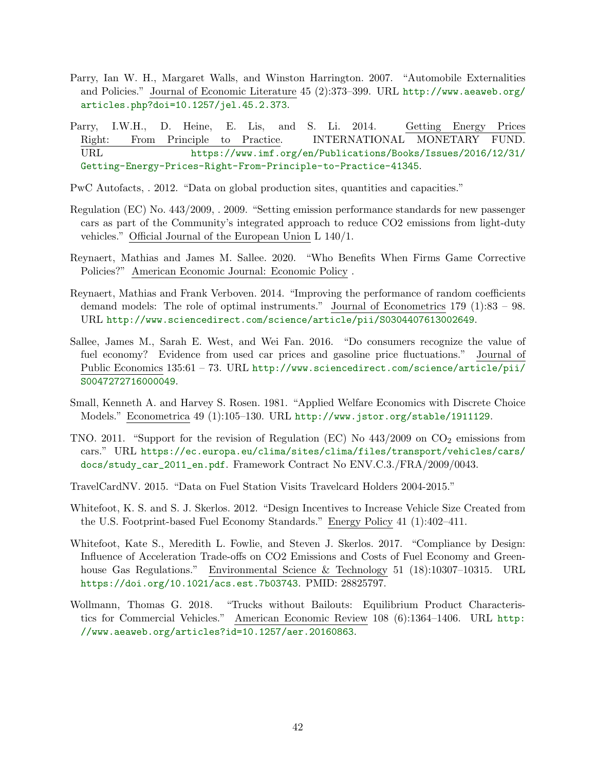Parry, Ian W. H., Margaret Walls, and Winston Harrington. 2007. "Automobile Externalities and Policies." Journal of Economic Literature 45 (2):373–399. URL http://www.aeaweb.org/articles.php?doi=10.1257/jel.45.2.373.

Parry, I.W.H., D. Heine, E. Lis, and S. Li. 2014. Getting Energy Prices Right: From Principle to Practice. INTERNATIONAL MONETARY FUND. URL https://www.imf.org/en/Publications/Books/Issues/2016/12/31/Getting-Energy-Prices-Right-From-Principle-to-Practice-41345.

PwC Autofacts, . 2012. "Data on global production sites, quantities and capacities."

Regulation (EC) No. 443/2009, . 2009. "Setting emission performance standards for new passenger cars as part of the Community's integrated approach to reduce CO2 emissions from light-duty vehicles." Official Journal of the European Union L 140/1.

Reynaert, Mathias and James M. Sallee. 2020. "Who Benefits When Firms Game Corrective Policies?" American Economic Journal: Economic Policy .

Reynaert, Mathias and Frank Verboven. 2014. "Improving the performance of random coefficients demand models: The role of optimal instruments." Journal of Econometrics 179 (1):83 – 98. URL http://www.sciencedirect.com/science/article/pii/S0304407613002649.

Sallee, James M., Sarah E. West, and Wei Fan. 2016. "Do consumers recognize the value of fuel economy? Evidence from used car prices and gasoline price fluctuations." Journal of Public Economics 135:61 – 73. URL http://www.sciencedirect.com/science/article/pii/S0047272716000049.

Small, Kenneth A. and Harvey S. Rosen. 1981. "Applied Welfare Economics with Discrete Choice Models." Econometrica 49 (1):105–130. URL http://www.jstor.org/stable/1911129.

TNO. 2011. "Support for the revision of Regulation (EC) No 443/2009 on $CO_2$ emissions from cars." URL https://ec.europa.eu/clima/sites/clima/files/transport/vehicles/cars/docs/study_car_2011_en.pdf. Framework Contract No ENV.C.3./FRA/2009/0043.

TravelCardNV. 2015. "Data on Fuel Station Visits Travelcard Holders 2004-2015."

Whitefoot, K. S. and S. J. Skerlos. 2012. "Design Incentives to Increase Vehicle Size Created from the U.S. Footprint-based Fuel Economy Standards." Energy Policy 41 (1):402–411.

Whitefoot, Kate S., Meredith L. Fowlie, and Steven J. Skerlos. 2017. "Compliance by Design: Influence of Acceleration Trade-offs on CO2 Emissions and Costs of Fuel Economy and Greenhouse Gas Regulations." Environmental Science & Technology 51 (18):10307–10315. URL https://doi.org/10.1021/acs.est.7b03743. PMID: 28825797.

Wollmann, Thomas G. 2018. "Trucks without Bailouts: Equilibrium Product Characteristics for Commercial Vehicles." American Economic Review 108 (6):1364–1406. URL http://www.aeaweb.org/articles?id=10.1257/aer.20160863.